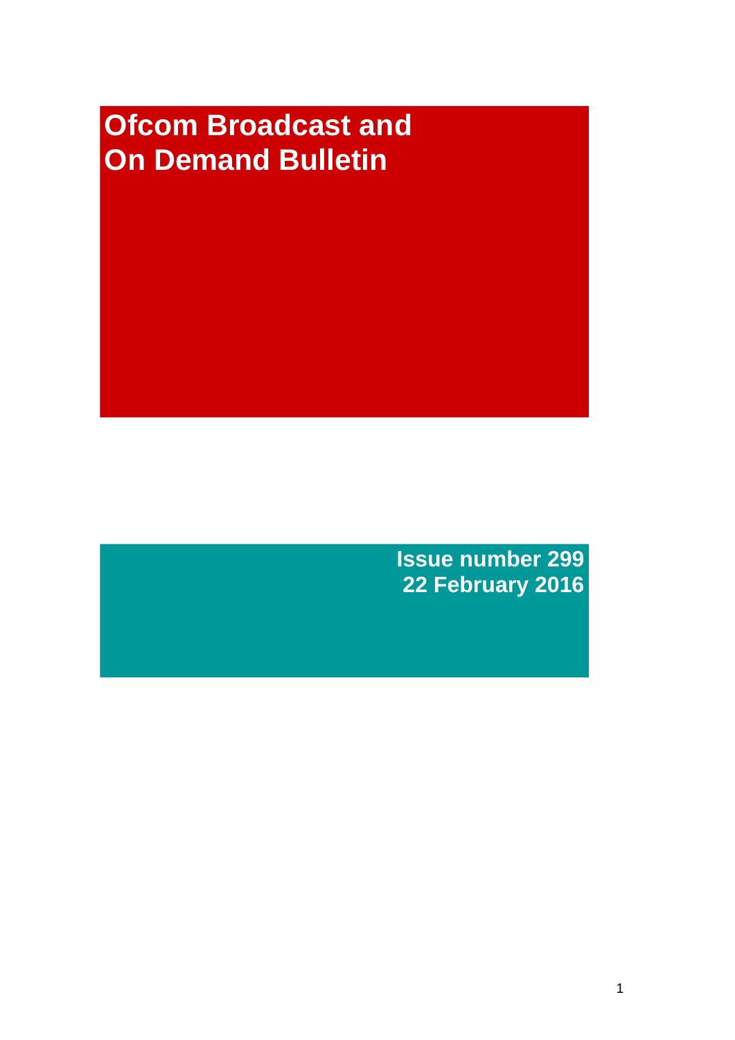# Ofcom Broadcast and On Demand Bulletin

**Issue number 299**
**22 February 2016**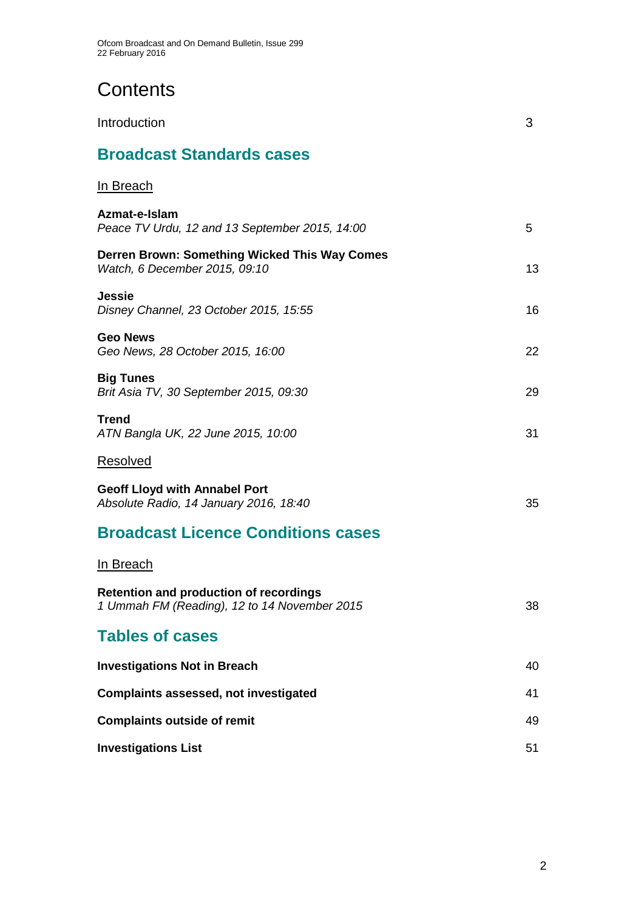# Contents

Introduction 3

## Broadcast Standards cases

In Breach

**Azmat-e-Islam**
*Peace TV Urdu, 12 and 13 September 2015, 14:00* 5

**Derren Brown: Something Wicked This Way Comes**
*Watch, 6 December 2015, 09:10* 13

**Jessie**
*Disney Channel, 23 October 2015, 15:55* 16

**Geo News**
*Geo News, 28 October 2015, 16:00* 22

**Big Tunes**
*Brit Asia TV, 30 September 2015, 09:30* 29

**Trend**
*ATN Bangla UK, 22 June 2015, 10:00* 31

Resolved

**Geoff Lloyd with Annabel Port**
*Absolute Radio, 14 January 2016, 18:40* 35

## Broadcast Licence Conditions cases

In Breach

**Retention and production of recordings**
*1 Ummah FM (Reading), 12 to 14 November 2015* 38

## Tables of cases

**Investigations Not in Breach** 40

**Complaints assessed, not investigated** 41

**Complaints outside of remit** 49

**Investigations List** 51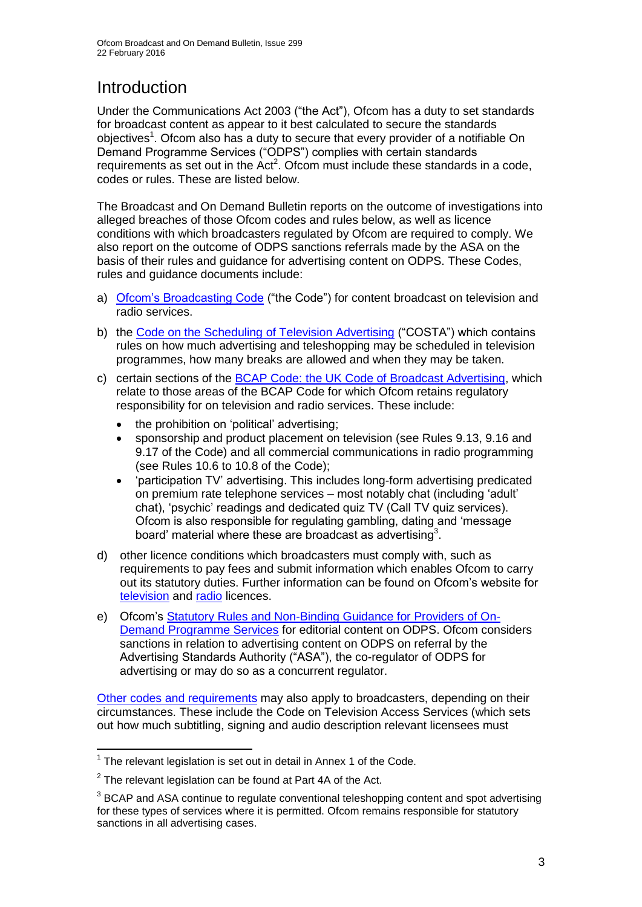# Introduction

Under the Communications Act 2003 ("the Act"), Ofcom has a duty to set standards for broadcast content as appear to it best calculated to secure the standards objectives[1]. Ofcom also has a duty to secure that every provider of a notifiable On Demand Programme Services ("ODPS") complies with certain standards requirements as set out in the Act[2]. Ofcom must include these standards in a code, codes or rules. These are listed below.

The Broadcast and On Demand Bulletin reports on the outcome of investigations into alleged breaches of those Ofcom codes and rules below, as well as licence conditions with which broadcasters regulated by Ofcom are required to comply. We also report on the outcome of ODPS sanctions referrals made by the ASA on the basis of their rules and guidance for advertising content on ODPS. These Codes, rules and guidance documents include:

a) Ofcom's Broadcasting Code ("the Code") for content broadcast on television and radio services.

b) the Code on the Scheduling of Television Advertising ("COSTA") which contains rules on how much advertising and teleshopping may be scheduled in television programmes, how many breaks are allowed and when they may be taken.

c) certain sections of the BCAP Code: the UK Code of Broadcast Advertising, which relate to those areas of the BCAP Code for which Ofcom retains regulatory responsibility for on television and radio services. These include:
   - the prohibition on 'political' advertising;
   - sponsorship and product placement on television (see Rules 9.13, 9.16 and 9.17 of the Code) and all commercial communications in radio programming (see Rules 10.6 to 10.8 of the Code);
   - 'participation TV' advertising. This includes long-form advertising predicated on premium rate telephone services – most notably chat (including 'adult' chat), 'psychic' readings and dedicated quiz TV (Call TV quiz services). Ofcom is also responsible for regulating gambling, dating and 'message board' material where these are broadcast as advertising[3].

d) other licence conditions which broadcasters must comply with, such as requirements to pay fees and submit information which enables Ofcom to carry out its statutory duties. Further information can be found on Ofcom's website for television and radio licences.

e) Ofcom's Statutory Rules and Non-Binding Guidance for Providers of On-Demand Programme Services for editorial content on ODPS. Ofcom considers sanctions in relation to advertising content on ODPS on referral by the Advertising Standards Authority ("ASA"), the co-regulator of ODPS for advertising or may do so as a concurrent regulator.

Other codes and requirements may also apply to broadcasters, depending on their circumstances. These include the Code on Television Access Services (which sets out how much subtitling, signing and audio description relevant licensees must

---

[1] The relevant legislation is set out in detail in Annex 1 of the Code.

[2] The relevant legislation can be found at Part 4A of the Act.

[3] BCAP and ASA continue to regulate conventional teleshopping content and spot advertising for these types of services where it is permitted. Ofcom remains responsible for statutory sanctions in all advertising cases.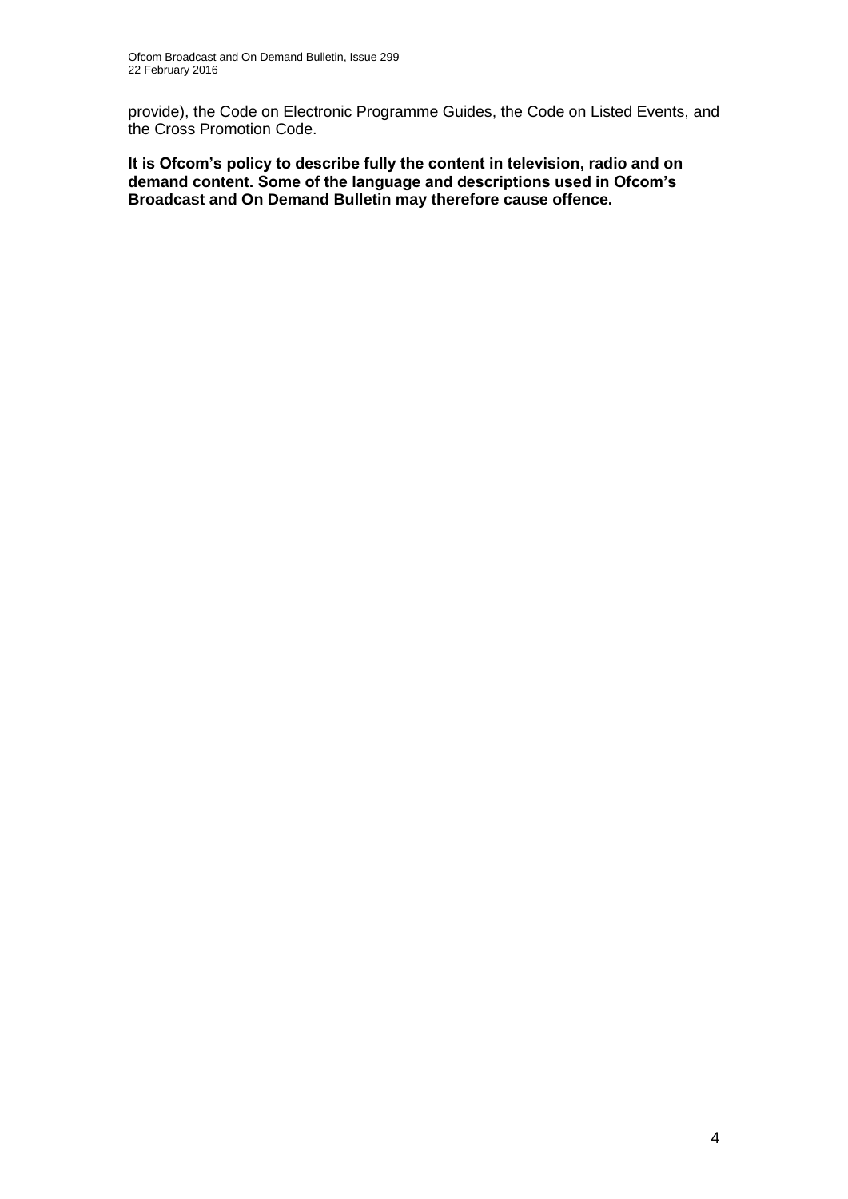provide), the Code on Electronic Programme Guides, the Code on Listed Events, and the Cross Promotion Code.

**It is Ofcom's policy to describe fully the content in television, radio and on demand content. Some of the language and descriptions used in Ofcom's Broadcast and On Demand Bulletin may therefore cause offence.**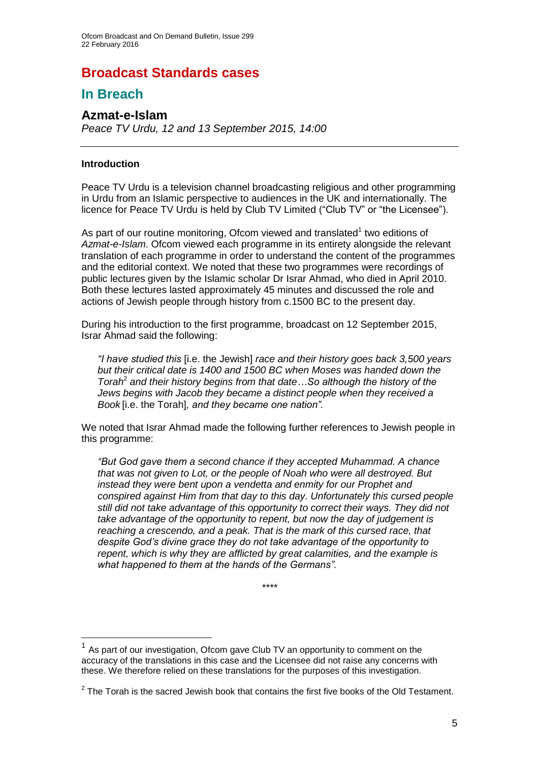# Broadcast Standards cases

## In Breach

### Azmat-e-Islam

*Peace TV Urdu, 12 and 13 September 2015, 14:00*

---

**Introduction**

Peace TV Urdu is a television channel broadcasting religious and other programming in Urdu from an Islamic perspective to audiences in the UK and internationally. The licence for Peace TV Urdu is held by Club TV Limited ("Club TV" or "the Licensee").

As part of our routine monitoring, Ofcom viewed and translated[1] two editions of *Azmat-e-Islam*. Ofcom viewed each programme in its entirety alongside the relevant translation of each programme in order to understand the content of the programmes and the editorial context. We noted that these two programmes were recordings of public lectures given by the Islamic scholar Dr Israr Ahmad, who died in April 2010. Both these lectures lasted approximately 45 minutes and discussed the role and actions of Jewish people through history from c.1500 BC to the present day.

During his introduction to the first programme, broadcast on 12 September 2015, Israr Ahmad said the following:

> *"I have studied this* [i.e. the Jewish] *race and their history goes back 3,500 years but their critical date is 1400 and 1500 BC when Moses was handed down the Torah*[2] *and their history begins from that date…So although the history of the Jews begins with Jacob they became a distinct people when they received a Book* [i.e. the Torah]*, and they became one nation".*

We noted that Israr Ahmad made the following further references to Jewish people in this programme:

> *"But God gave them a second chance if they accepted Muhammad. A chance that was not given to Lot, or the people of Noah who were all destroyed. But instead they were bent upon a vendetta and enmity for our Prophet and conspired against Him from that day to this day. Unfortunately this cursed people still did not take advantage of this opportunity to correct their ways. They did not take advantage of the opportunity to repent, but now the day of judgement is reaching a crescendo, and a peak. That is the mark of this cursed race, that despite God's divine grace they do not take advantage of the opportunity to repent, which is why they are afflicted by great calamities, and the example is what happened to them at the hands of the Germans".*

\*\*\*\*

---

[1] As part of our investigation, Ofcom gave Club TV an opportunity to comment on the accuracy of the translations in this case and the Licensee did not raise any concerns with these. We therefore relied on these translations for the purposes of this investigation.

[2] The Torah is the sacred Jewish book that contains the first five books of the Old Testament.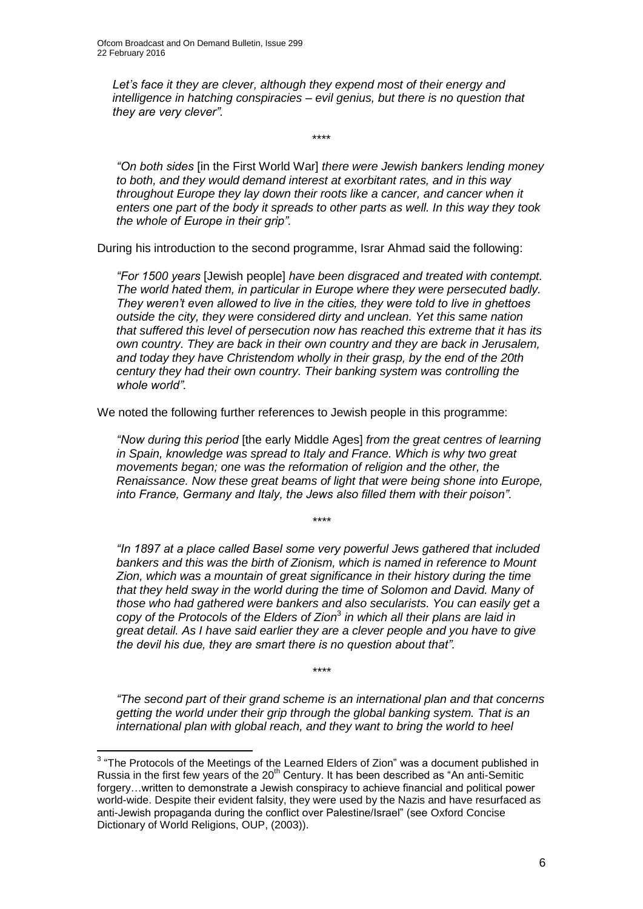*Let's face it they are clever, although they expend most of their energy and intelligence in hatching conspiracies – evil genius, but there is no question that they are very clever".*

\*\*\*\*

*"On both sides* [in the First World War] *there were Jewish bankers lending money to both, and they would demand interest at exorbitant rates, and in this way throughout Europe they lay down their roots like a cancer, and cancer when it enters one part of the body it spreads to other parts as well. In this way they took the whole of Europe in their grip".*

During his introduction to the second programme, Israr Ahmad said the following:

*"For 1500 years* [Jewish people] *have been disgraced and treated with contempt. The world hated them, in particular in Europe where they were persecuted badly. They weren't even allowed to live in the cities, they were told to live in ghettoes outside the city, they were considered dirty and unclean. Yet this same nation that suffered this level of persecution now has reached this extreme that it has its own country. They are back in their own country and they are back in Jerusalem, and today they have Christendom wholly in their grasp, by the end of the 20th century they had their own country. Their banking system was controlling the whole world".*

We noted the following further references to Jewish people in this programme:

*"Now during this period* [the early Middle Ages] *from the great centres of learning in Spain, knowledge was spread to Italy and France. Which is why two great movements began; one was the reformation of religion and the other, the Renaissance. Now these great beams of light that were being shone into Europe, into France, Germany and Italy, the Jews also filled them with their poison".*

\*\*\*\*

*"In 1897 at a place called Basel some very powerful Jews gathered that included bankers and this was the birth of Zionism, which is named in reference to Mount Zion, which was a mountain of great significance in their history during the time that they held sway in the world during the time of Solomon and David. Many of those who had gathered were bankers and also secularists. You can easily get a copy of the Protocols of the Elders of Zion*[3] *in which all their plans are laid in great detail. As I have said earlier they are a clever people and you have to give the devil his due, they are smart there is no question about that".*

\*\*\*\*

*"The second part of their grand scheme is an international plan and that concerns getting the world under their grip through the global banking system. That is an international plan with global reach, and they want to bring the world to heel*

---

[3] "The Protocols of the Meetings of the Learned Elders of Zion" was a document published in Russia in the first few years of the 20th Century. It has been described as "An anti-Semitic forgery…written to demonstrate a Jewish conspiracy to achieve financial and political power world-wide. Despite their evident falsity, they were used by the Nazis and have resurfaced as anti-Jewish propaganda during the conflict over Palestine/Israel" (see Oxford Concise Dictionary of World Religions, OUP, (2003)).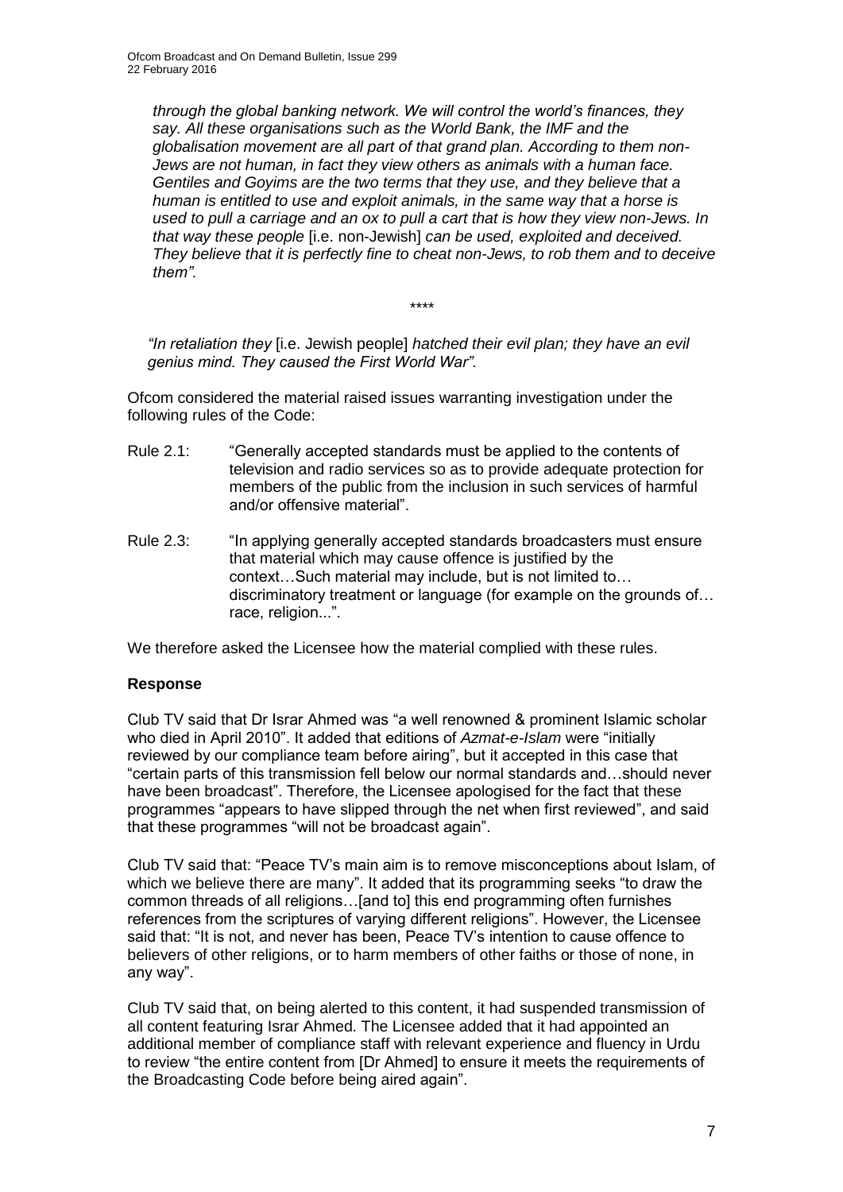*through the global banking network. We will control the world's finances, they say. All these organisations such as the World Bank, the IMF and the globalisation movement are all part of that grand plan. According to them non-Jews are not human, in fact they view others as animals with a human face. Gentiles and Goyims are the two terms that they use, and they believe that a human is entitled to use and exploit animals, in the same way that a horse is used to pull a carriage and an ox to pull a cart that is how they view non-Jews. In that way these people* [i.e. non-Jewish] *can be used, exploited and deceived. They believe that it is perfectly fine to cheat non-Jews, to rob them and to deceive them"*.

\*\*\*\*

*"In retaliation they* [i.e. Jewish people] *hatched their evil plan; they have an evil genius mind. They caused the First World War"*.

Ofcom considered the material raised issues warranting investigation under the following rules of the Code:

Rule 2.1: "Generally accepted standards must be applied to the contents of television and radio services so as to provide adequate protection for members of the public from the inclusion in such services of harmful and/or offensive material".

Rule 2.3: "In applying generally accepted standards broadcasters must ensure that material which may cause offence is justified by the context…Such material may include, but is not limited to… discriminatory treatment or language (for example on the grounds of… race, religion...".

We therefore asked the Licensee how the material complied with these rules.

**Response**

Club TV said that Dr Israr Ahmed was "a well renowned & prominent Islamic scholar who died in April 2010". It added that editions of *Azmat-e-Islam* were "initially reviewed by our compliance team before airing", but it accepted in this case that "certain parts of this transmission fell below our normal standards and…should never have been broadcast". Therefore, the Licensee apologised for the fact that these programmes "appears to have slipped through the net when first reviewed", and said that these programmes "will not be broadcast again".

Club TV said that: "Peace TV's main aim is to remove misconceptions about Islam, of which we believe there are many". It added that its programming seeks "to draw the common threads of all religions…[and to] this end programming often furnishes references from the scriptures of varying different religions". However, the Licensee said that: "It is not, and never has been, Peace TV's intention to cause offence to believers of other religions, or to harm members of other faiths or those of none, in any way".

Club TV said that, on being alerted to this content, it had suspended transmission of all content featuring Israr Ahmed. The Licensee added that it had appointed an additional member of compliance staff with relevant experience and fluency in Urdu to review "the entire content from [Dr Ahmed] to ensure it meets the requirements of the Broadcasting Code before being aired again".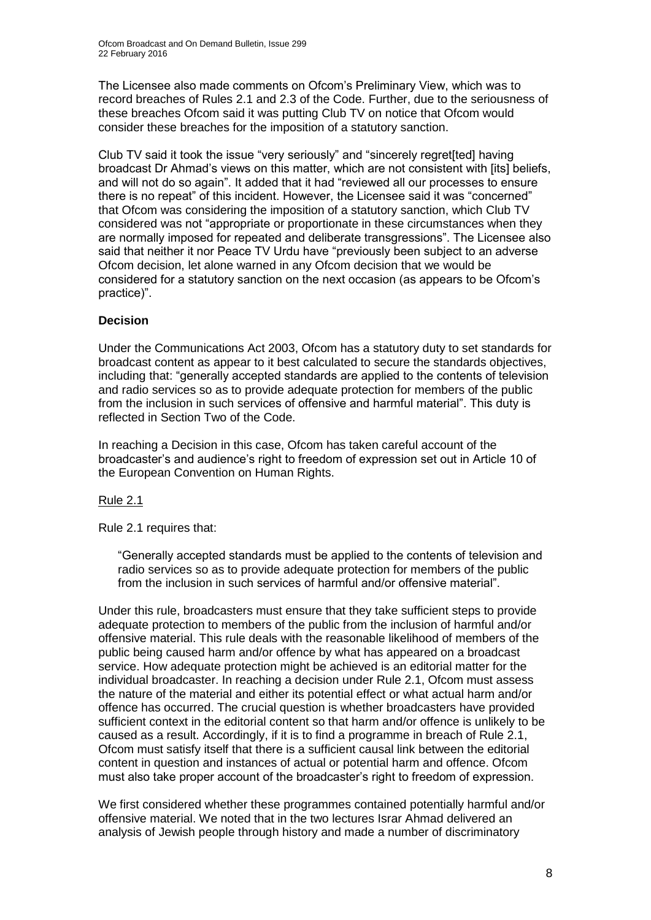The Licensee also made comments on Ofcom's Preliminary View, which was to record breaches of Rules 2.1 and 2.3 of the Code. Further, due to the seriousness of these breaches Ofcom said it was putting Club TV on notice that Ofcom would consider these breaches for the imposition of a statutory sanction.

Club TV said it took the issue "very seriously" and "sincerely regret[ted] having broadcast Dr Ahmad's views on this matter, which are not consistent with [its] beliefs, and will not do so again". It added that it had "reviewed all our processes to ensure there is no repeat" of this incident. However, the Licensee said it was "concerned" that Ofcom was considering the imposition of a statutory sanction, which Club TV considered was not "appropriate or proportionate in these circumstances when they are normally imposed for repeated and deliberate transgressions". The Licensee also said that neither it nor Peace TV Urdu have "previously been subject to an adverse Ofcom decision, let alone warned in any Ofcom decision that we would be considered for a statutory sanction on the next occasion (as appears to be Ofcom's practice)".

**Decision**

Under the Communications Act 2003, Ofcom has a statutory duty to set standards for broadcast content as appear to it best calculated to secure the standards objectives, including that: "generally accepted standards are applied to the contents of television and radio services so as to provide adequate protection for members of the public from the inclusion in such services of offensive and harmful material". This duty is reflected in Section Two of the Code.

In reaching a Decision in this case, Ofcom has taken careful account of the broadcaster's and audience's right to freedom of expression set out in Article 10 of the European Convention on Human Rights.

<u>Rule 2.1</u>

Rule 2.1 requires that:

> "Generally accepted standards must be applied to the contents of television and radio services so as to provide adequate protection for members of the public from the inclusion in such services of harmful and/or offensive material".

Under this rule, broadcasters must ensure that they take sufficient steps to provide adequate protection to members of the public from the inclusion of harmful and/or offensive material. This rule deals with the reasonable likelihood of members of the public being caused harm and/or offence by what has appeared on a broadcast service. How adequate protection might be achieved is an editorial matter for the individual broadcaster. In reaching a decision under Rule 2.1, Ofcom must assess the nature of the material and either its potential effect or what actual harm and/or offence has occurred. The crucial question is whether broadcasters have provided sufficient context in the editorial content so that harm and/or offence is unlikely to be caused as a result. Accordingly, if it is to find a programme in breach of Rule 2.1, Ofcom must satisfy itself that there is a sufficient causal link between the editorial content in question and instances of actual or potential harm and offence. Ofcom must also take proper account of the broadcaster's right to freedom of expression.

We first considered whether these programmes contained potentially harmful and/or offensive material. We noted that in the two lectures Israr Ahmad delivered an analysis of Jewish people through history and made a number of discriminatory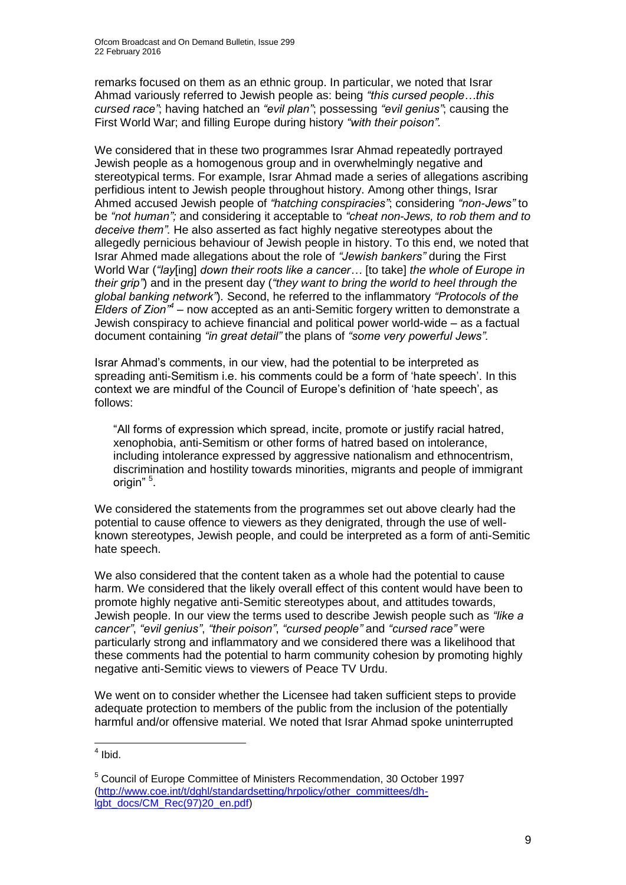remarks focused on them as an ethnic group. In particular, we noted that Israr Ahmad variously referred to Jewish people as: being *"this cursed people…this cursed race"*; having hatched an *"evil plan"*; possessing *"evil genius"*; causing the First World War; and filling Europe during history *"with their poison"*.

We considered that in these two programmes Israr Ahmad repeatedly portrayed Jewish people as a homogenous group and in overwhelmingly negative and stereotypical terms. For example, Israr Ahmad made a series of allegations ascribing perfidious intent to Jewish people throughout history. Among other things, Israr Ahmed accused Jewish people of *"hatching conspiracies"*; considering *"non-Jews"* to be *"not human";* and considering it acceptable to *"cheat non-Jews, to rob them and to deceive them".* He also asserted as fact highly negative stereotypes about the allegedly pernicious behaviour of Jewish people in history. To this end, we noted that Israr Ahmed made allegations about the role of *"Jewish bankers"* during the First World War (*"lay*[ing] *down their roots like a cancer…* [to take] *the whole of Europe in their grip"*) and in the present day (*"they want to bring the world to heel through the global banking network"*). Second, he referred to the inflammatory *"Protocols of the Elders of Zion"*[4] – now accepted as an anti-Semitic forgery written to demonstrate a Jewish conspiracy to achieve financial and political power world-wide – as a factual document containing *"in great detail"* the plans of *"some very powerful Jews".*

Israr Ahmad's comments, in our view, had the potential to be interpreted as spreading anti-Semitism i.e. his comments could be a form of 'hate speech'. In this context we are mindful of the Council of Europe's definition of 'hate speech', as follows:

> "All forms of expression which spread, incite, promote or justify racial hatred, xenophobia, anti-Semitism or other forms of hatred based on intolerance, including intolerance expressed by aggressive nationalism and ethnocentrism, discrimination and hostility towards minorities, migrants and people of immigrant origin" [5].

We considered the statements from the programmes set out above clearly had the potential to cause offence to viewers as they denigrated, through the use of well-known stereotypes, Jewish people, and could be interpreted as a form of anti-Semitic hate speech.

We also considered that the content taken as a whole had the potential to cause harm. We considered that the likely overall effect of this content would have been to promote highly negative anti-Semitic stereotypes about, and attitudes towards, Jewish people. In our view the terms used to describe Jewish people such as *"like a cancer"*, *"evil genius"*, *"their poison"*, *"cursed people"* and *"cursed race"* were particularly strong and inflammatory and we considered there was a likelihood that these comments had the potential to harm community cohesion by promoting highly negative anti-Semitic views to viewers of Peace TV Urdu.

We went on to consider whether the Licensee had taken sufficient steps to provide adequate protection to members of the public from the inclusion of the potentially harmful and/or offensive material. We noted that Israr Ahmad spoke uninterrupted

---

[4] Ibid.

[5] Council of Europe Committee of Ministers Recommendation, 30 October 1997 (http://www.coe.int/t/dghl/standardsetting/hrpolicy/other_committees/dh-lgbt_docs/CM_Rec(97)20_en.pdf)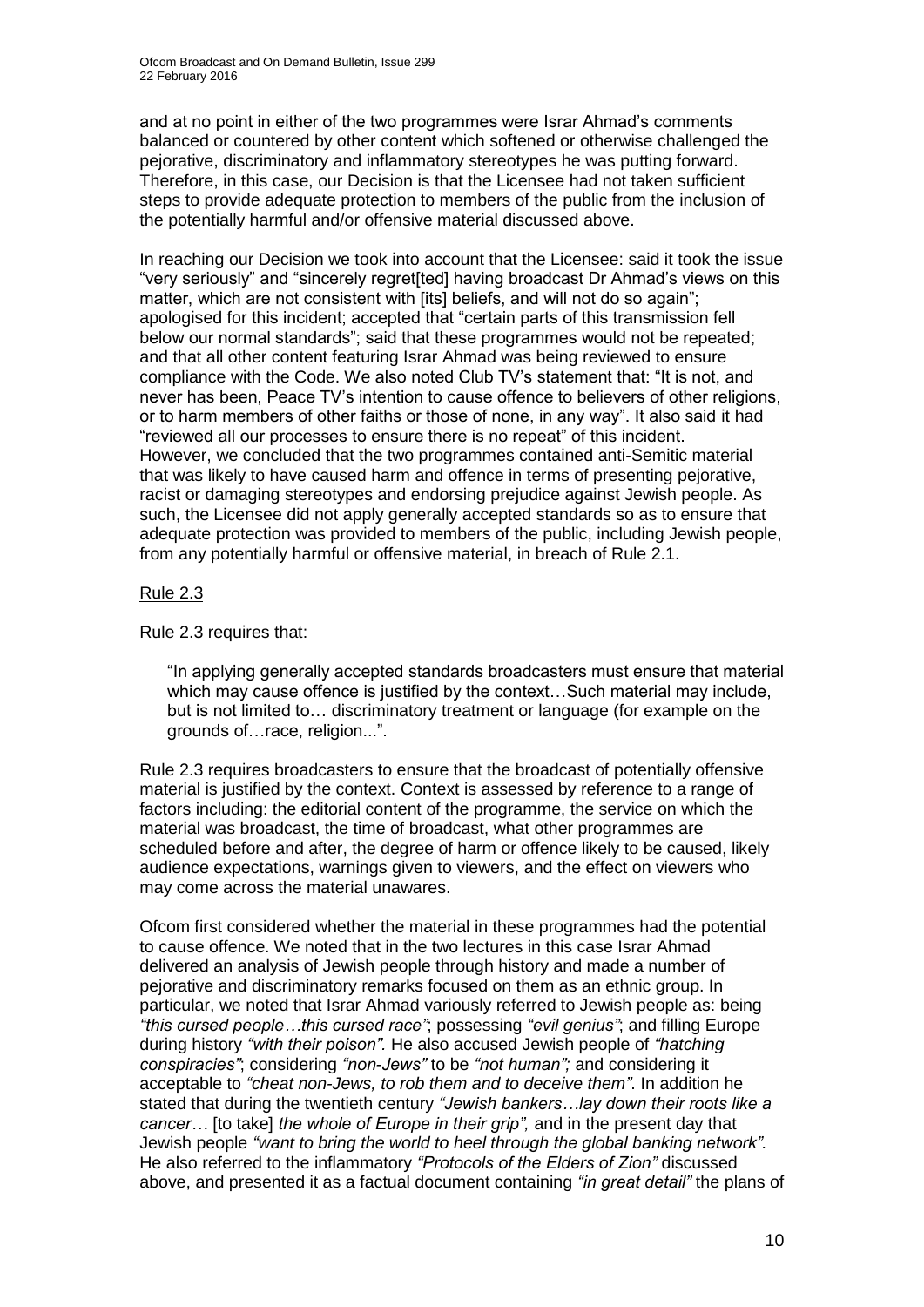and at no point in either of the two programmes were Israr Ahmad's comments balanced or countered by other content which softened or otherwise challenged the pejorative, discriminatory and inflammatory stereotypes he was putting forward. Therefore, in this case, our Decision is that the Licensee had not taken sufficient steps to provide adequate protection to members of the public from the inclusion of the potentially harmful and/or offensive material discussed above.

In reaching our Decision we took into account that the Licensee: said it took the issue "very seriously" and "sincerely regret[ted] having broadcast Dr Ahmad's views on this matter, which are not consistent with [its] beliefs, and will not do so again"; apologised for this incident; accepted that "certain parts of this transmission fell below our normal standards"; said that these programmes would not be repeated; and that all other content featuring Israr Ahmad was being reviewed to ensure compliance with the Code. We also noted Club TV's statement that: "It is not, and never has been, Peace TV's intention to cause offence to believers of other religions, or to harm members of other faiths or those of none, in any way". It also said it had "reviewed all our processes to ensure there is no repeat" of this incident. However, we concluded that the two programmes contained anti-Semitic material that was likely to have caused harm and offence in terms of presenting pejorative, racist or damaging stereotypes and endorsing prejudice against Jewish people. As such, the Licensee did not apply generally accepted standards so as to ensure that adequate protection was provided to members of the public, including Jewish people, from any potentially harmful or offensive material, in breach of Rule 2.1.

Rule 2.3

Rule 2.3 requires that:

> "In applying generally accepted standards broadcasters must ensure that material which may cause offence is justified by the context…Such material may include, but is not limited to… discriminatory treatment or language (for example on the grounds of…race, religion...".

Rule 2.3 requires broadcasters to ensure that the broadcast of potentially offensive material is justified by the context. Context is assessed by reference to a range of factors including: the editorial content of the programme, the service on which the material was broadcast, the time of broadcast, what other programmes are scheduled before and after, the degree of harm or offence likely to be caused, likely audience expectations, warnings given to viewers, and the effect on viewers who may come across the material unawares.

Ofcom first considered whether the material in these programmes had the potential to cause offence. We noted that in the two lectures in this case Israr Ahmad delivered an analysis of Jewish people through history and made a number of pejorative and discriminatory remarks focused on them as an ethnic group. In particular, we noted that Israr Ahmad variously referred to Jewish people as: being *"this cursed people…this cursed race"*; possessing *"evil genius"*; and filling Europe during history *"with their poison"*. He also accused Jewish people of *"hatching conspiracies"*; considering *"non-Jews"* to be *"not human";* and considering it acceptable to *"cheat non-Jews, to rob them and to deceive them"*. In addition he stated that during the twentieth century *"Jewish bankers…lay down their roots like a cancer…* [to take] *the whole of Europe in their grip",* and in the present day that Jewish people *"want to bring the world to heel through the global banking network"*. He also referred to the inflammatory *"Protocols of the Elders of Zion"* discussed above, and presented it as a factual document containing *"in great detail"* the plans of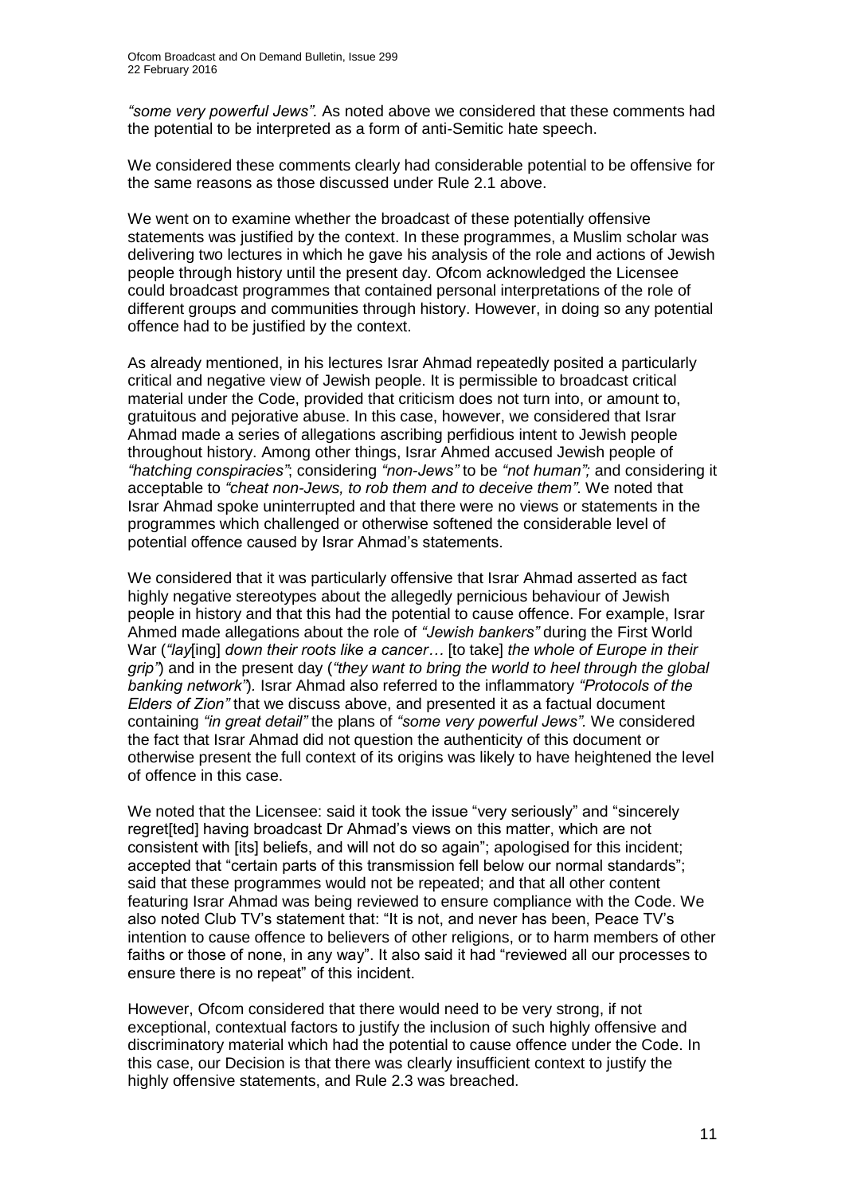*"some very powerful Jews".* As noted above we considered that these comments had the potential to be interpreted as a form of anti-Semitic hate speech.

We considered these comments clearly had considerable potential to be offensive for the same reasons as those discussed under Rule 2.1 above.

We went on to examine whether the broadcast of these potentially offensive statements was justified by the context. In these programmes, a Muslim scholar was delivering two lectures in which he gave his analysis of the role and actions of Jewish people through history until the present day. Ofcom acknowledged the Licensee could broadcast programmes that contained personal interpretations of the role of different groups and communities through history. However, in doing so any potential offence had to be justified by the context.

As already mentioned, in his lectures Israr Ahmad repeatedly posited a particularly critical and negative view of Jewish people. It is permissible to broadcast critical material under the Code, provided that criticism does not turn into, or amount to, gratuitous and pejorative abuse. In this case, however, we considered that Israr Ahmad made a series of allegations ascribing perfidious intent to Jewish people throughout history. Among other things, Israr Ahmed accused Jewish people of *"hatching conspiracies"*; considering *"non-Jews"* to be *"not human";* and considering it acceptable to *"cheat non-Jews, to rob them and to deceive them"*. We noted that Israr Ahmad spoke uninterrupted and that there were no views or statements in the programmes which challenged or otherwise softened the considerable level of potential offence caused by Israr Ahmad's statements.

We considered that it was particularly offensive that Israr Ahmad asserted as fact highly negative stereotypes about the allegedly pernicious behaviour of Jewish people in history and that this had the potential to cause offence. For example, Israr Ahmed made allegations about the role of *"Jewish bankers"* during the First World War (*"lay*[ing] *down their roots like a cancer…* [to take] *the whole of Europe in their grip"*) and in the present day (*"they want to bring the world to heel through the global banking network"*). Israr Ahmad also referred to the inflammatory *"Protocols of the Elders of Zion"* that we discuss above, and presented it as a factual document containing *"in great detail"* the plans of *"some very powerful Jews".* We considered the fact that Israr Ahmad did not question the authenticity of this document or otherwise present the full context of its origins was likely to have heightened the level of offence in this case.

We noted that the Licensee: said it took the issue "very seriously" and "sincerely regret[ted] having broadcast Dr Ahmad's views on this matter, which are not consistent with [its] beliefs, and will not do so again"; apologised for this incident; accepted that "certain parts of this transmission fell below our normal standards"; said that these programmes would not be repeated; and that all other content featuring Israr Ahmad was being reviewed to ensure compliance with the Code. We also noted Club TV's statement that: "It is not, and never has been, Peace TV's intention to cause offence to believers of other religions, or to harm members of other faiths or those of none, in any way". It also said it had "reviewed all our processes to ensure there is no repeat" of this incident.

However, Ofcom considered that there would need to be very strong, if not exceptional, contextual factors to justify the inclusion of such highly offensive and discriminatory material which had the potential to cause offence under the Code. In this case, our Decision is that there was clearly insufficient context to justify the highly offensive statements, and Rule 2.3 was breached.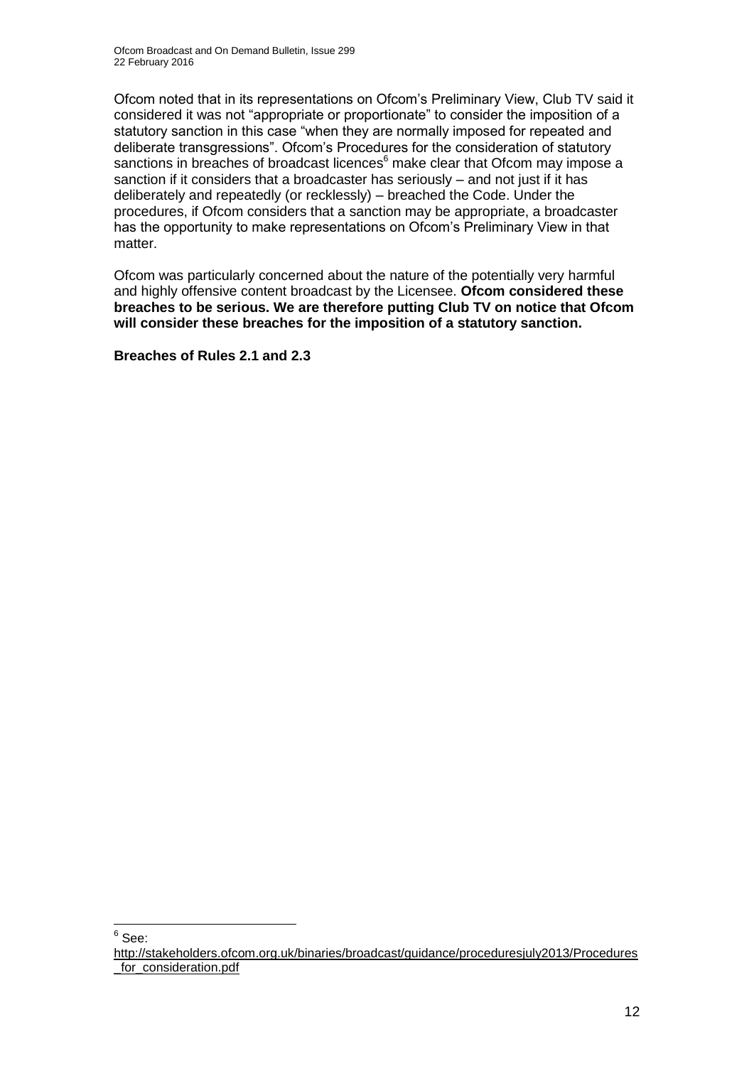Ofcom noted that in its representations on Ofcom's Preliminary View, Club TV said it considered it was not "appropriate or proportionate" to consider the imposition of a statutory sanction in this case "when they are normally imposed for repeated and deliberate transgressions". Ofcom's Procedures for the consideration of statutory sanctions in breaches of broadcast licences[6] make clear that Ofcom may impose a sanction if it considers that a broadcaster has seriously – and not just if it has deliberately and repeatedly (or recklessly) – breached the Code. Under the procedures, if Ofcom considers that a sanction may be appropriate, a broadcaster has the opportunity to make representations on Ofcom's Preliminary View in that matter.

Ofcom was particularly concerned about the nature of the potentially very harmful and highly offensive content broadcast by the Licensee. **Ofcom considered these breaches to be serious. We are therefore putting Club TV on notice that Ofcom will consider these breaches for the imposition of a statutory sanction.**

**Breaches of Rules 2.1 and 2.3**

---

[6] See: http://stakeholders.ofcom.org.uk/binaries/broadcast/guidance/proceduresjuly2013/Procedures_for_consideration.pdf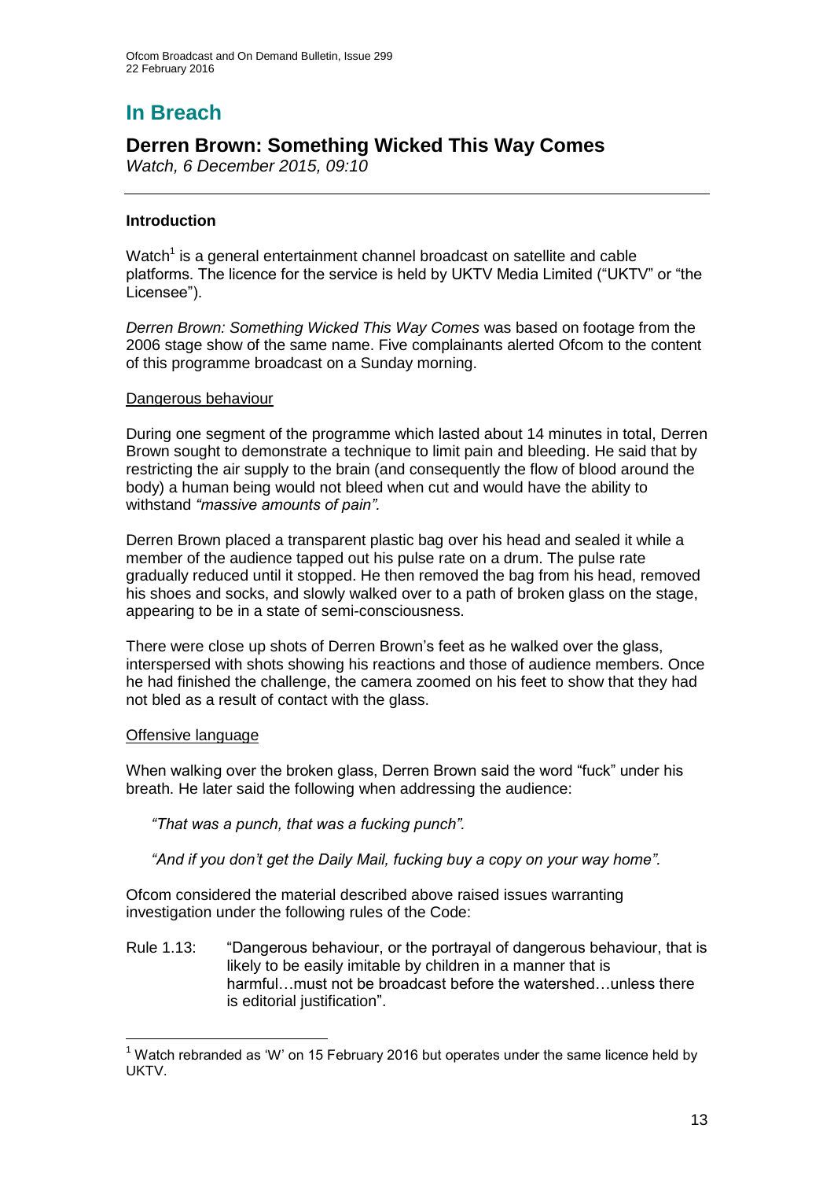# In Breach

## Derren Brown: Something Wicked This Way Comes

*Watch, 6 December 2015, 09:10*

### Introduction

Watch[1] is a general entertainment channel broadcast on satellite and cable platforms. The licence for the service is held by UKTV Media Limited ("UKTV" or "the Licensee").

*Derren Brown: Something Wicked This Way Comes* was based on footage from the 2006 stage show of the same name. Five complainants alerted Ofcom to the content of this programme broadcast on a Sunday morning.

#### Dangerous behaviour

During one segment of the programme which lasted about 14 minutes in total, Derren Brown sought to demonstrate a technique to limit pain and bleeding. He said that by restricting the air supply to the brain (and consequently the flow of blood around the body) a human being would not bleed when cut and would have the ability to withstand *"massive amounts of pain".*

Derren Brown placed a transparent plastic bag over his head and sealed it while a member of the audience tapped out his pulse rate on a drum. The pulse rate gradually reduced until it stopped. He then removed the bag from his head, removed his shoes and socks, and slowly walked over to a path of broken glass on the stage, appearing to be in a state of semi-consciousness.

There were close up shots of Derren Brown's feet as he walked over the glass, interspersed with shots showing his reactions and those of audience members. Once he had finished the challenge, the camera zoomed on his feet to show that they had not bled as a result of contact with the glass.

#### Offensive language

When walking over the broken glass, Derren Brown said the word "fuck" under his breath. He later said the following when addressing the audience:

> *"That was a punch, that was a fucking punch".*
>
> *"And if you don't get the Daily Mail, fucking buy a copy on your way home".*

Ofcom considered the material described above raised issues warranting investigation under the following rules of the Code:

Rule 1.13: "Dangerous behaviour, or the portrayal of dangerous behaviour, that is likely to be easily imitable by children in a manner that is harmful…must not be broadcast before the watershed…unless there is editorial justification".

---

[1] Watch rebranded as 'W' on 15 February 2016 but operates under the same licence held by UKTV.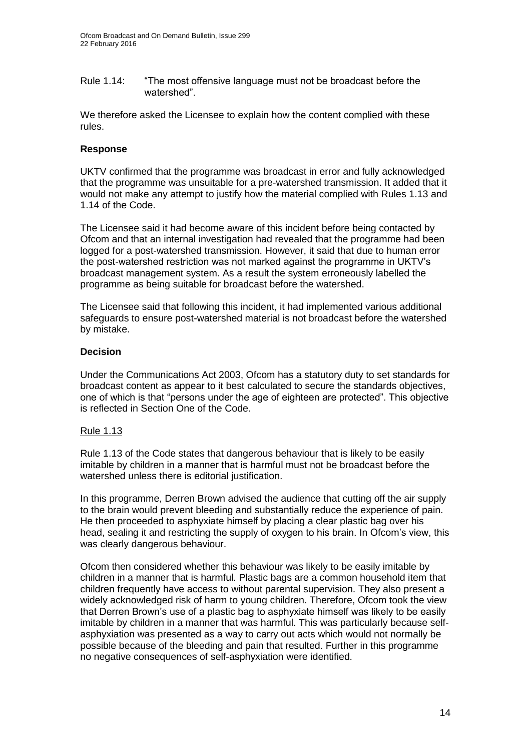Rule 1.14: "The most offensive language must not be broadcast before the watershed".

We therefore asked the Licensee to explain how the content complied with these rules.

**Response**

UKTV confirmed that the programme was broadcast in error and fully acknowledged that the programme was unsuitable for a pre-watershed transmission. It added that it would not make any attempt to justify how the material complied with Rules 1.13 and 1.14 of the Code.

The Licensee said it had become aware of this incident before being contacted by Ofcom and that an internal investigation had revealed that the programme had been logged for a post-watershed transmission. However, it said that due to human error the post-watershed restriction was not marked against the programme in UKTV's broadcast management system. As a result the system erroneously labelled the programme as being suitable for broadcast before the watershed.

The Licensee said that following this incident, it had implemented various additional safeguards to ensure post-watershed material is not broadcast before the watershed by mistake.

**Decision**

Under the Communications Act 2003, Ofcom has a statutory duty to set standards for broadcast content as appear to it best calculated to secure the standards objectives, one of which is that "persons under the age of eighteen are protected". This objective is reflected in Section One of the Code.

Rule 1.13

Rule 1.13 of the Code states that dangerous behaviour that is likely to be easily imitable by children in a manner that is harmful must not be broadcast before the watershed unless there is editorial justification.

In this programme, Derren Brown advised the audience that cutting off the air supply to the brain would prevent bleeding and substantially reduce the experience of pain. He then proceeded to asphyxiate himself by placing a clear plastic bag over his head, sealing it and restricting the supply of oxygen to his brain. In Ofcom's view, this was clearly dangerous behaviour.

Ofcom then considered whether this behaviour was likely to be easily imitable by children in a manner that is harmful. Plastic bags are a common household item that children frequently have access to without parental supervision. They also present a widely acknowledged risk of harm to young children. Therefore, Ofcom took the view that Derren Brown's use of a plastic bag to asphyxiate himself was likely to be easily imitable by children in a manner that was harmful. This was particularly because self-asphyxiation was presented as a way to carry out acts which would not normally be possible because of the bleeding and pain that resulted. Further in this programme no negative consequences of self-asphyxiation were identified.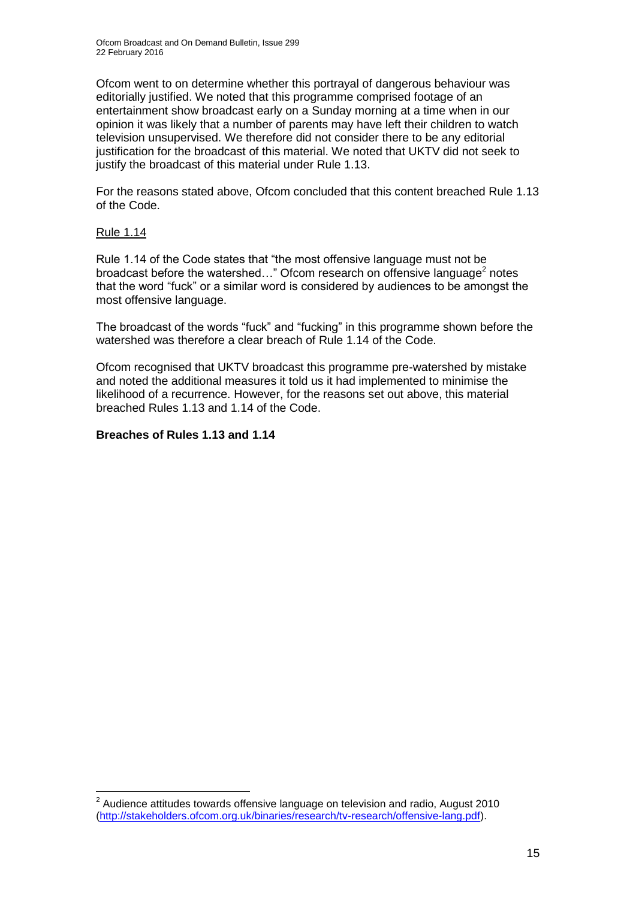Ofcom went to on determine whether this portrayal of dangerous behaviour was editorially justified. We noted that this programme comprised footage of an entertainment show broadcast early on a Sunday morning at a time when in our opinion it was likely that a number of parents may have left their children to watch television unsupervised. We therefore did not consider there to be any editorial justification for the broadcast of this material. We noted that UKTV did not seek to justify the broadcast of this material under Rule 1.13.

For the reasons stated above, Ofcom concluded that this content breached Rule 1.13 of the Code.

Rule 1.14

Rule 1.14 of the Code states that "the most offensive language must not be broadcast before the watershed…" Ofcom research on offensive language[2] notes that the word "fuck" or a similar word is considered by audiences to be amongst the most offensive language.

The broadcast of the words "fuck" and "fucking" in this programme shown before the watershed was therefore a clear breach of Rule 1.14 of the Code.

Ofcom recognised that UKTV broadcast this programme pre-watershed by mistake and noted the additional measures it told us it had implemented to minimise the likelihood of a recurrence. However, for the reasons set out above, this material breached Rules 1.13 and 1.14 of the Code.

**Breaches of Rules 1.13 and 1.14**

---

[2] Audience attitudes towards offensive language on television and radio, August 2010 (http://stakeholders.ofcom.org.uk/binaries/research/tv-research/offensive-lang.pdf).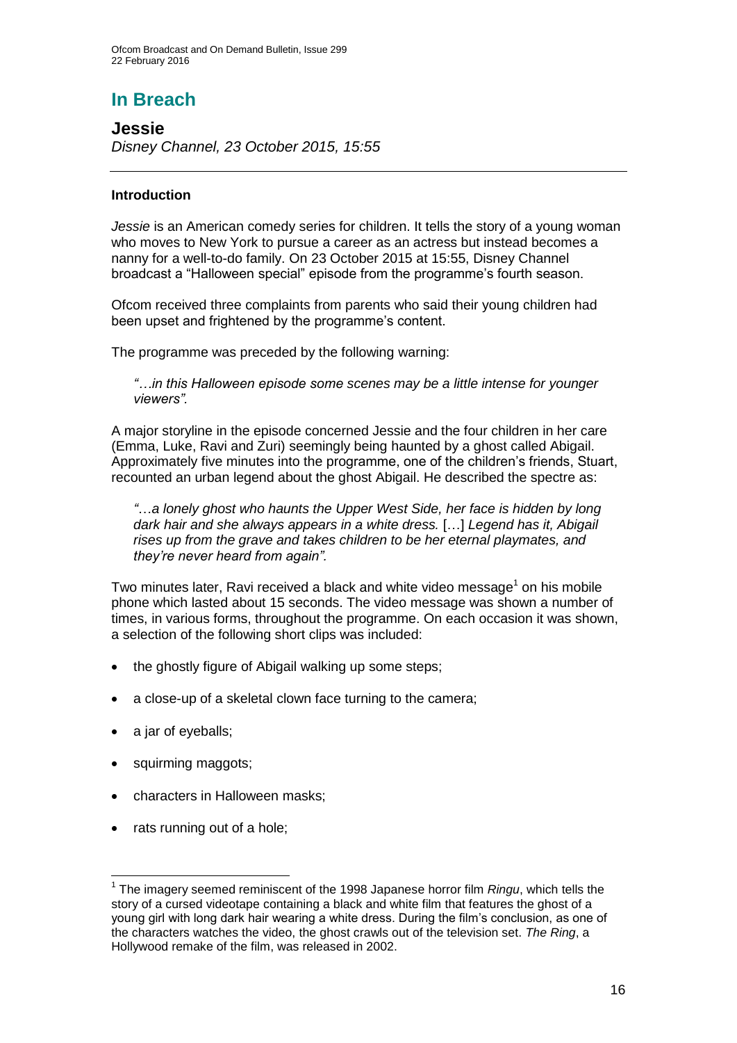# In Breach

## Jessie

*Disney Channel, 23 October 2015, 15:55*

### Introduction

*Jessie* is an American comedy series for children. It tells the story of a young woman who moves to New York to pursue a career as an actress but instead becomes a nanny for a well-to-do family. On 23 October 2015 at 15:55, Disney Channel broadcast a "Halloween special" episode from the programme's fourth season.

Ofcom received three complaints from parents who said their young children had been upset and frightened by the programme's content.

The programme was preceded by the following warning:

> *"…in this Halloween episode some scenes may be a little intense for younger viewers".*

A major storyline in the episode concerned Jessie and the four children in her care (Emma, Luke, Ravi and Zuri) seemingly being haunted by a ghost called Abigail. Approximately five minutes into the programme, one of the children's friends, Stuart, recounted an urban legend about the ghost Abigail. He described the spectre as:

> *"…a lonely ghost who haunts the Upper West Side, her face is hidden by long dark hair and she always appears in a white dress.* […] *Legend has it, Abigail rises up from the grave and takes children to be her eternal playmates, and they're never heard from again".*

Two minutes later, Ravi received a black and white video message[1] on his mobile phone which lasted about 15 seconds. The video message was shown a number of times, in various forms, throughout the programme. On each occasion it was shown, a selection of the following short clips was included:

- the ghostly figure of Abigail walking up some steps;
- a close-up of a skeletal clown face turning to the camera;
- a jar of eyeballs;
- squirming maggots;
- characters in Halloween masks;
- rats running out of a hole;

---

[1] The imagery seemed reminiscent of the 1998 Japanese horror film *Ringu*, which tells the story of a cursed videotape containing a black and white film that features the ghost of a young girl with long dark hair wearing a white dress. During the film's conclusion, as one of the characters watches the video, the ghost crawls out of the television set. *The Ring*, a Hollywood remake of the film, was released in 2002.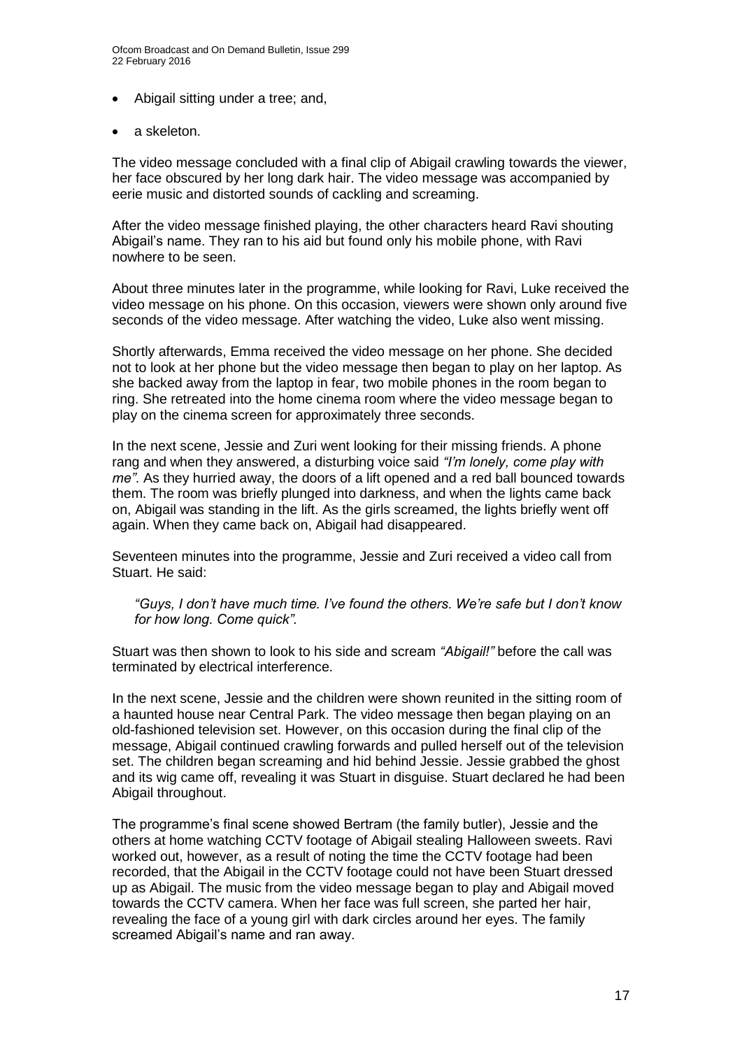- Abigail sitting under a tree; and,
- a skeleton.

The video message concluded with a final clip of Abigail crawling towards the viewer, her face obscured by her long dark hair. The video message was accompanied by eerie music and distorted sounds of cackling and screaming.

After the video message finished playing, the other characters heard Ravi shouting Abigail's name. They ran to his aid but found only his mobile phone, with Ravi nowhere to be seen.

About three minutes later in the programme, while looking for Ravi, Luke received the video message on his phone. On this occasion, viewers were shown only around five seconds of the video message. After watching the video, Luke also went missing.

Shortly afterwards, Emma received the video message on her phone. She decided not to look at her phone but the video message then began to play on her laptop. As she backed away from the laptop in fear, two mobile phones in the room began to ring. She retreated into the home cinema room where the video message began to play on the cinema screen for approximately three seconds.

In the next scene, Jessie and Zuri went looking for their missing friends. A phone rang and when they answered, a disturbing voice said *"I'm lonely, come play with me"*. As they hurried away, the doors of a lift opened and a red ball bounced towards them. The room was briefly plunged into darkness, and when the lights came back on, Abigail was standing in the lift. As the girls screamed, the lights briefly went off again. When they came back on, Abigail had disappeared.

Seventeen minutes into the programme, Jessie and Zuri received a video call from Stuart. He said:

> *"Guys, I don't have much time. I've found the others. We're safe but I don't know for how long. Come quick".*

Stuart was then shown to look to his side and scream *"Abigail!"* before the call was terminated by electrical interference.

In the next scene, Jessie and the children were shown reunited in the sitting room of a haunted house near Central Park. The video message then began playing on an old-fashioned television set. However, on this occasion during the final clip of the message, Abigail continued crawling forwards and pulled herself out of the television set. The children began screaming and hid behind Jessie. Jessie grabbed the ghost and its wig came off, revealing it was Stuart in disguise. Stuart declared he had been Abigail throughout.

The programme's final scene showed Bertram (the family butler), Jessie and the others at home watching CCTV footage of Abigail stealing Halloween sweets. Ravi worked out, however, as a result of noting the time the CCTV footage had been recorded, that the Abigail in the CCTV footage could not have been Stuart dressed up as Abigail. The music from the video message began to play and Abigail moved towards the CCTV camera. When her face was full screen, she parted her hair, revealing the face of a young girl with dark circles around her eyes. The family screamed Abigail's name and ran away.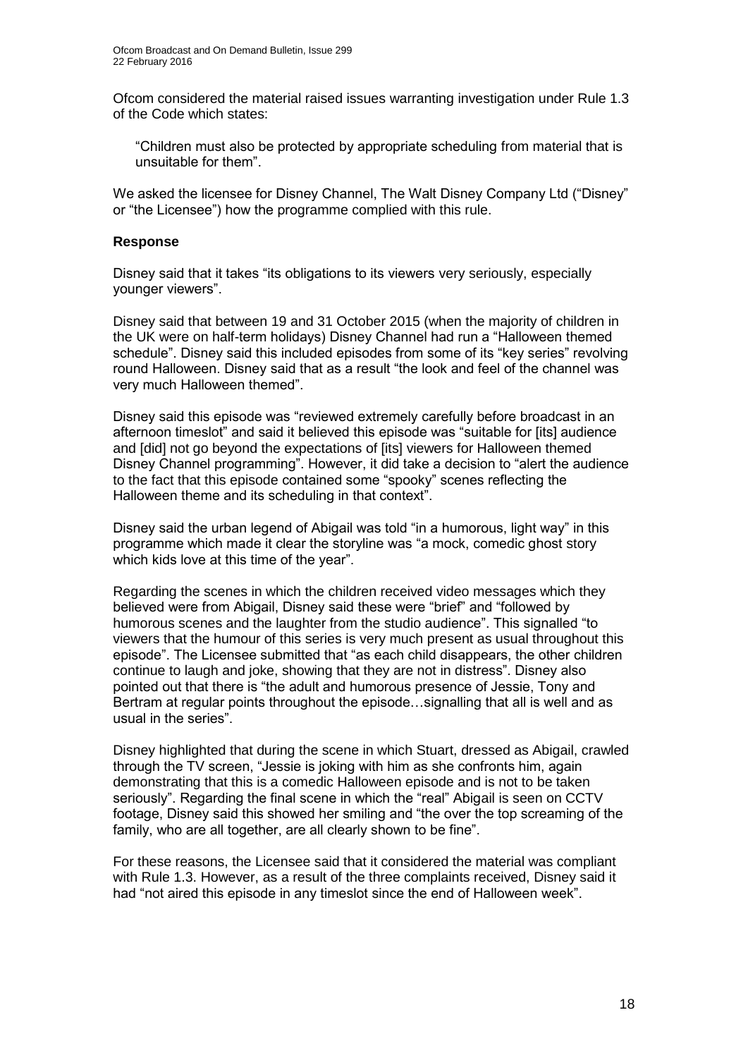Ofcom considered the material raised issues warranting investigation under Rule 1.3 of the Code which states:

> "Children must also be protected by appropriate scheduling from material that is unsuitable for them".

We asked the licensee for Disney Channel, The Walt Disney Company Ltd ("Disney" or "the Licensee") how the programme complied with this rule.

### Response

Disney said that it takes "its obligations to its viewers very seriously, especially younger viewers".

Disney said that between 19 and 31 October 2015 (when the majority of children in the UK were on half-term holidays) Disney Channel had run a "Halloween themed schedule". Disney said this included episodes from some of its "key series" revolving round Halloween. Disney said that as a result "the look and feel of the channel was very much Halloween themed".

Disney said this episode was "reviewed extremely carefully before broadcast in an afternoon timeslot" and said it believed this episode was "suitable for [its] audience and [did] not go beyond the expectations of [its] viewers for Halloween themed Disney Channel programming". However, it did take a decision to "alert the audience to the fact that this episode contained some "spooky" scenes reflecting the Halloween theme and its scheduling in that context".

Disney said the urban legend of Abigail was told "in a humorous, light way" in this programme which made it clear the storyline was "a mock, comedic ghost story which kids love at this time of the year".

Regarding the scenes in which the children received video messages which they believed were from Abigail, Disney said these were "brief" and "followed by humorous scenes and the laughter from the studio audience". This signalled "to viewers that the humour of this series is very much present as usual throughout this episode". The Licensee submitted that "as each child disappears, the other children continue to laugh and joke, showing that they are not in distress". Disney also pointed out that there is "the adult and humorous presence of Jessie, Tony and Bertram at regular points throughout the episode…signalling that all is well and as usual in the series".

Disney highlighted that during the scene in which Stuart, dressed as Abigail, crawled through the TV screen, "Jessie is joking with him as she confronts him, again demonstrating that this is a comedic Halloween episode and is not to be taken seriously". Regarding the final scene in which the "real" Abigail is seen on CCTV footage, Disney said this showed her smiling and "the over the top screaming of the family, who are all together, are all clearly shown to be fine".

For these reasons, the Licensee said that it considered the material was compliant with Rule 1.3. However, as a result of the three complaints received, Disney said it had "not aired this episode in any timeslot since the end of Halloween week".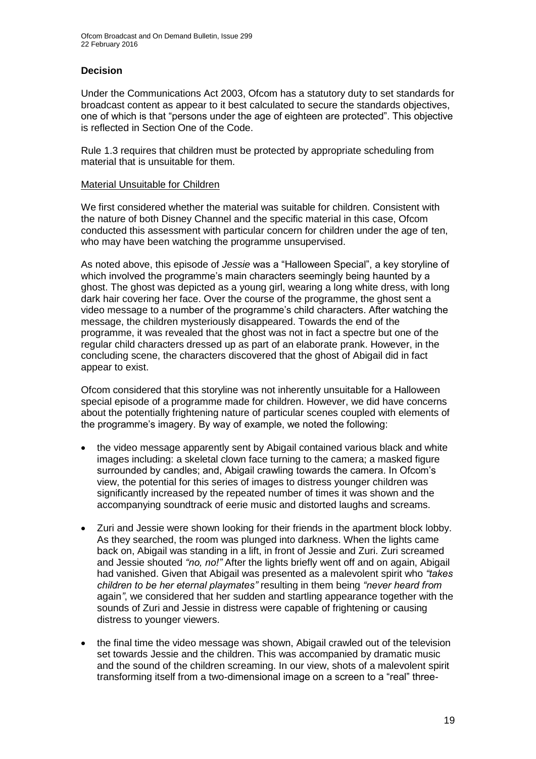## Decision

Under the Communications Act 2003, Ofcom has a statutory duty to set standards for broadcast content as appear to it best calculated to secure the standards objectives, one of which is that "persons under the age of eighteen are protected". This objective is reflected in Section One of the Code.

Rule 1.3 requires that children must be protected by appropriate scheduling from material that is unsuitable for them.

### Material Unsuitable for Children

We first considered whether the material was suitable for children. Consistent with the nature of both Disney Channel and the specific material in this case, Ofcom conducted this assessment with particular concern for children under the age of ten, who may have been watching the programme unsupervised.

As noted above, this episode of *Jessie* was a "Halloween Special", a key storyline of which involved the programme's main characters seemingly being haunted by a ghost. The ghost was depicted as a young girl, wearing a long white dress, with long dark hair covering her face. Over the course of the programme, the ghost sent a video message to a number of the programme's child characters. After watching the message, the children mysteriously disappeared. Towards the end of the programme, it was revealed that the ghost was not in fact a spectre but one of the regular child characters dressed up as part of an elaborate prank. However, in the concluding scene, the characters discovered that the ghost of Abigail did in fact appear to exist.

Ofcom considered that this storyline was not inherently unsuitable for a Halloween special episode of a programme made for children. However, we did have concerns about the potentially frightening nature of particular scenes coupled with elements of the programme's imagery. By way of example, we noted the following:

- the video message apparently sent by Abigail contained various black and white images including: a skeletal clown face turning to the camera; a masked figure surrounded by candles; and, Abigail crawling towards the camera. In Ofcom's view, the potential for this series of images to distress younger children was significantly increased by the repeated number of times it was shown and the accompanying soundtrack of eerie music and distorted laughs and screams.

- Zuri and Jessie were shown looking for their friends in the apartment block lobby. As they searched, the room was plunged into darkness. When the lights came back on, Abigail was standing in a lift, in front of Jessie and Zuri. Zuri screamed and Jessie shouted *"no, no!"* After the lights briefly went off and on again, Abigail had vanished. Given that Abigail was presented as a malevolent spirit who *"takes children to be her eternal playmates"* resulting in them being *"never heard from* again*"*, we considered that her sudden and startling appearance together with the sounds of Zuri and Jessie in distress were capable of frightening or causing distress to younger viewers.

- the final time the video message was shown, Abigail crawled out of the television set towards Jessie and the children. This was accompanied by dramatic music and the sound of the children screaming. In our view, shots of a malevolent spirit transforming itself from a two-dimensional image on a screen to a "real" three-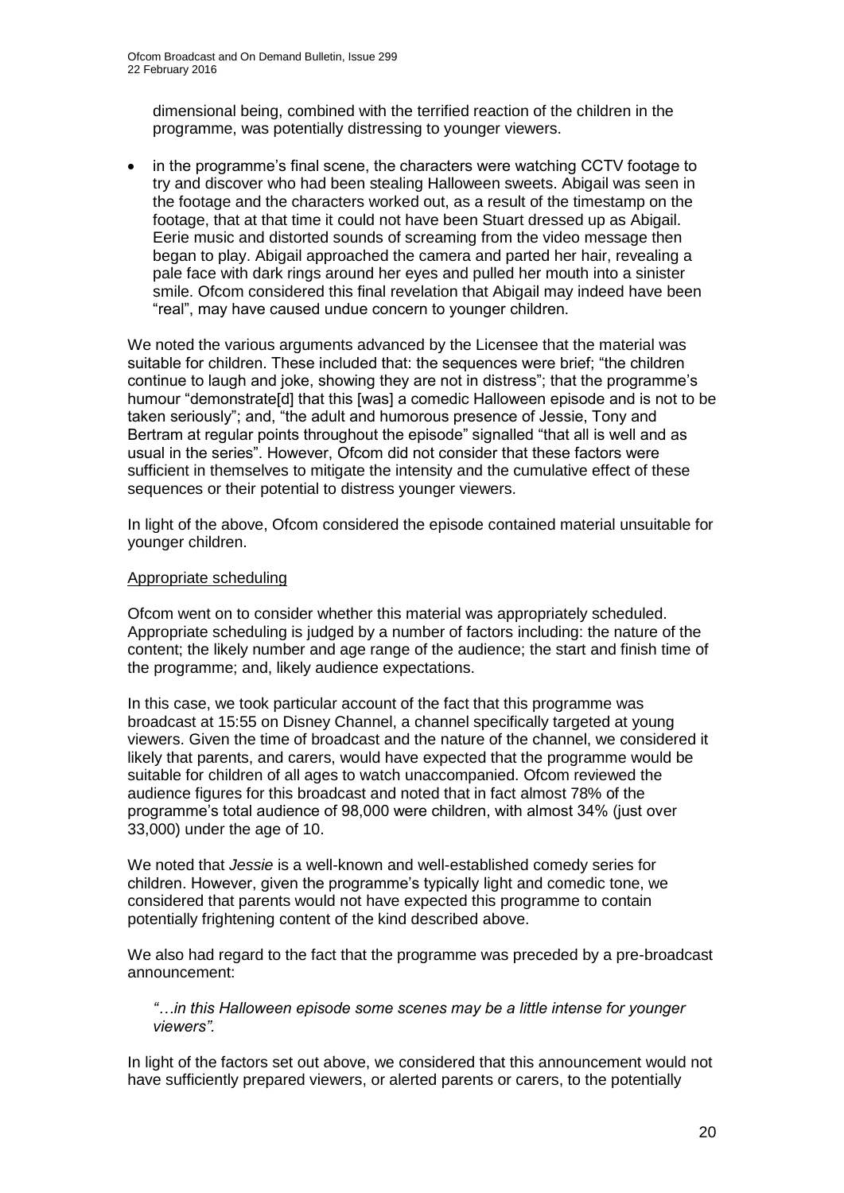dimensional being, combined with the terrified reaction of the children in the programme, was potentially distressing to younger viewers.

- in the programme's final scene, the characters were watching CCTV footage to try and discover who had been stealing Halloween sweets. Abigail was seen in the footage and the characters worked out, as a result of the timestamp on the footage, that at that time it could not have been Stuart dressed up as Abigail. Eerie music and distorted sounds of screaming from the video message then began to play. Abigail approached the camera and parted her hair, revealing a pale face with dark rings around her eyes and pulled her mouth into a sinister smile. Ofcom considered this final revelation that Abigail may indeed have been "real", may have caused undue concern to younger children.

We noted the various arguments advanced by the Licensee that the material was suitable for children. These included that: the sequences were brief; "the children continue to laugh and joke, showing they are not in distress"; that the programme's humour "demonstrate[d] that this [was] a comedic Halloween episode and is not to be taken seriously"; and, "the adult and humorous presence of Jessie, Tony and Bertram at regular points throughout the episode" signalled "that all is well and as usual in the series". However, Ofcom did not consider that these factors were sufficient in themselves to mitigate the intensity and the cumulative effect of these sequences or their potential to distress younger viewers.

In light of the above, Ofcom considered the episode contained material unsuitable for younger children.

Appropriate scheduling

Ofcom went on to consider whether this material was appropriately scheduled. Appropriate scheduling is judged by a number of factors including: the nature of the content; the likely number and age range of the audience; the start and finish time of the programme; and, likely audience expectations.

In this case, we took particular account of the fact that this programme was broadcast at 15:55 on Disney Channel, a channel specifically targeted at young viewers. Given the time of broadcast and the nature of the channel, we considered it likely that parents, and carers, would have expected that the programme would be suitable for children of all ages to watch unaccompanied. Ofcom reviewed the audience figures for this broadcast and noted that in fact almost 78% of the programme's total audience of 98,000 were children, with almost 34% (just over 33,000) under the age of 10.

We noted that *Jessie* is a well-known and well-established comedy series for children. However, given the programme's typically light and comedic tone, we considered that parents would not have expected this programme to contain potentially frightening content of the kind described above.

We also had regard to the fact that the programme was preceded by a pre-broadcast announcement:

> *"…in this Halloween episode some scenes may be a little intense for younger viewers".*

In light of the factors set out above, we considered that this announcement would not have sufficiently prepared viewers, or alerted parents or carers, to the potentially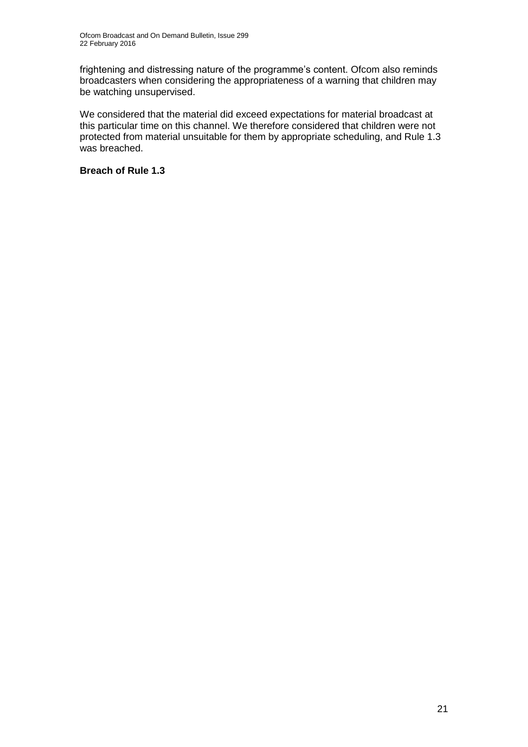frightening and distressing nature of the programme's content. Ofcom also reminds broadcasters when considering the appropriateness of a warning that children may be watching unsupervised.

We considered that the material did exceed expectations for material broadcast at this particular time on this channel. We therefore considered that children were not protected from material unsuitable for them by appropriate scheduling, and Rule 1.3 was breached.

**Breach of Rule 1.3**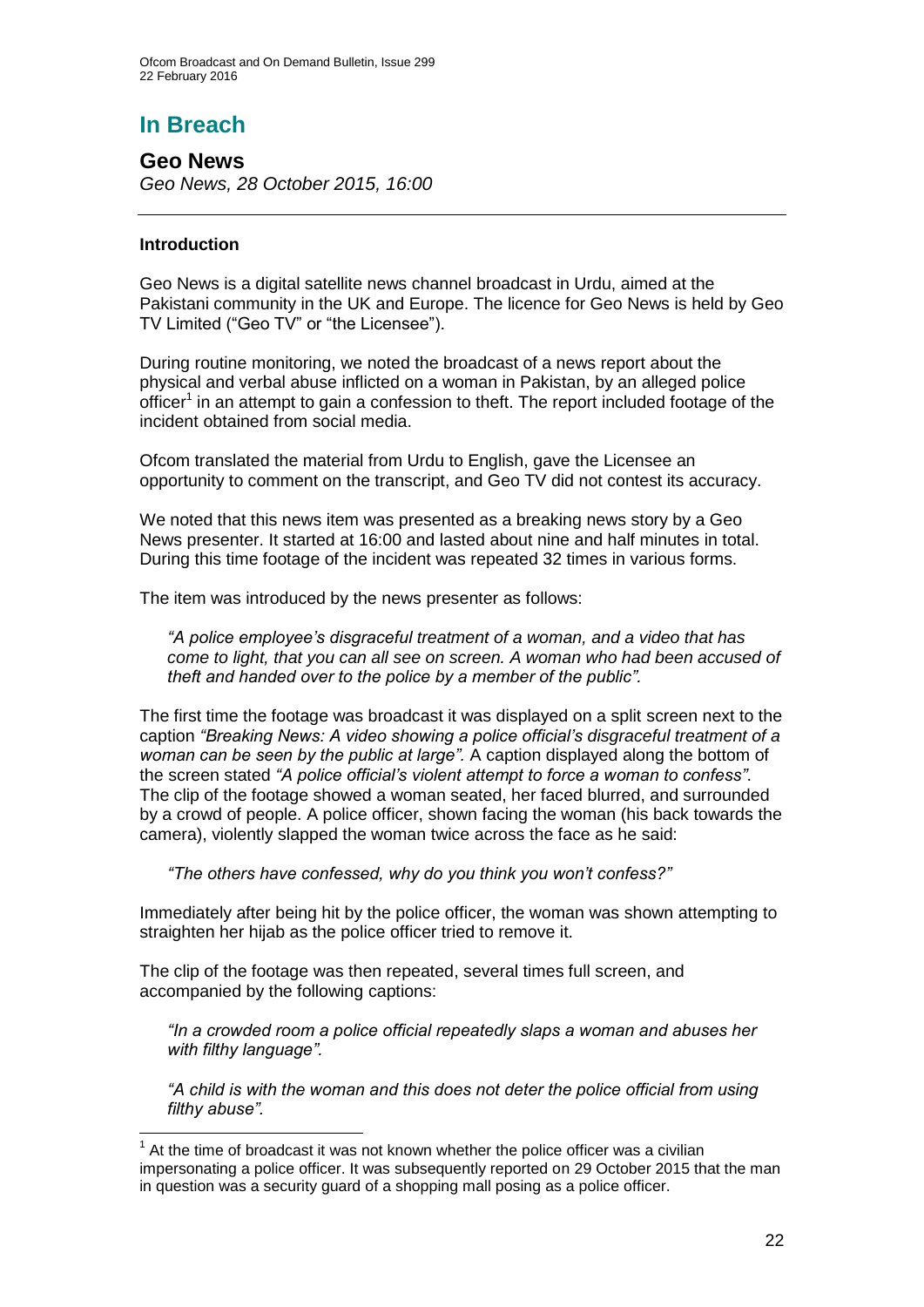# In Breach

## Geo News

*Geo News, 28 October 2015, 16:00*

### Introduction

Geo News is a digital satellite news channel broadcast in Urdu, aimed at the Pakistani community in the UK and Europe. The licence for Geo News is held by Geo TV Limited ("Geo TV" or "the Licensee").

During routine monitoring, we noted the broadcast of a news report about the physical and verbal abuse inflicted on a woman in Pakistan, by an alleged police officer[1] in an attempt to gain a confession to theft. The report included footage of the incident obtained from social media.

Ofcom translated the material from Urdu to English, gave the Licensee an opportunity to comment on the transcript, and Geo TV did not contest its accuracy.

We noted that this news item was presented as a breaking news story by a Geo News presenter. It started at 16:00 and lasted about nine and half minutes in total. During this time footage of the incident was repeated 32 times in various forms.

The item was introduced by the news presenter as follows:

> *"A police employee's disgraceful treatment of a woman, and a video that has come to light, that you can all see on screen. A woman who had been accused of theft and handed over to the police by a member of the public".*

The first time the footage was broadcast it was displayed on a split screen next to the caption *"Breaking News: A video showing a police official's disgraceful treatment of a woman can be seen by the public at large".* A caption displayed along the bottom of the screen stated *"A police official's violent attempt to force a woman to confess".* The clip of the footage showed a woman seated, her faced blurred, and surrounded by a crowd of people. A police officer, shown facing the woman (his back towards the camera), violently slapped the woman twice across the face as he said:

> *"The others have confessed, why do you think you won't confess?"*

Immediately after being hit by the police officer, the woman was shown attempting to straighten her hijab as the police officer tried to remove it.

The clip of the footage was then repeated, several times full screen, and accompanied by the following captions:

> *"In a crowded room a police official repeatedly slaps a woman and abuses her with filthy language".*
>
> *"A child is with the woman and this does not deter the police official from using filthy abuse".*

---

[1] At the time of broadcast it was not known whether the police officer was a civilian impersonating a police officer. It was subsequently reported on 29 October 2015 that the man in question was a security guard of a shopping mall posing as a police officer.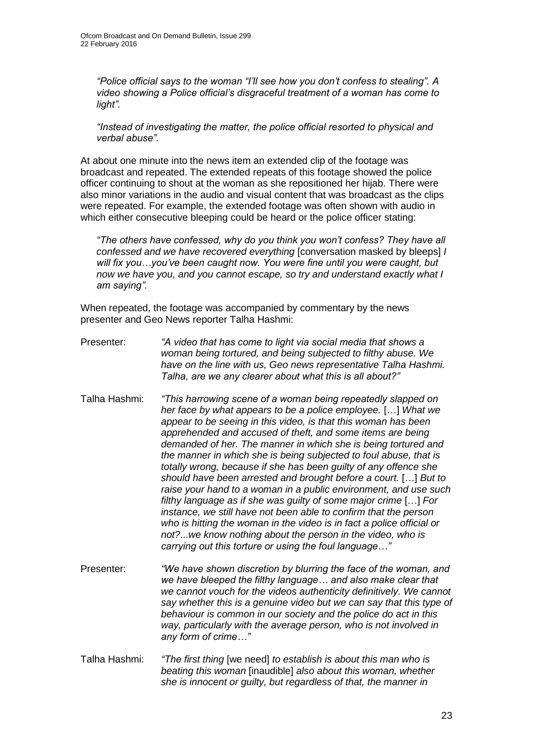*"Police official says to the woman "I'll see how you don't confess to stealing". A video showing a Police official's disgraceful treatment of a woman has come to light".*

*"Instead of investigating the matter, the police official resorted to physical and verbal abuse".*

At about one minute into the news item an extended clip of the footage was broadcast and repeated. The extended repeats of this footage showed the police officer continuing to shout at the woman as she repositioned her hijab. There were also minor variations in the audio and visual content that was broadcast as the clips were repeated. For example, the extended footage was often shown with audio in which either consecutive bleeping could be heard or the police officer stating:

*"The others have confessed, why do you think you won't confess? They have all confessed and we have recovered everything* [conversation masked by bleeps] *I will fix you…you've been caught now. You were fine until you were caught, but now we have you, and you cannot escape, so try and understand exactly what I am saying".*

When repeated, the footage was accompanied by commentary by the news presenter and Geo News reporter Talha Hashmi:

Presenter: *"A video that has come to light via social media that shows a woman being tortured, and being subjected to filthy abuse. We have on the line with us, Geo news representative Talha Hashmi. Talha, are we any clearer about what this is all about?"*

Talha Hashmi: *"This harrowing scene of a woman being repeatedly slapped on her face by what appears to be a police employee.* […] *What we appear to be seeing in this video, is that this woman has been apprehended and accused of theft, and some items are being demanded of her. The manner in which she is being tortured and the manner in which she is being subjected to foul abuse, that is totally wrong, because if she has been guilty of any offence she should have been arrested and brought before a court.* […] *But to raise your hand to a woman in a public environment, and use such filthy language as if she was guilty of some major crime* […] *For instance, we still have not been able to confirm that the person who is hitting the woman in the video is in fact a police official or not?...we know nothing about the person in the video, who is carrying out this torture or using the foul language…"*

Presenter: *"We have shown discretion by blurring the face of the woman, and we have bleeped the filthy language… and also make clear that we cannot vouch for the videos authenticity definitively. We cannot say whether this is a genuine video but we can say that this type of behaviour is common in our society and the police do act in this way, particularly with the average person, who is not involved in any form of crime…"*

Talha Hashmi: *"The first thing* [we need] *to establish is about this man who is beating this woman* [inaudible] *also about this woman, whether she is innocent or guilty, but regardless of that, the manner in*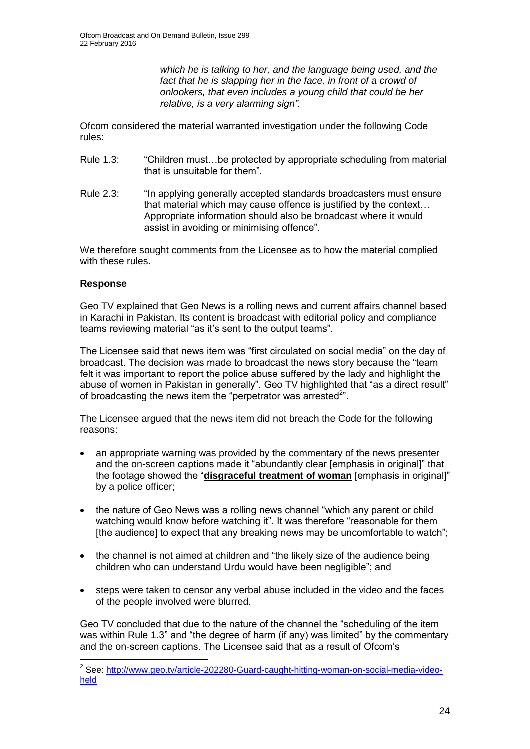*which he is talking to her, and the language being used, and the fact that he is slapping her in the face, in front of a crowd of onlookers, that even includes a young child that could be her relative, is a very alarming sign".*

Ofcom considered the material warranted investigation under the following Code rules:

Rule 1.3: "Children must…be protected by appropriate scheduling from material that is unsuitable for them".

Rule 2.3: "In applying generally accepted standards broadcasters must ensure that material which may cause offence is justified by the context… Appropriate information should also be broadcast where it would assist in avoiding or minimising offence".

We therefore sought comments from the Licensee as to how the material complied with these rules.

**Response**

Geo TV explained that Geo News is a rolling news and current affairs channel based in Karachi in Pakistan. Its content is broadcast with editorial policy and compliance teams reviewing material "as it's sent to the output teams".

The Licensee said that news item was "first circulated on social media" on the day of broadcast. The decision was made to broadcast the news story because the "team felt it was important to report the police abuse suffered by the lady and highlight the abuse of women in Pakistan in generally". Geo TV highlighted that "as a direct result" of broadcasting the news item the "perpetrator was arrested[2]".

The Licensee argued that the news item did not breach the Code for the following reasons:

- an appropriate warning was provided by the commentary of the news presenter and the on-screen captions made it "abundantly clear [emphasis in original]" that the footage showed the "**disgraceful treatment of woman** [emphasis in original]" by a police officer;
- the nature of Geo News was a rolling news channel "which any parent or child watching would know before watching it". It was therefore "reasonable for them [the audience] to expect that any breaking news may be uncomfortable to watch";
- the channel is not aimed at children and "the likely size of the audience being children who can understand Urdu would have been negligible"; and
- steps were taken to censor any verbal abuse included in the video and the faces of the people involved were blurred.

Geo TV concluded that due to the nature of the channel the "scheduling of the item was within Rule 1.3" and "the degree of harm (if any) was limited" by the commentary and the on-screen captions. The Licensee said that as a result of Ofcom's

---

[2] See: http://www.geo.tv/article-202280-Guard-caught-hitting-woman-on-social-media-video-held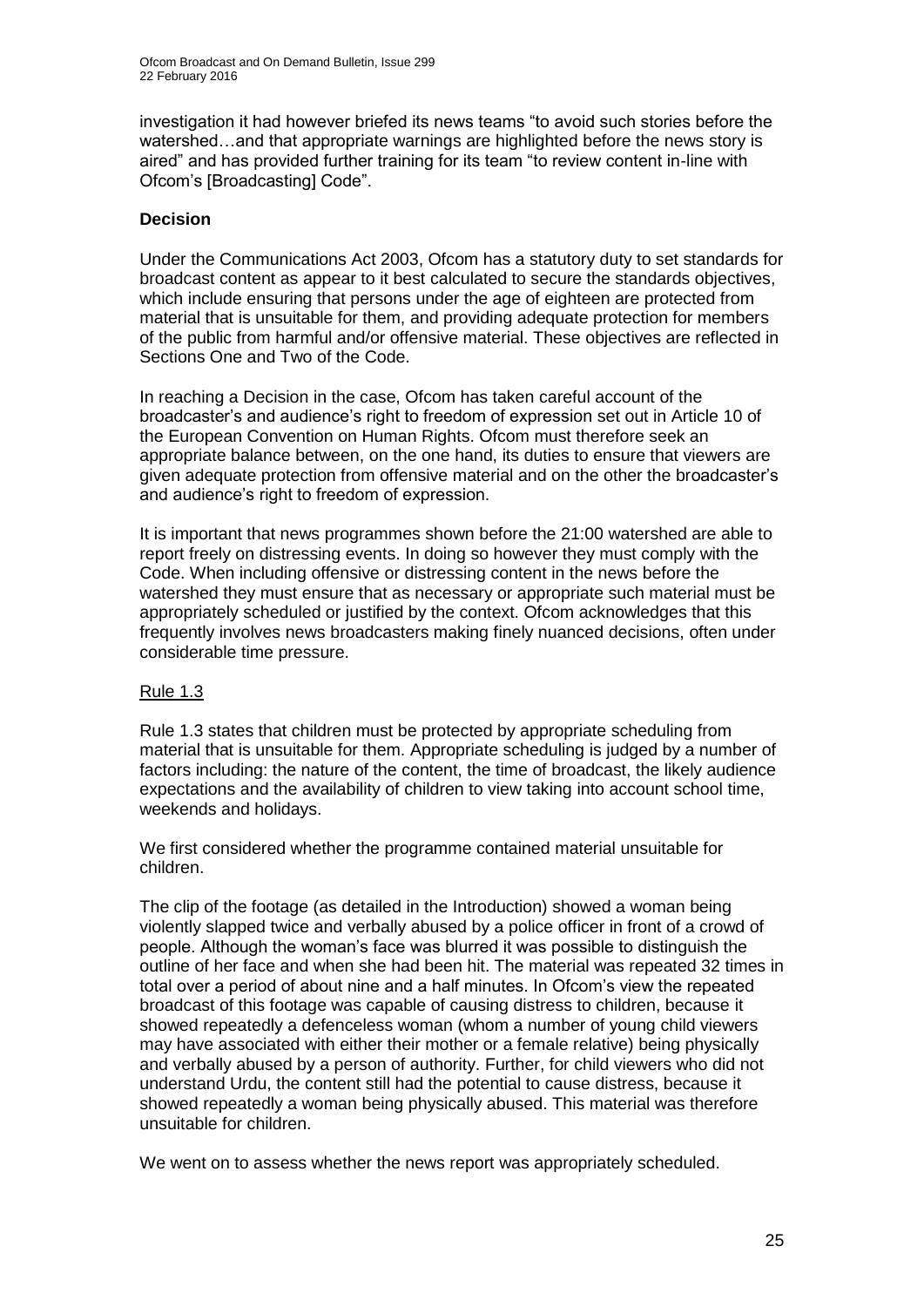investigation it had however briefed its news teams "to avoid such stories before the watershed…and that appropriate warnings are highlighted before the news story is aired" and has provided further training for its team "to review content in-line with Ofcom's [Broadcasting] Code".

**Decision**

Under the Communications Act 2003, Ofcom has a statutory duty to set standards for broadcast content as appear to it best calculated to secure the standards objectives, which include ensuring that persons under the age of eighteen are protected from material that is unsuitable for them, and providing adequate protection for members of the public from harmful and/or offensive material. These objectives are reflected in Sections One and Two of the Code.

In reaching a Decision in the case, Ofcom has taken careful account of the broadcaster's and audience's right to freedom of expression set out in Article 10 of the European Convention on Human Rights. Ofcom must therefore seek an appropriate balance between, on the one hand, its duties to ensure that viewers are given adequate protection from offensive material and on the other the broadcaster's and audience's right to freedom of expression.

It is important that news programmes shown before the 21:00 watershed are able to report freely on distressing events. In doing so however they must comply with the Code. When including offensive or distressing content in the news before the watershed they must ensure that as necessary or appropriate such material must be appropriately scheduled or justified by the context. Ofcom acknowledges that this frequently involves news broadcasters making finely nuanced decisions, often under considerable time pressure.

Rule 1.3

Rule 1.3 states that children must be protected by appropriate scheduling from material that is unsuitable for them. Appropriate scheduling is judged by a number of factors including: the nature of the content, the time of broadcast, the likely audience expectations and the availability of children to view taking into account school time, weekends and holidays.

We first considered whether the programme contained material unsuitable for children.

The clip of the footage (as detailed in the Introduction) showed a woman being violently slapped twice and verbally abused by a police officer in front of a crowd of people. Although the woman's face was blurred it was possible to distinguish the outline of her face and when she had been hit. The material was repeated 32 times in total over a period of about nine and a half minutes. In Ofcom's view the repeated broadcast of this footage was capable of causing distress to children, because it showed repeatedly a defenceless woman (whom a number of young child viewers may have associated with either their mother or a female relative) being physically and verbally abused by a person of authority. Further, for child viewers who did not understand Urdu, the content still had the potential to cause distress, because it showed repeatedly a woman being physically abused. This material was therefore unsuitable for children.

We went on to assess whether the news report was appropriately scheduled.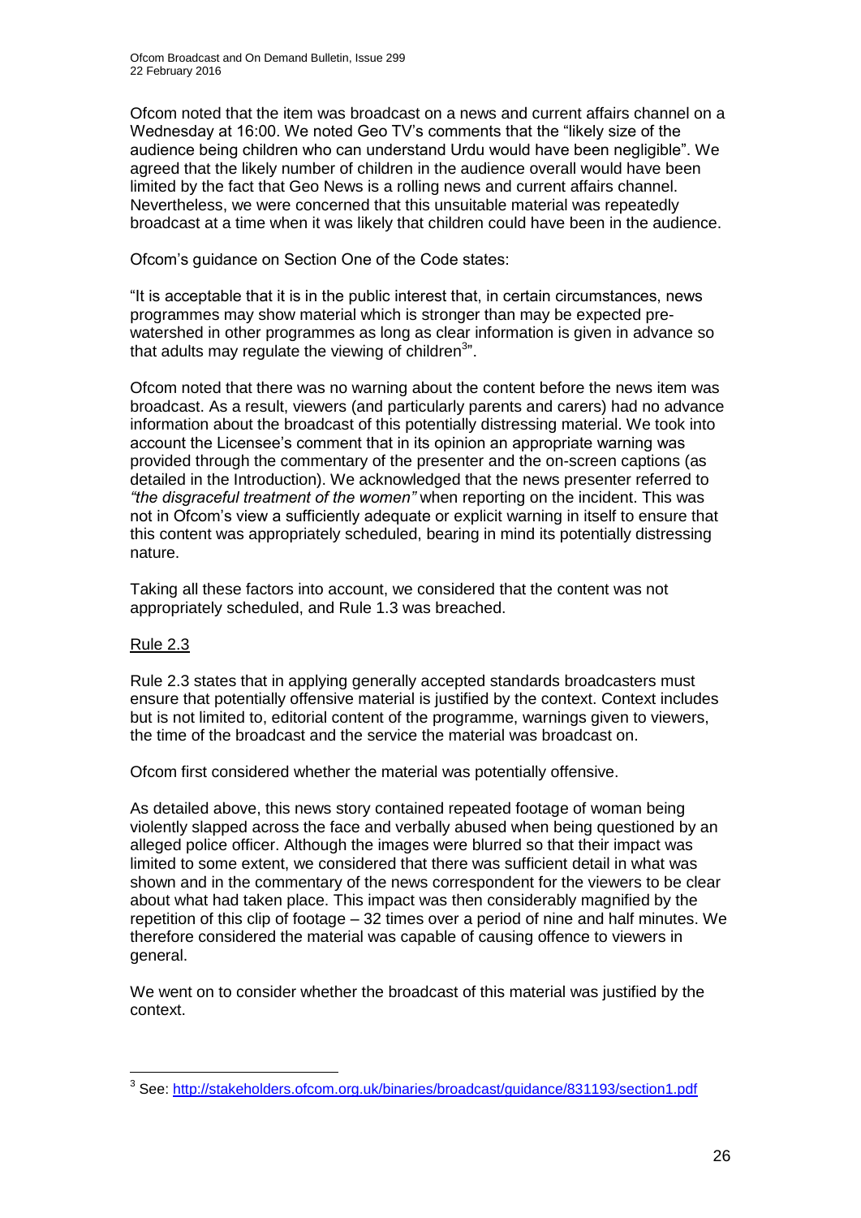Ofcom noted that the item was broadcast on a news and current affairs channel on a Wednesday at 16:00. We noted Geo TV's comments that the "likely size of the audience being children who can understand Urdu would have been negligible". We agreed that the likely number of children in the audience overall would have been limited by the fact that Geo News is a rolling news and current affairs channel. Nevertheless, we were concerned that this unsuitable material was repeatedly broadcast at a time when it was likely that children could have been in the audience.

Ofcom's guidance on Section One of the Code states:

"It is acceptable that it is in the public interest that, in certain circumstances, news programmes may show material which is stronger than may be expected pre-watershed in other programmes as long as clear information is given in advance so that adults may regulate the viewing of children[3]".

Ofcom noted that there was no warning about the content before the news item was broadcast. As a result, viewers (and particularly parents and carers) had no advance information about the broadcast of this potentially distressing material. We took into account the Licensee's comment that in its opinion an appropriate warning was provided through the commentary of the presenter and the on-screen captions (as detailed in the Introduction). We acknowledged that the news presenter referred to *"the disgraceful treatment of the women"* when reporting on the incident. This was not in Ofcom's view a sufficiently adequate or explicit warning in itself to ensure that this content was appropriately scheduled, bearing in mind its potentially distressing nature.

Taking all these factors into account, we considered that the content was not appropriately scheduled, and Rule 1.3 was breached.

Rule 2.3

Rule 2.3 states that in applying generally accepted standards broadcasters must ensure that potentially offensive material is justified by the context. Context includes but is not limited to, editorial content of the programme, warnings given to viewers, the time of the broadcast and the service the material was broadcast on.

Ofcom first considered whether the material was potentially offensive.

As detailed above, this news story contained repeated footage of woman being violently slapped across the face and verbally abused when being questioned by an alleged police officer. Although the images were blurred so that their impact was limited to some extent, we considered that there was sufficient detail in what was shown and in the commentary of the news correspondent for the viewers to be clear about what had taken place. This impact was then considerably magnified by the repetition of this clip of footage – 32 times over a period of nine and half minutes. We therefore considered the material was capable of causing offence to viewers in general.

We went on to consider whether the broadcast of this material was justified by the context.

---

[3] See: http://stakeholders.ofcom.org.uk/binaries/broadcast/guidance/831193/section1.pdf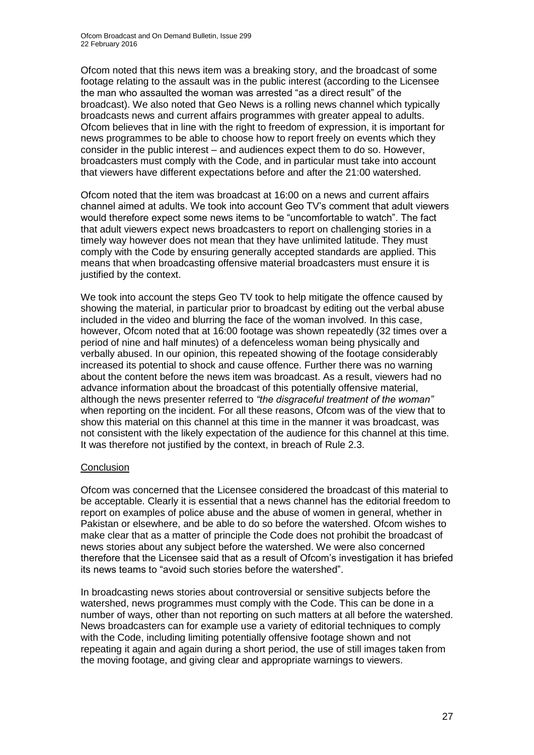Ofcom noted that this news item was a breaking story, and the broadcast of some footage relating to the assault was in the public interest (according to the Licensee the man who assaulted the woman was arrested "as a direct result" of the broadcast). We also noted that Geo News is a rolling news channel which typically broadcasts news and current affairs programmes with greater appeal to adults. Ofcom believes that in line with the right to freedom of expression, it is important for news programmes to be able to choose how to report freely on events which they consider in the public interest – and audiences expect them to do so. However, broadcasters must comply with the Code, and in particular must take into account that viewers have different expectations before and after the 21:00 watershed.

Ofcom noted that the item was broadcast at 16:00 on a news and current affairs channel aimed at adults. We took into account Geo TV's comment that adult viewers would therefore expect some news items to be "uncomfortable to watch". The fact that adult viewers expect news broadcasters to report on challenging stories in a timely way however does not mean that they have unlimited latitude. They must comply with the Code by ensuring generally accepted standards are applied. This means that when broadcasting offensive material broadcasters must ensure it is justified by the context.

We took into account the steps Geo TV took to help mitigate the offence caused by showing the material, in particular prior to broadcast by editing out the verbal abuse included in the video and blurring the face of the woman involved. In this case, however, Ofcom noted that at 16:00 footage was shown repeatedly (32 times over a period of nine and half minutes) of a defenceless woman being physically and verbally abused. In our opinion, this repeated showing of the footage considerably increased its potential to shock and cause offence. Further there was no warning about the content before the news item was broadcast. As a result, viewers had no advance information about the broadcast of this potentially offensive material, although the news presenter referred to *"the disgraceful treatment of the woman"* when reporting on the incident. For all these reasons, Ofcom was of the view that to show this material on this channel at this time in the manner it was broadcast, was not consistent with the likely expectation of the audience for this channel at this time. It was therefore not justified by the context, in breach of Rule 2.3.

## Conclusion

Ofcom was concerned that the Licensee considered the broadcast of this material to be acceptable. Clearly it is essential that a news channel has the editorial freedom to report on examples of police abuse and the abuse of women in general, whether in Pakistan or elsewhere, and be able to do so before the watershed. Ofcom wishes to make clear that as a matter of principle the Code does not prohibit the broadcast of news stories about any subject before the watershed. We were also concerned therefore that the Licensee said that as a result of Ofcom's investigation it has briefed its news teams to "avoid such stories before the watershed".

In broadcasting news stories about controversial or sensitive subjects before the watershed, news programmes must comply with the Code. This can be done in a number of ways, other than not reporting on such matters at all before the watershed. News broadcasters can for example use a variety of editorial techniques to comply with the Code, including limiting potentially offensive footage shown and not repeating it again and again during a short period, the use of still images taken from the moving footage, and giving clear and appropriate warnings to viewers.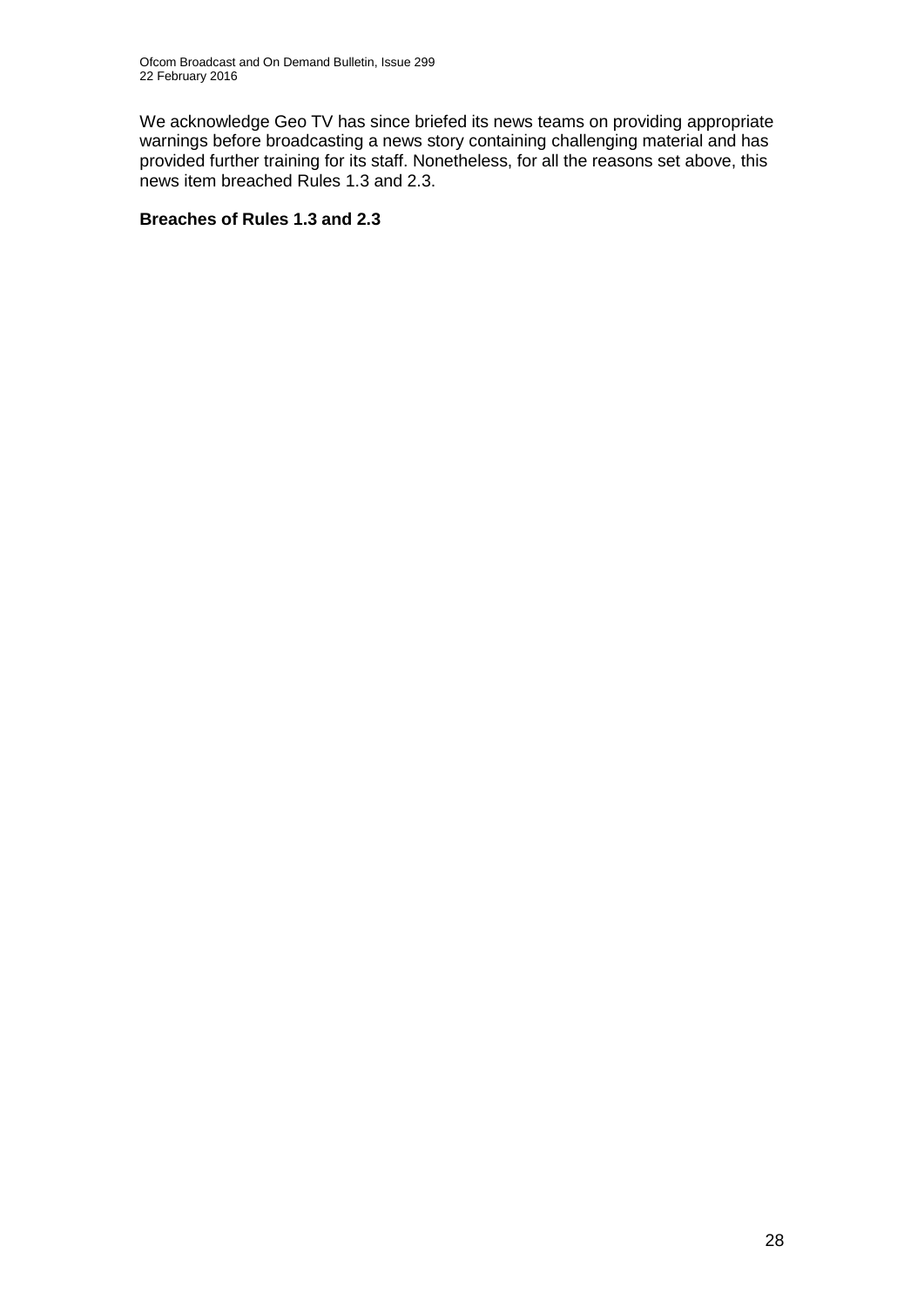We acknowledge Geo TV has since briefed its news teams on providing appropriate warnings before broadcasting a news story containing challenging material and has provided further training for its staff. Nonetheless, for all the reasons set above, this news item breached Rules 1.3 and 2.3.

**Breaches of Rules 1.3 and 2.3**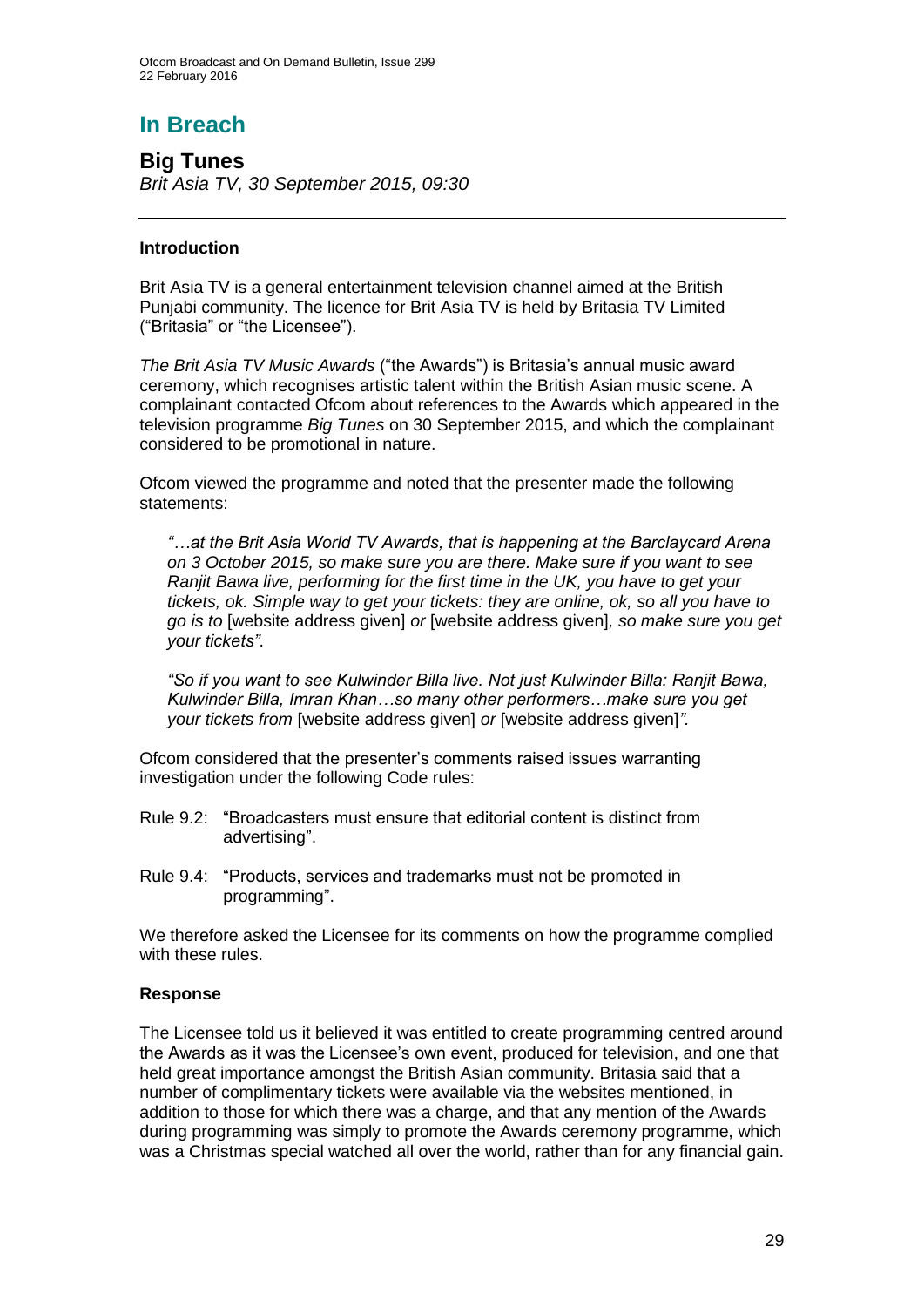# In Breach

## Big Tunes

*Brit Asia TV, 30 September 2015, 09:30*

---

### Introduction

Brit Asia TV is a general entertainment television channel aimed at the British Punjabi community. The licence for Brit Asia TV is held by Britasia TV Limited ("Britasia" or "the Licensee").

*The Brit Asia TV Music Awards* ("the Awards") is Britasia's annual music award ceremony, which recognises artistic talent within the British Asian music scene. A complainant contacted Ofcom about references to the Awards which appeared in the television programme *Big Tunes* on 30 September 2015, and which the complainant considered to be promotional in nature.

Ofcom viewed the programme and noted that the presenter made the following statements:

> *"…at the Brit Asia World TV Awards, that is happening at the Barclaycard Arena on 3 October 2015, so make sure you are there. Make sure if you want to see Ranjit Bawa live, performing for the first time in the UK, you have to get your tickets, ok. Simple way to get your tickets: they are online, ok, so all you have to go is to* [website address given] *or* [website address given]*, so make sure you get your tickets".*
>
> *"So if you want to see Kulwinder Billa live. Not just Kulwinder Billa: Ranjit Bawa, Kulwinder Billa, Imran Khan…so many other performers…make sure you get your tickets from* [website address given] *or* [website address given]*".*

Ofcom considered that the presenter's comments raised issues warranting investigation under the following Code rules:

- Rule 9.2: "Broadcasters must ensure that editorial content is distinct from advertising".
- Rule 9.4: "Products, services and trademarks must not be promoted in programming".

We therefore asked the Licensee for its comments on how the programme complied with these rules.

### Response

The Licensee told us it believed it was entitled to create programming centred around the Awards as it was the Licensee's own event, produced for television, and one that held great importance amongst the British Asian community. Britasia said that a number of complimentary tickets were available via the websites mentioned, in addition to those for which there was a charge, and that any mention of the Awards during programming was simply to promote the Awards ceremony programme, which was a Christmas special watched all over the world, rather than for any financial gain.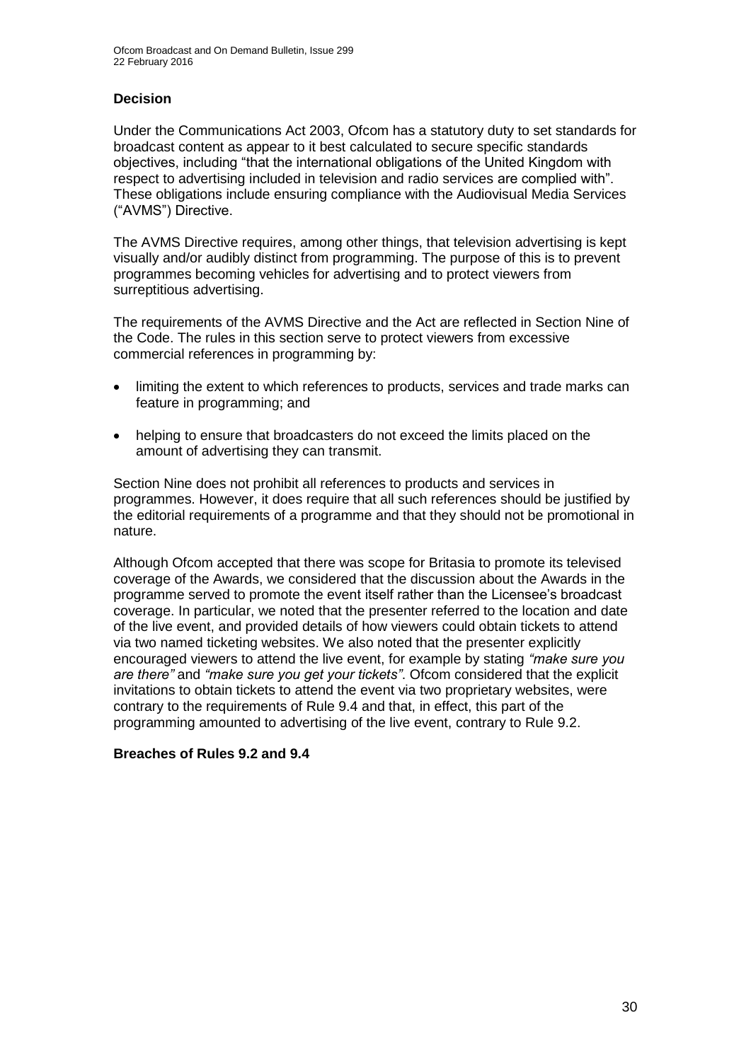### Decision

Under the Communications Act 2003, Ofcom has a statutory duty to set standards for broadcast content as appear to it best calculated to secure specific standards objectives, including "that the international obligations of the United Kingdom with respect to advertising included in television and radio services are complied with". These obligations include ensuring compliance with the Audiovisual Media Services ("AVMS") Directive.

The AVMS Directive requires, among other things, that television advertising is kept visually and/or audibly distinct from programming. The purpose of this is to prevent programmes becoming vehicles for advertising and to protect viewers from surreptitious advertising.

The requirements of the AVMS Directive and the Act are reflected in Section Nine of the Code. The rules in this section serve to protect viewers from excessive commercial references in programming by:

- limiting the extent to which references to products, services and trade marks can feature in programming; and
- helping to ensure that broadcasters do not exceed the limits placed on the amount of advertising they can transmit.

Section Nine does not prohibit all references to products and services in programmes. However, it does require that all such references should be justified by the editorial requirements of a programme and that they should not be promotional in nature.

Although Ofcom accepted that there was scope for Britasia to promote its televised coverage of the Awards, we considered that the discussion about the Awards in the programme served to promote the event itself rather than the Licensee's broadcast coverage. In particular, we noted that the presenter referred to the location and date of the live event, and provided details of how viewers could obtain tickets to attend via two named ticketing websites. We also noted that the presenter explicitly encouraged viewers to attend the live event, for example by stating *"make sure you are there"* and *"make sure you get your tickets"*. Ofcom considered that the explicit invitations to obtain tickets to attend the event via two proprietary websites, were contrary to the requirements of Rule 9.4 and that, in effect, this part of the programming amounted to advertising of the live event, contrary to Rule 9.2.

**Breaches of Rules 9.2 and 9.4**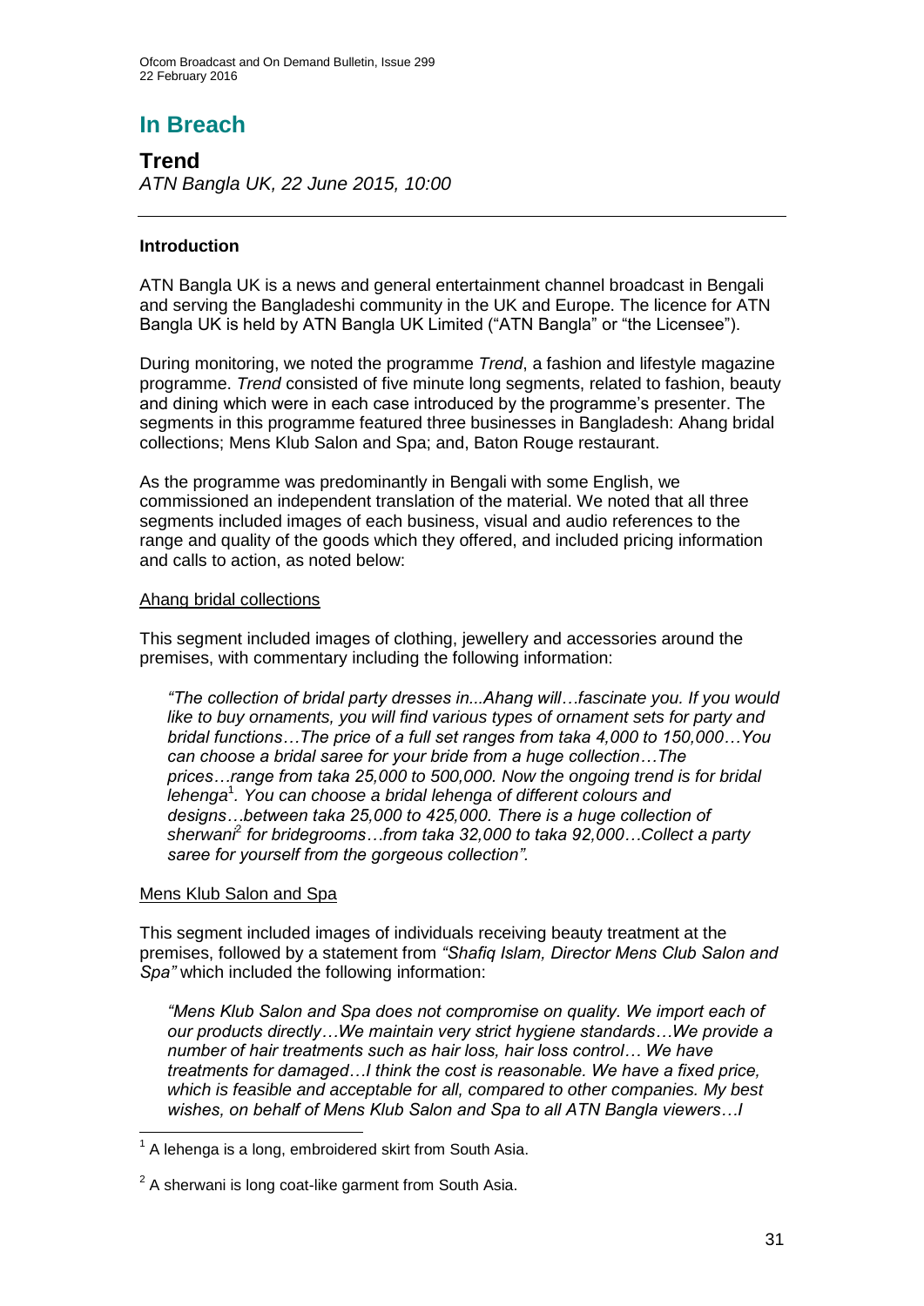# In Breach

## Trend

*ATN Bangla UK, 22 June 2015, 10:00*

---

### Introduction

ATN Bangla UK is a news and general entertainment channel broadcast in Bengali and serving the Bangladeshi community in the UK and Europe. The licence for ATN Bangla UK is held by ATN Bangla UK Limited ("ATN Bangla" or "the Licensee").

During monitoring, we noted the programme *Trend*, a fashion and lifestyle magazine programme. *Trend* consisted of five minute long segments, related to fashion, beauty and dining which were in each case introduced by the programme's presenter. The segments in this programme featured three businesses in Bangladesh: Ahang bridal collections; Mens Klub Salon and Spa; and, Baton Rouge restaurant.

As the programme was predominantly in Bengali with some English, we commissioned an independent translation of the material. We noted that all three segments included images of each business, visual and audio references to the range and quality of the goods which they offered, and included pricing information and calls to action, as noted below:

Ahang bridal collections

This segment included images of clothing, jewellery and accessories around the premises, with commentary including the following information:

> *"The collection of bridal party dresses in...Ahang will…fascinate you. If you would like to buy ornaments, you will find various types of ornament sets for party and bridal functions…The price of a full set ranges from taka 4,000 to 150,000…You can choose a bridal saree for your bride from a huge collection…The prices…range from taka 25,000 to 500,000. Now the ongoing trend is for bridal lehenga*[1]*. You can choose a bridal lehenga of different colours and designs…between taka 25,000 to 425,000. There is a huge collection of sherwani*[2] *for bridegrooms…from taka 32,000 to taka 92,000…Collect a party saree for yourself from the gorgeous collection".*

Mens Klub Salon and Spa

This segment included images of individuals receiving beauty treatment at the premises, followed by a statement from *"Shafiq Islam, Director Mens Club Salon and Spa"* which included the following information:

> *"Mens Klub Salon and Spa does not compromise on quality. We import each of our products directly…We maintain very strict hygiene standards…We provide a number of hair treatments such as hair loss, hair loss control… We have treatments for damaged…I think the cost is reasonable. We have a fixed price, which is feasible and acceptable for all, compared to other companies. My best wishes, on behalf of Mens Klub Salon and Spa to all ATN Bangla viewers…I*

---

[1] A lehenga is a long, embroidered skirt from South Asia.

[2] A sherwani is long coat-like garment from South Asia.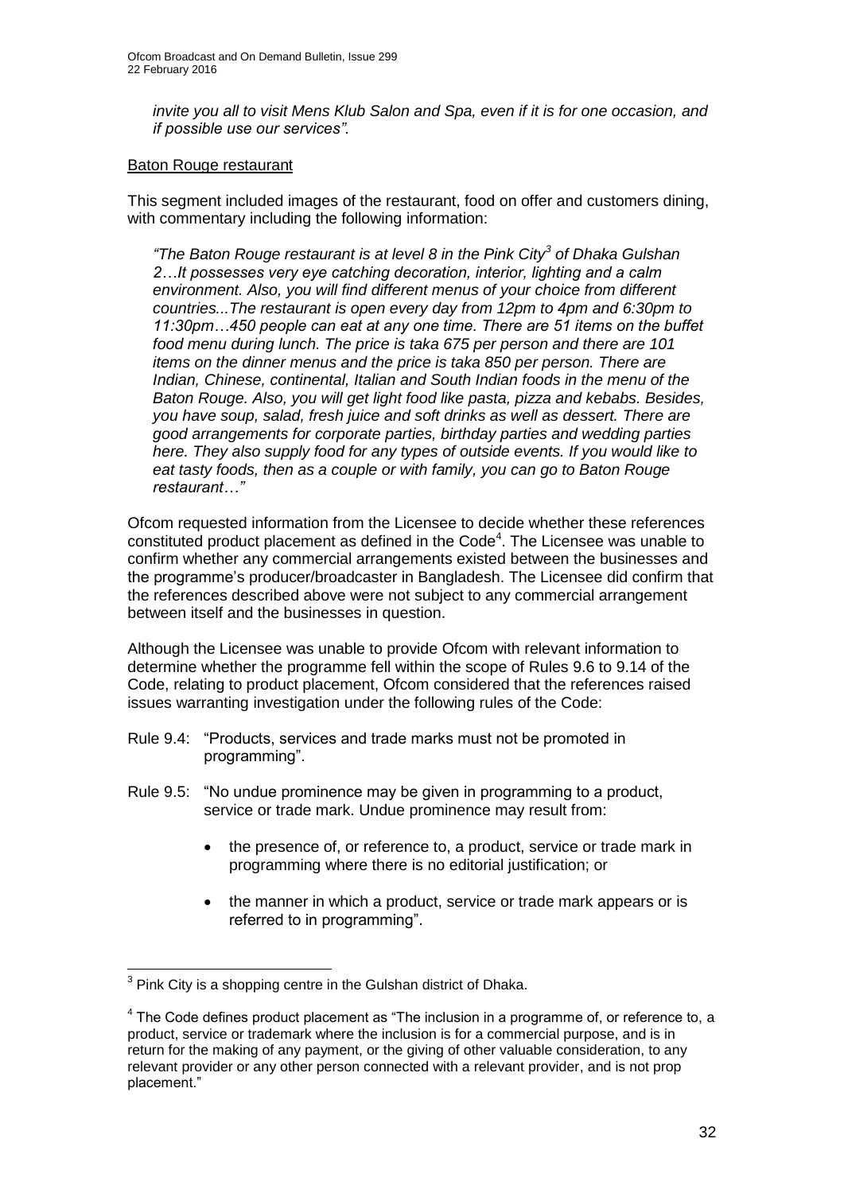*invite you all to visit Mens Klub Salon and Spa, even if it is for one occasion, and if possible use our services".*

Baton Rouge restaurant

This segment included images of the restaurant, food on offer and customers dining, with commentary including the following information:

> *"The Baton Rouge restaurant is at level 8 in the Pink City*[3] *of Dhaka Gulshan 2…It possesses very eye catching decoration, interior, lighting and a calm environment. Also, you will find different menus of your choice from different countries...The restaurant is open every day from 12pm to 4pm and 6:30pm to 11:30pm…450 people can eat at any one time. There are 51 items on the buffet food menu during lunch. The price is taka 675 per person and there are 101 items on the dinner menus and the price is taka 850 per person. There are Indian, Chinese, continental, Italian and South Indian foods in the menu of the Baton Rouge. Also, you will get light food like pasta, pizza and kebabs. Besides, you have soup, salad, fresh juice and soft drinks as well as dessert. There are good arrangements for corporate parties, birthday parties and wedding parties here. They also supply food for any types of outside events. If you would like to eat tasty foods, then as a couple or with family, you can go to Baton Rouge restaurant…"*

Ofcom requested information from the Licensee to decide whether these references constituted product placement as defined in the Code[4]. The Licensee was unable to confirm whether any commercial arrangements existed between the businesses and the programme's producer/broadcaster in Bangladesh. The Licensee did confirm that the references described above were not subject to any commercial arrangement between itself and the businesses in question.

Although the Licensee was unable to provide Ofcom with relevant information to determine whether the programme fell within the scope of Rules 9.6 to 9.14 of the Code, relating to product placement, Ofcom considered that the references raised issues warranting investigation under the following rules of the Code:

Rule 9.4: "Products, services and trade marks must not be promoted in programming".

Rule 9.5: "No undue prominence may be given in programming to a product, service or trade mark. Undue prominence may result from:

- the presence of, or reference to, a product, service or trade mark in programming where there is no editorial justification; or
- the manner in which a product, service or trade mark appears or is referred to in programming".

---

[3] Pink City is a shopping centre in the Gulshan district of Dhaka.

[4] The Code defines product placement as "The inclusion in a programme of, or reference to, a product, service or trademark where the inclusion is for a commercial purpose, and is in return for the making of any payment, or the giving of other valuable consideration, to any relevant provider or any other person connected with a relevant provider, and is not prop placement."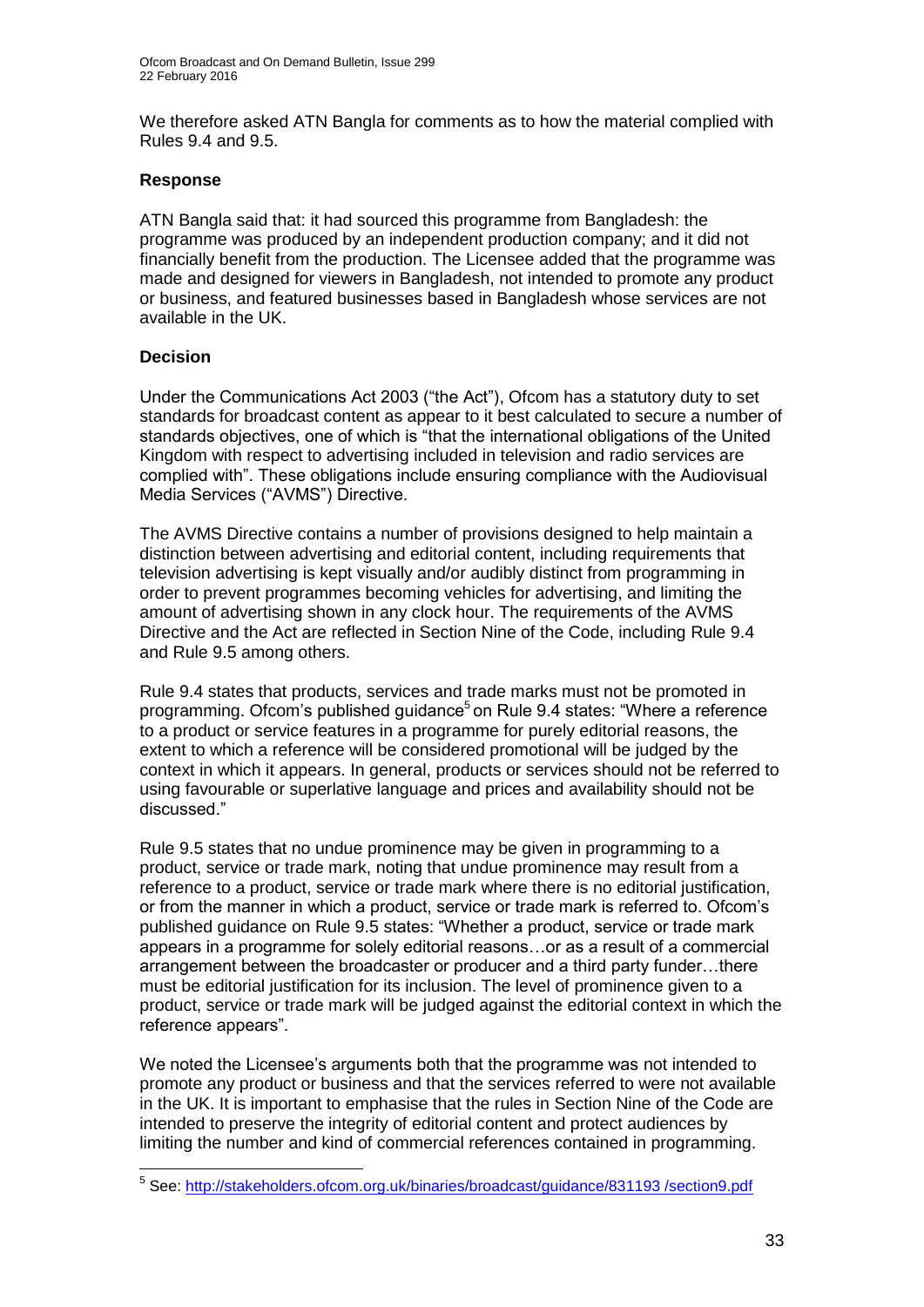We therefore asked ATN Bangla for comments as to how the material complied with Rules 9.4 and 9.5.

### Response

ATN Bangla said that: it had sourced this programme from Bangladesh: the programme was produced by an independent production company; and it did not financially benefit from the production. The Licensee added that the programme was made and designed for viewers in Bangladesh, not intended to promote any product or business, and featured businesses based in Bangladesh whose services are not available in the UK.

### Decision

Under the Communications Act 2003 ("the Act"), Ofcom has a statutory duty to set standards for broadcast content as appear to it best calculated to secure a number of standards objectives, one of which is "that the international obligations of the United Kingdom with respect to advertising included in television and radio services are complied with". These obligations include ensuring compliance with the Audiovisual Media Services ("AVMS") Directive.

The AVMS Directive contains a number of provisions designed to help maintain a distinction between advertising and editorial content, including requirements that television advertising is kept visually and/or audibly distinct from programming in order to prevent programmes becoming vehicles for advertising, and limiting the amount of advertising shown in any clock hour. The requirements of the AVMS Directive and the Act are reflected in Section Nine of the Code, including Rule 9.4 and Rule 9.5 among others.

Rule 9.4 states that products, services and trade marks must not be promoted in programming. Ofcom's published guidance[5] on Rule 9.4 states: "Where a reference to a product or service features in a programme for purely editorial reasons, the extent to which a reference will be considered promotional will be judged by the context in which it appears. In general, products or services should not be referred to using favourable or superlative language and prices and availability should not be discussed."

Rule 9.5 states that no undue prominence may be given in programming to a product, service or trade mark, noting that undue prominence may result from a reference to a product, service or trade mark where there is no editorial justification, or from the manner in which a product, service or trade mark is referred to. Ofcom's published guidance on Rule 9.5 states: "Whether a product, service or trade mark appears in a programme for solely editorial reasons…or as a result of a commercial arrangement between the broadcaster or producer and a third party funder…there must be editorial justification for its inclusion. The level of prominence given to a product, service or trade mark will be judged against the editorial context in which the reference appears".

We noted the Licensee's arguments both that the programme was not intended to promote any product or business and that the services referred to were not available in the UK. It is important to emphasise that the rules in Section Nine of the Code are intended to preserve the integrity of editorial content and protect audiences by limiting the number and kind of commercial references contained in programming.

---

[5] See: http://stakeholders.ofcom.org.uk/binaries/broadcast/guidance/831193 /section9.pdf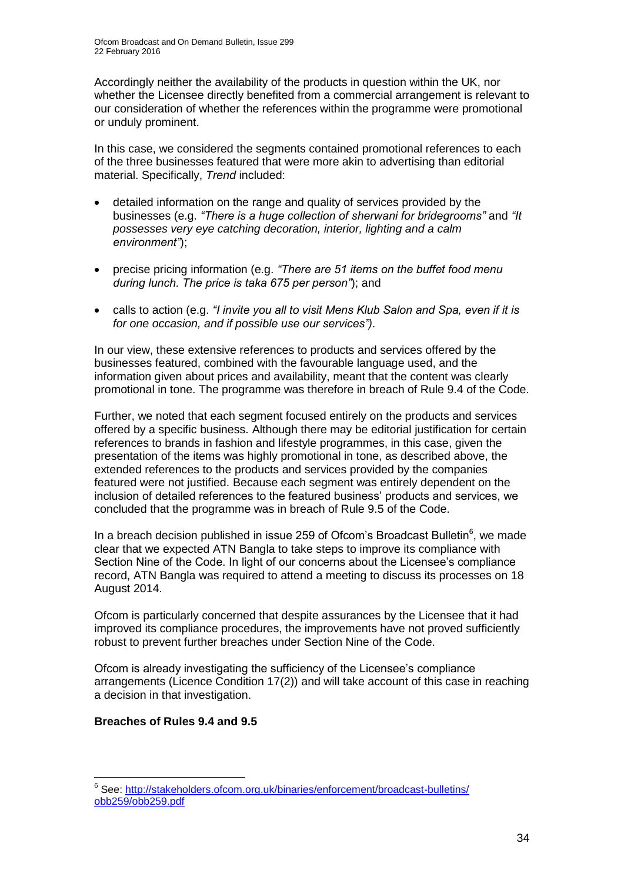Accordingly neither the availability of the products in question within the UK, nor whether the Licensee directly benefited from a commercial arrangement is relevant to our consideration of whether the references within the programme were promotional or unduly prominent.

In this case, we considered the segments contained promotional references to each of the three businesses featured that were more akin to advertising than editorial material. Specifically, *Trend* included:

- detailed information on the range and quality of services provided by the businesses (e.g. *"There is a huge collection of sherwani for bridegrooms"* and *"It possesses very eye catching decoration, interior, lighting and a calm environment"*);
- precise pricing information (e.g. *"There are 51 items on the buffet food menu during lunch. The price is taka 675 per person"*); and
- calls to action (e.g. *"I invite you all to visit Mens Klub Salon and Spa, even if it is for one occasion, and if possible use our services").*

In our view, these extensive references to products and services offered by the businesses featured, combined with the favourable language used, and the information given about prices and availability, meant that the content was clearly promotional in tone. The programme was therefore in breach of Rule 9.4 of the Code.

Further, we noted that each segment focused entirely on the products and services offered by a specific business. Although there may be editorial justification for certain references to brands in fashion and lifestyle programmes, in this case, given the presentation of the items was highly promotional in tone, as described above, the extended references to the products and services provided by the companies featured were not justified. Because each segment was entirely dependent on the inclusion of detailed references to the featured business' products and services, we concluded that the programme was in breach of Rule 9.5 of the Code.

In a breach decision published in issue 259 of Ofcom's Broadcast Bulletin[6], we made clear that we expected ATN Bangla to take steps to improve its compliance with Section Nine of the Code. In light of our concerns about the Licensee's compliance record, ATN Bangla was required to attend a meeting to discuss its processes on 18 August 2014.

Ofcom is particularly concerned that despite assurances by the Licensee that it had improved its compliance procedures, the improvements have not proved sufficiently robust to prevent further breaches under Section Nine of the Code.

Ofcom is already investigating the sufficiency of the Licensee's compliance arrangements (Licence Condition 17(2)) and will take account of this case in reaching a decision in that investigation.

**Breaches of Rules 9.4 and 9.5**

---

[6] See: http://stakeholders.ofcom.org.uk/binaries/enforcement/broadcast-bulletins/obb259/obb259.pdf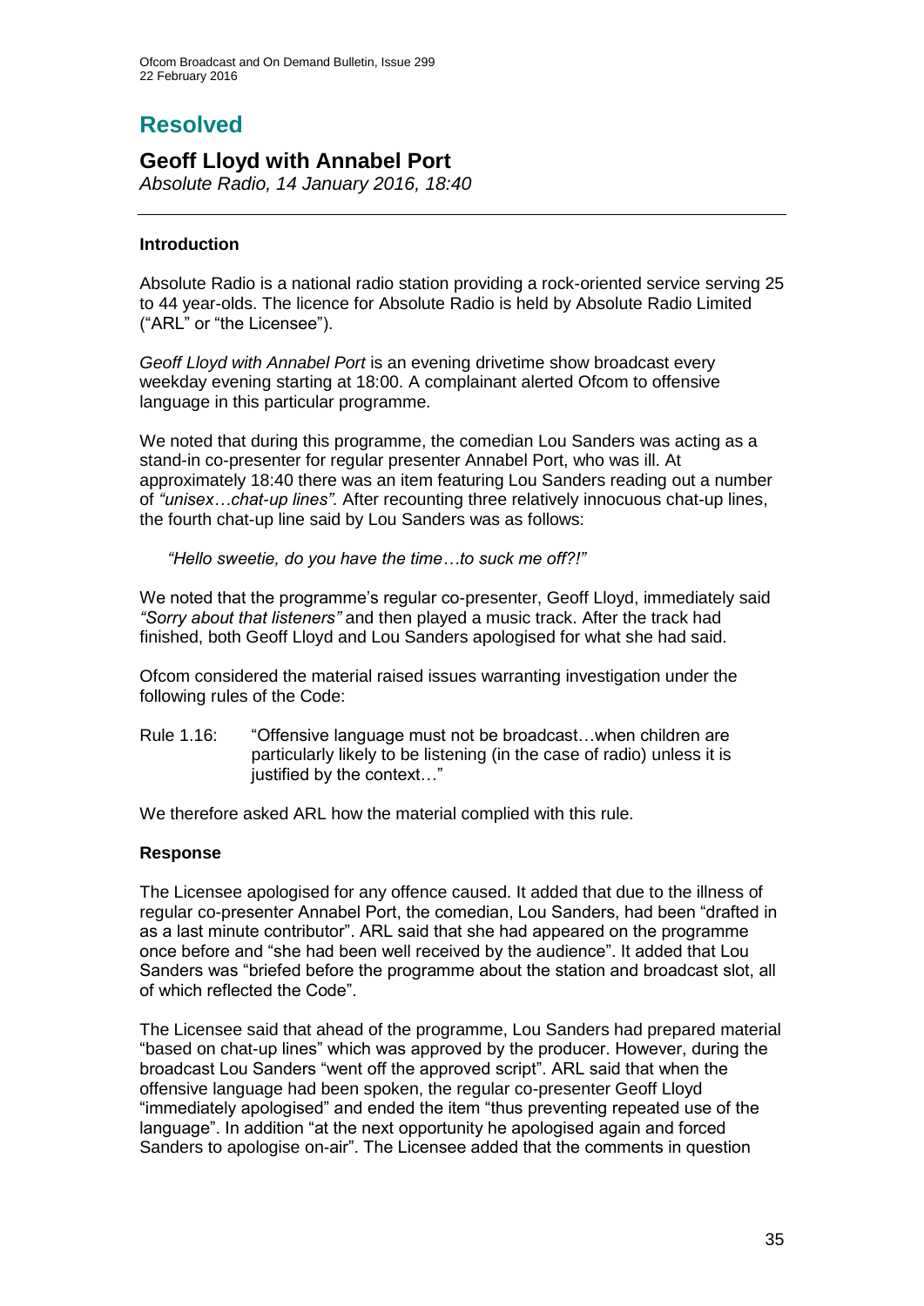# Resolved

## Geoff Lloyd with Annabel Port

*Absolute Radio, 14 January 2016, 18:40*

---

### Introduction

Absolute Radio is a national radio station providing a rock-oriented service serving 25 to 44 year-olds. The licence for Absolute Radio is held by Absolute Radio Limited ("ARL" or "the Licensee").

*Geoff Lloyd with Annabel Port* is an evening drivetime show broadcast every weekday evening starting at 18:00. A complainant alerted Ofcom to offensive language in this particular programme.

We noted that during this programme, the comedian Lou Sanders was acting as a stand-in co-presenter for regular presenter Annabel Port, who was ill. At approximately 18:40 there was an item featuring Lou Sanders reading out a number of *"unisex…chat-up lines".* After recounting three relatively innocuous chat-up lines, the fourth chat-up line said by Lou Sanders was as follows:

> *"Hello sweetie, do you have the time…to suck me off?!"*

We noted that the programme's regular co-presenter, Geoff Lloyd, immediately said *"Sorry about that listeners"* and then played a music track. After the track had finished, both Geoff Lloyd and Lou Sanders apologised for what she had said.

Ofcom considered the material raised issues warranting investigation under the following rules of the Code:

Rule 1.16: "Offensive language must not be broadcast…when children are particularly likely to be listening (in the case of radio) unless it is justified by the context…"

We therefore asked ARL how the material complied with this rule.

### Response

The Licensee apologised for any offence caused. It added that due to the illness of regular co-presenter Annabel Port, the comedian, Lou Sanders, had been "drafted in as a last minute contributor". ARL said that she had appeared on the programme once before and "she had been well received by the audience". It added that Lou Sanders was "briefed before the programme about the station and broadcast slot, all of which reflected the Code".

The Licensee said that ahead of the programme, Lou Sanders had prepared material "based on chat-up lines" which was approved by the producer. However, during the broadcast Lou Sanders "went off the approved script". ARL said that when the offensive language had been spoken, the regular co-presenter Geoff Lloyd "immediately apologised" and ended the item "thus preventing repeated use of the language". In addition "at the next opportunity he apologised again and forced Sanders to apologise on-air". The Licensee added that the comments in question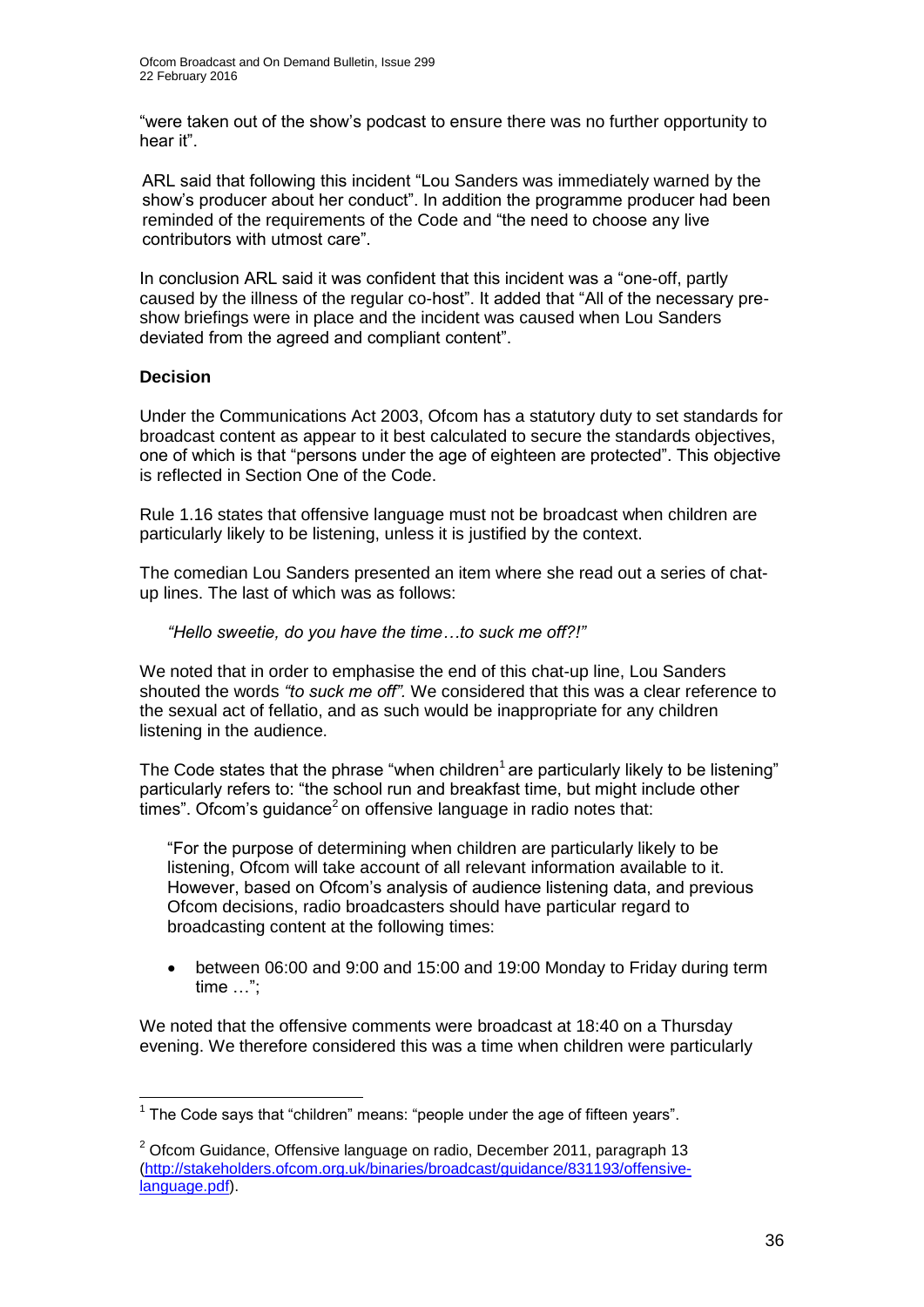"were taken out of the show's podcast to ensure there was no further opportunity to hear it".

ARL said that following this incident "Lou Sanders was immediately warned by the show's producer about her conduct". In addition the programme producer had been reminded of the requirements of the Code and "the need to choose any live contributors with utmost care".

In conclusion ARL said it was confident that this incident was a "one-off, partly caused by the illness of the regular co-host". It added that "All of the necessary pre-show briefings were in place and the incident was caused when Lou Sanders deviated from the agreed and compliant content".

**Decision**

Under the Communications Act 2003, Ofcom has a statutory duty to set standards for broadcast content as appear to it best calculated to secure the standards objectives, one of which is that "persons under the age of eighteen are protected". This objective is reflected in Section One of the Code.

Rule 1.16 states that offensive language must not be broadcast when children are particularly likely to be listening, unless it is justified by the context.

The comedian Lou Sanders presented an item where she read out a series of chat-up lines. The last of which was as follows:

> *"Hello sweetie, do you have the time…to suck me off?!"*

We noted that in order to emphasise the end of this chat-up line, Lou Sanders shouted the words *"to suck me off".* We considered that this was a clear reference to the sexual act of fellatio, and as such would be inappropriate for any children listening in the audience.

The Code states that the phrase "when children[1] are particularly likely to be listening" particularly refers to: "the school run and breakfast time, but might include other times". Ofcom's guidance[2] on offensive language in radio notes that:

> "For the purpose of determining when children are particularly likely to be listening, Ofcom will take account of all relevant information available to it. However, based on Ofcom's analysis of audience listening data, and previous Ofcom decisions, radio broadcasters should have particular regard to broadcasting content at the following times:
>
> - between 06:00 and 9:00 and 15:00 and 19:00 Monday to Friday during term time …";

We noted that the offensive comments were broadcast at 18:40 on a Thursday evening. We therefore considered this was a time when children were particularly

---

[1] The Code says that "children" means: "people under the age of fifteen years".

[2] Ofcom Guidance, Offensive language on radio, December 2011, paragraph 13 (http://stakeholders.ofcom.org.uk/binaries/broadcast/guidance/831193/offensive-language.pdf).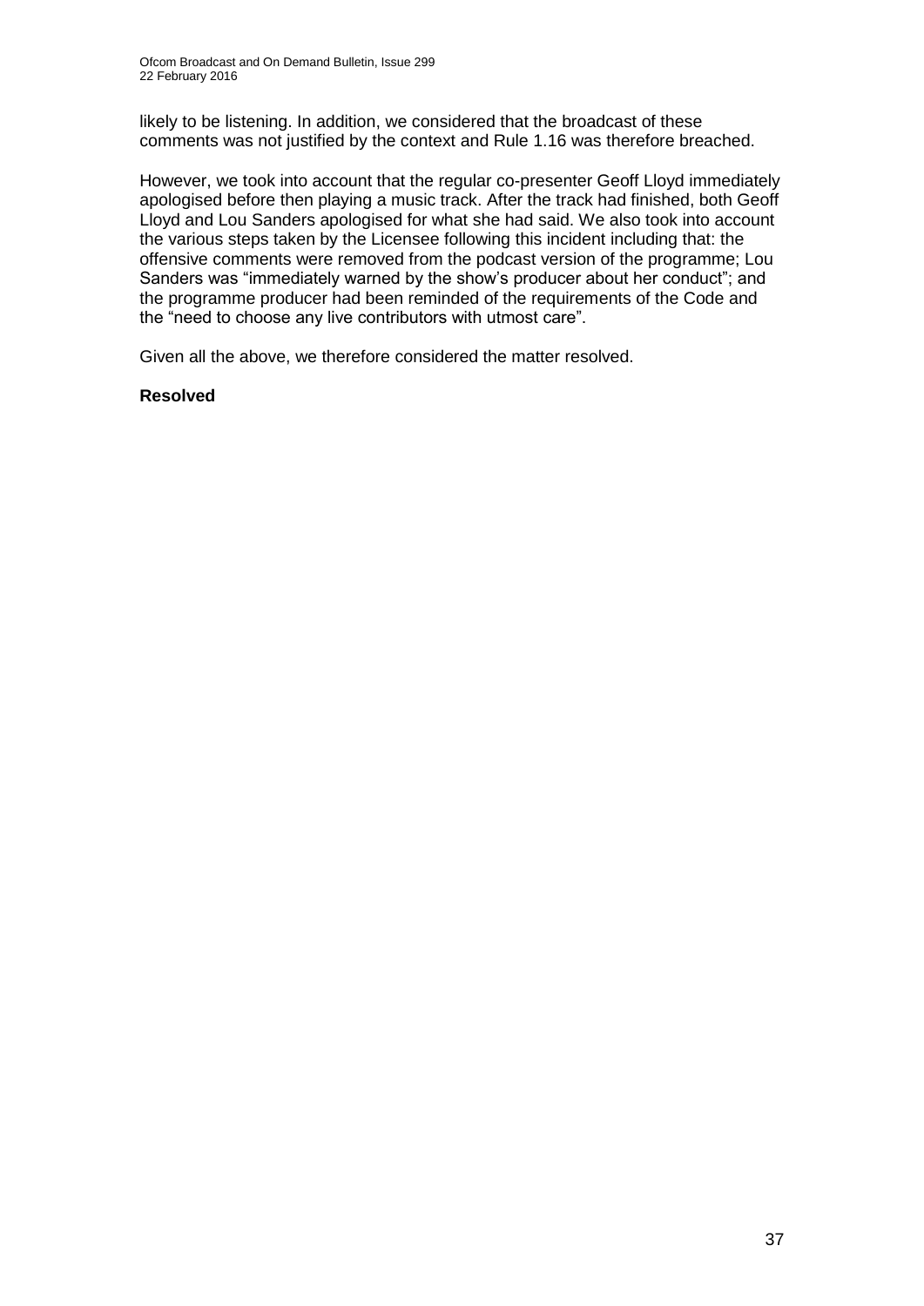likely to be listening. In addition, we considered that the broadcast of these comments was not justified by the context and Rule 1.16 was therefore breached.

However, we took into account that the regular co-presenter Geoff Lloyd immediately apologised before then playing a music track. After the track had finished, both Geoff Lloyd and Lou Sanders apologised for what she had said. We also took into account the various steps taken by the Licensee following this incident including that: the offensive comments were removed from the podcast version of the programme; Lou Sanders was "immediately warned by the show's producer about her conduct"; and the programme producer had been reminded of the requirements of the Code and the "need to choose any live contributors with utmost care".

Given all the above, we therefore considered the matter resolved.

**Resolved**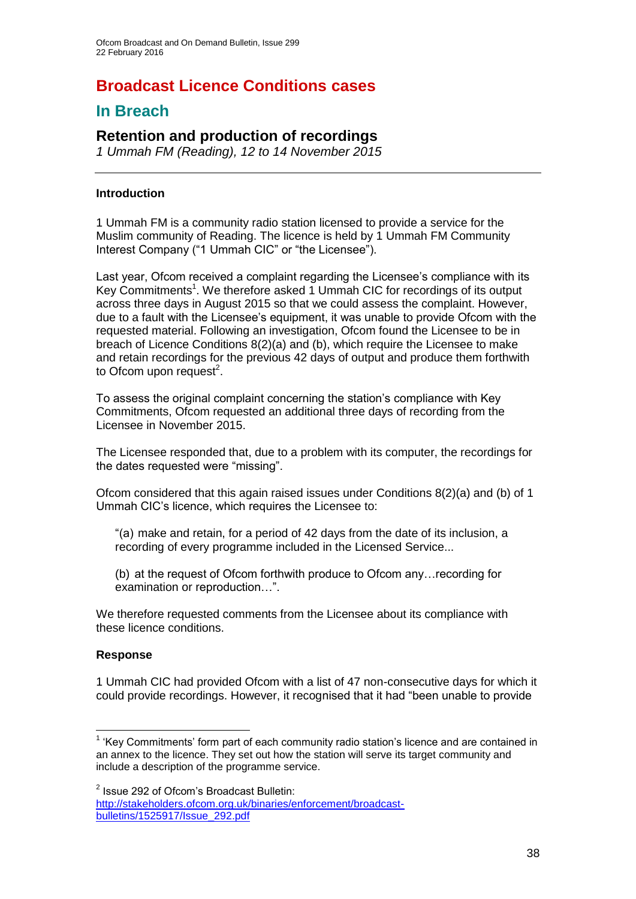# Broadcast Licence Conditions cases

## In Breach

### Retention and production of recordings

*1 Ummah FM (Reading), 12 to 14 November 2015*

---

**Introduction**

1 Ummah FM is a community radio station licensed to provide a service for the Muslim community of Reading. The licence is held by 1 Ummah FM Community Interest Company ("1 Ummah CIC" or "the Licensee").

Last year, Ofcom received a complaint regarding the Licensee's compliance with its Key Commitments[1]. We therefore asked 1 Ummah CIC for recordings of its output across three days in August 2015 so that we could assess the complaint. However, due to a fault with the Licensee's equipment, it was unable to provide Ofcom with the requested material. Following an investigation, Ofcom found the Licensee to be in breach of Licence Conditions 8(2)(a) and (b), which require the Licensee to make and retain recordings for the previous 42 days of output and produce them forthwith to Ofcom upon request[2].

To assess the original complaint concerning the station's compliance with Key Commitments, Ofcom requested an additional three days of recording from the Licensee in November 2015.

The Licensee responded that, due to a problem with its computer, the recordings for the dates requested were "missing".

Ofcom considered that this again raised issues under Conditions 8(2)(a) and (b) of 1 Ummah CIC's licence, which requires the Licensee to:

> "(a) make and retain, for a period of 42 days from the date of its inclusion, a recording of every programme included in the Licensed Service...
>
> (b) at the request of Ofcom forthwith produce to Ofcom any…recording for examination or reproduction…".

We therefore requested comments from the Licensee about its compliance with these licence conditions.

**Response**

1 Ummah CIC had provided Ofcom with a list of 47 non-consecutive days for which it could provide recordings. However, it recognised that it had "been unable to provide

---

[1] 'Key Commitments' form part of each community radio station's licence and are contained in an annex to the licence. They set out how the station will serve its target community and include a description of the programme service.

[2] Issue 292 of Ofcom's Broadcast Bulletin: http://stakeholders.ofcom.org.uk/binaries/enforcement/broadcast-bulletins/1525917/Issue_292.pdf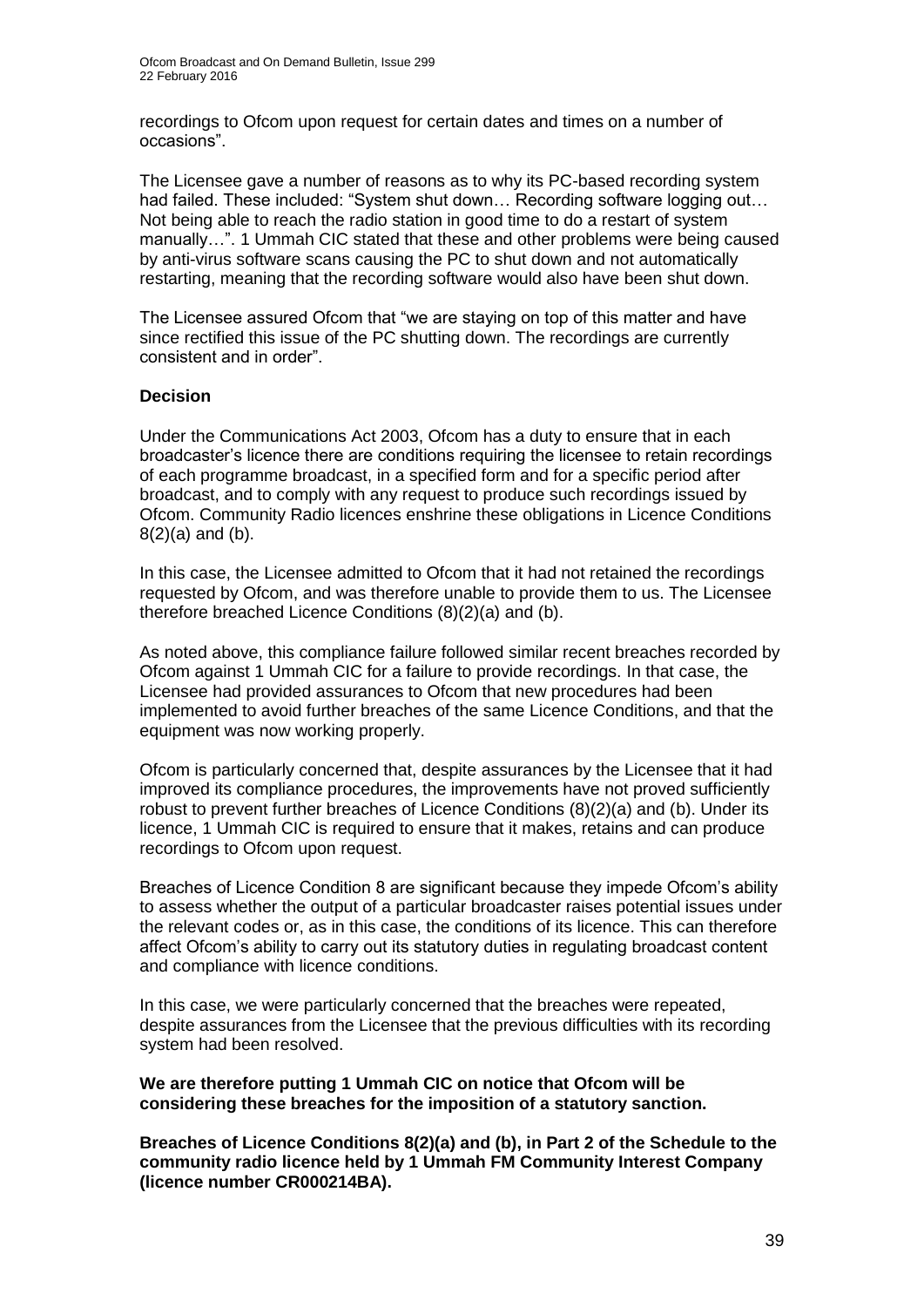recordings to Ofcom upon request for certain dates and times on a number of occasions".

The Licensee gave a number of reasons as to why its PC-based recording system had failed. These included: "System shut down… Recording software logging out… Not being able to reach the radio station in good time to do a restart of system manually…". 1 Ummah CIC stated that these and other problems were being caused by anti-virus software scans causing the PC to shut down and not automatically restarting, meaning that the recording software would also have been shut down.

The Licensee assured Ofcom that "we are staying on top of this matter and have since rectified this issue of the PC shutting down. The recordings are currently consistent and in order".

**Decision**

Under the Communications Act 2003, Ofcom has a duty to ensure that in each broadcaster's licence there are conditions requiring the licensee to retain recordings of each programme broadcast, in a specified form and for a specific period after broadcast, and to comply with any request to produce such recordings issued by Ofcom. Community Radio licences enshrine these obligations in Licence Conditions 8(2)(a) and (b).

In this case, the Licensee admitted to Ofcom that it had not retained the recordings requested by Ofcom, and was therefore unable to provide them to us. The Licensee therefore breached Licence Conditions (8)(2)(a) and (b).

As noted above, this compliance failure followed similar recent breaches recorded by Ofcom against 1 Ummah CIC for a failure to provide recordings. In that case, the Licensee had provided assurances to Ofcom that new procedures had been implemented to avoid further breaches of the same Licence Conditions, and that the equipment was now working properly.

Ofcom is particularly concerned that, despite assurances by the Licensee that it had improved its compliance procedures, the improvements have not proved sufficiently robust to prevent further breaches of Licence Conditions (8)(2)(a) and (b). Under its licence, 1 Ummah CIC is required to ensure that it makes, retains and can produce recordings to Ofcom upon request.

Breaches of Licence Condition 8 are significant because they impede Ofcom's ability to assess whether the output of a particular broadcaster raises potential issues under the relevant codes or, as in this case, the conditions of its licence. This can therefore affect Ofcom's ability to carry out its statutory duties in regulating broadcast content and compliance with licence conditions.

In this case, we were particularly concerned that the breaches were repeated, despite assurances from the Licensee that the previous difficulties with its recording system had been resolved.

**We are therefore putting 1 Ummah CIC on notice that Ofcom will be considering these breaches for the imposition of a statutory sanction.**

**Breaches of Licence Conditions 8(2)(a) and (b), in Part 2 of the Schedule to the community radio licence held by 1 Ummah FM Community Interest Company (licence number CR000214BA).**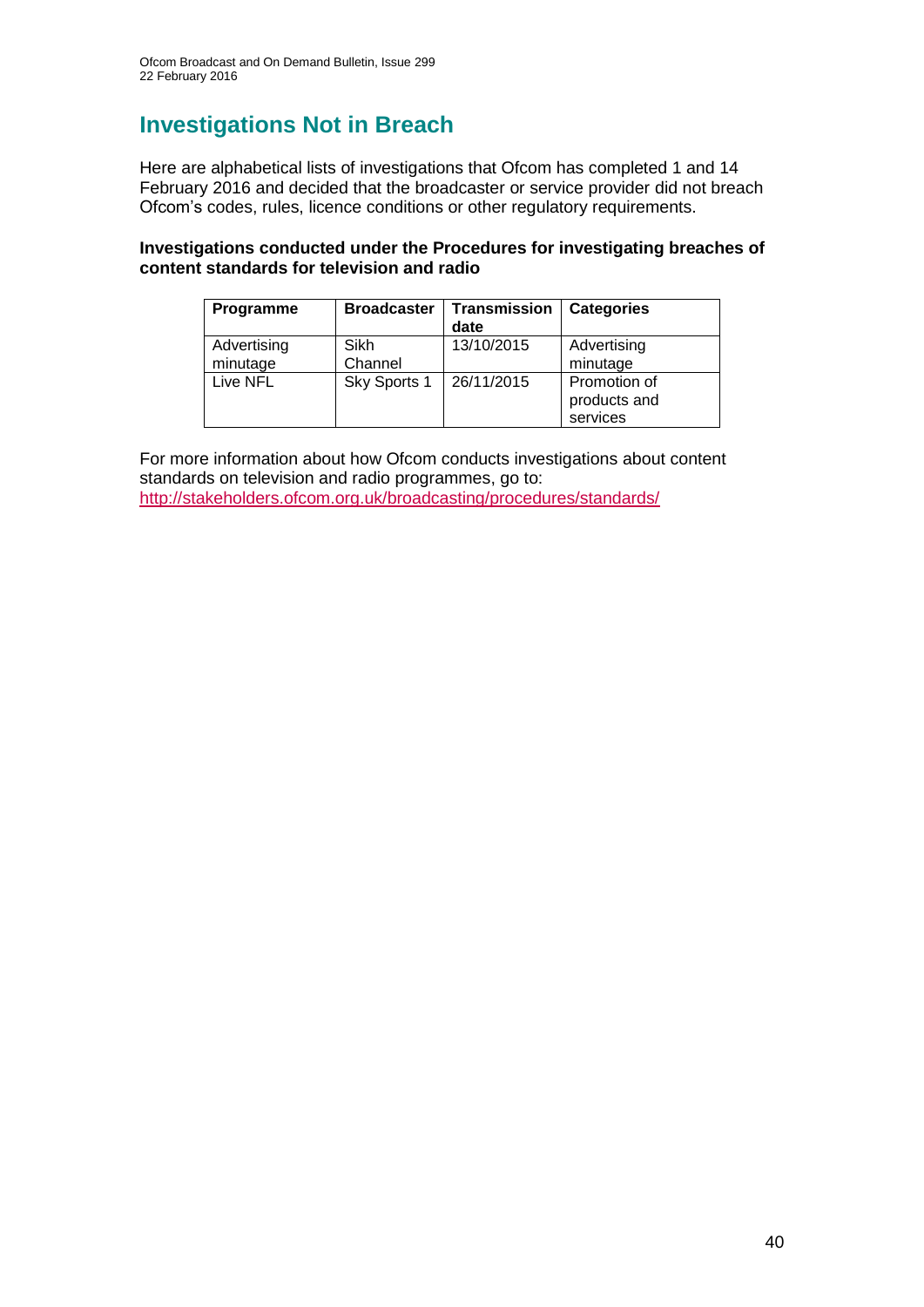# Investigations Not in Breach

Here are alphabetical lists of investigations that Ofcom has completed 1 and 14 February 2016 and decided that the broadcaster or service provider did not breach Ofcom's codes, rules, licence conditions or other regulatory requirements.

**Investigations conducted under the Procedures for investigating breaches of content standards for television and radio**

| Programme | Broadcaster | Transmission date | Categories |
|---|---|---|---|
| Advertising minutage | Sikh Channel | 13/10/2015 | Advertising minutage |
| Live NFL | Sky Sports 1 | 26/11/2015 | Promotion of products and services |

For more information about how Ofcom conducts investigations about content standards on television and radio programmes, go to:
http://stakeholders.ofcom.org.uk/broadcasting/procedures/standards/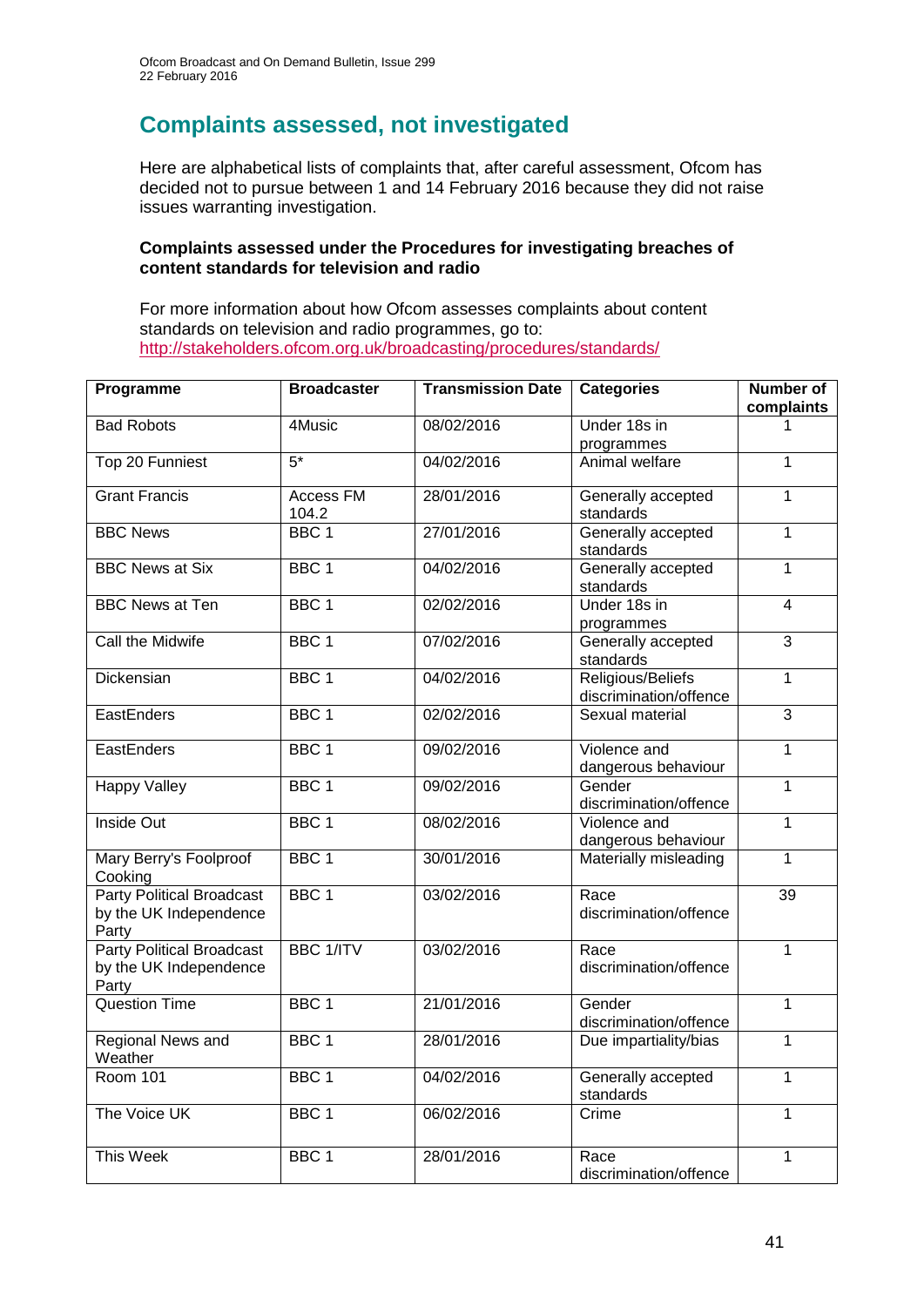# Complaints assessed, not investigated

Here are alphabetical lists of complaints that, after careful assessment, Ofcom has decided not to pursue between 1 and 14 February 2016 because they did not raise issues warranting investigation.

### Complaints assessed under the Procedures for investigating breaches of content standards for television and radio

For more information about how Ofcom assesses complaints about content standards on television and radio programmes, go to: http://stakeholders.ofcom.org.uk/broadcasting/procedures/standards/

| Programme | Broadcaster | Transmission Date | Categories | Number of complaints |
|---|---|---|---|---|
| Bad Robots | 4Music | 08/02/2016 | Under 18s in programmes | 1 |
| Top 20 Funniest | 5* | 04/02/2016 | Animal welfare | 1 |
| Grant Francis | Access FM 104.2 | 28/01/2016 | Generally accepted standards | 1 |
| BBC News | BBC 1 | 27/01/2016 | Generally accepted standards | 1 |
| BBC News at Six | BBC 1 | 04/02/2016 | Generally accepted standards | 1 |
| BBC News at Ten | BBC 1 | 02/02/2016 | Under 18s in programmes | 4 |
| Call the Midwife | BBC 1 | 07/02/2016 | Generally accepted standards | 3 |
| Dickensian | BBC 1 | 04/02/2016 | Religious/Beliefs discrimination/offence | 1 |
| EastEnders | BBC 1 | 02/02/2016 | Sexual material | 3 |
| EastEnders | BBC 1 | 09/02/2016 | Violence and dangerous behaviour | 1 |
| Happy Valley | BBC 1 | 09/02/2016 | Gender discrimination/offence | 1 |
| Inside Out | BBC 1 | 08/02/2016 | Violence and dangerous behaviour | 1 |
| Mary Berry's Foolproof Cooking | BBC 1 | 30/01/2016 | Materially misleading | 1 |
| Party Political Broadcast by the UK Independence Party | BBC 1 | 03/02/2016 | Race discrimination/offence | 39 |
| Party Political Broadcast by the UK Independence Party | BBC 1/ITV | 03/02/2016 | Race discrimination/offence | 1 |
| Question Time | BBC 1 | 21/01/2016 | Gender discrimination/offence | 1 |
| Regional News and Weather | BBC 1 | 28/01/2016 | Due impartiality/bias | 1 |
| Room 101 | BBC 1 | 04/02/2016 | Generally accepted standards | 1 |
| The Voice UK | BBC 1 | 06/02/2016 | Crime | 1 |
| This Week | BBC 1 | 28/01/2016 | Race discrimination/offence | 1 |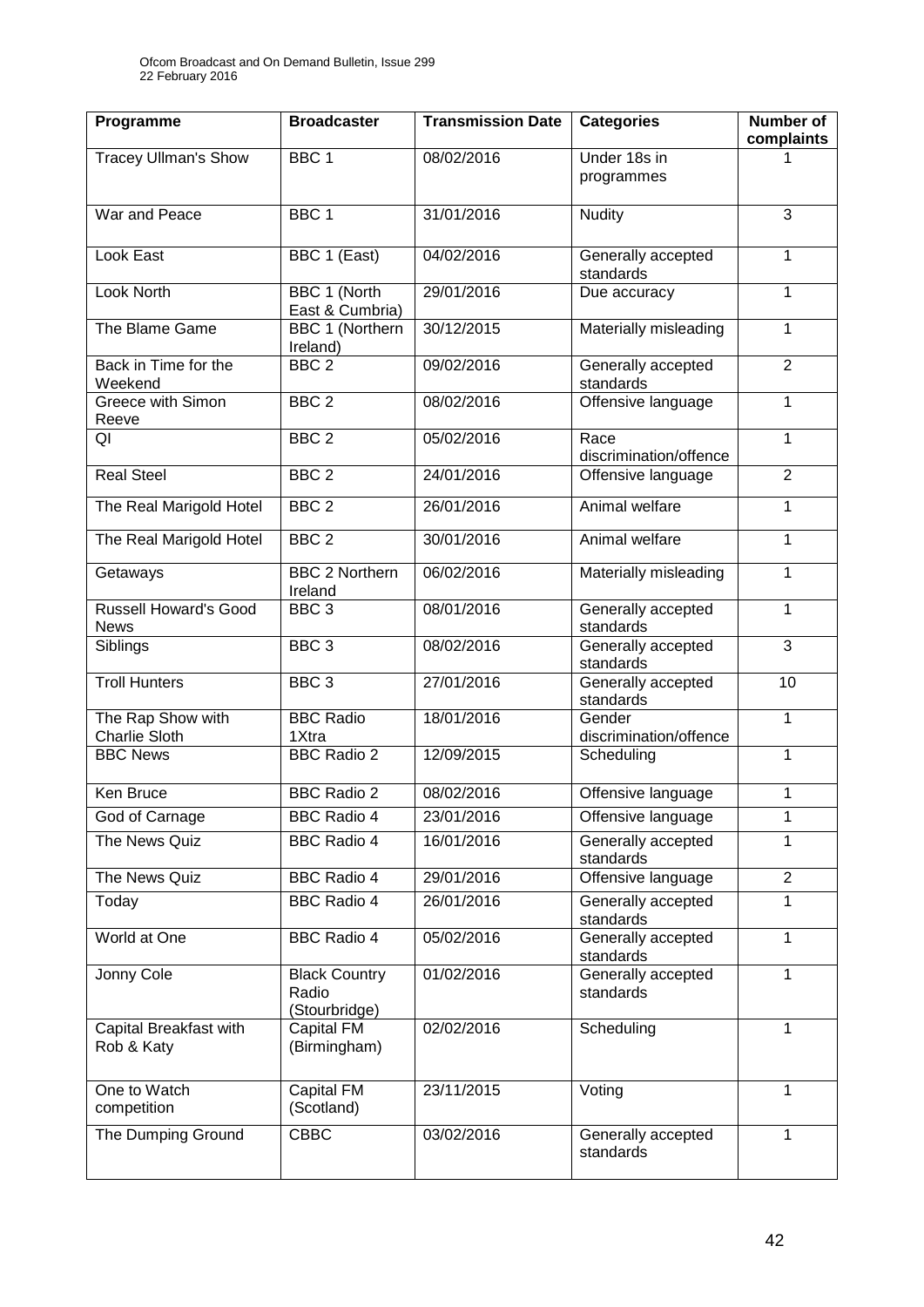| Programme | Broadcaster | Transmission Date | Categories | Number of complaints |
|---|---|---|---|---|
| Tracey Ullman's Show | BBC 1 | 08/02/2016 | Under 18s in programmes | 1 |
| War and Peace | BBC 1 | 31/01/2016 | Nudity | 3 |
| Look East | BBC 1 (East) | 04/02/2016 | Generally accepted standards | 1 |
| Look North | BBC 1 (North East & Cumbria) | 29/01/2016 | Due accuracy | 1 |
| The Blame Game | BBC 1 (Northern Ireland) | 30/12/2015 | Materially misleading | 1 |
| Back in Time for the Weekend | BBC 2 | 09/02/2016 | Generally accepted standards | 2 |
| Greece with Simon Reeve | BBC 2 | 08/02/2016 | Offensive language | 1 |
| QI | BBC 2 | 05/02/2016 | Race discrimination/offence | 1 |
| Real Steel | BBC 2 | 24/01/2016 | Offensive language | 2 |
| The Real Marigold Hotel | BBC 2 | 26/01/2016 | Animal welfare | 1 |
| The Real Marigold Hotel | BBC 2 | 30/01/2016 | Animal welfare | 1 |
| Getaways | BBC 2 Northern Ireland | 06/02/2016 | Materially misleading | 1 |
| Russell Howard's Good News | BBC 3 | 08/01/2016 | Generally accepted standards | 1 |
| Siblings | BBC 3 | 08/02/2016 | Generally accepted standards | 3 |
| Troll Hunters | BBC 3 | 27/01/2016 | Generally accepted standards | 10 |
| The Rap Show with Charlie Sloth | BBC Radio 1Xtra | 18/01/2016 | Gender discrimination/offence | 1 |
| BBC News | BBC Radio 2 | 12/09/2015 | Scheduling | 1 |
| Ken Bruce | BBC Radio 2 | 08/02/2016 | Offensive language | 1 |
| God of Carnage | BBC Radio 4 | 23/01/2016 | Offensive language | 1 |
| The News Quiz | BBC Radio 4 | 16/01/2016 | Generally accepted standards | 1 |
| The News Quiz | BBC Radio 4 | 29/01/2016 | Offensive language | 2 |
| Today | BBC Radio 4 | 26/01/2016 | Generally accepted standards | 1 |
| World at One | BBC Radio 4 | 05/02/2016 | Generally accepted standards | 1 |
| Jonny Cole | Black Country Radio (Stourbridge) | 01/02/2016 | Generally accepted standards | 1 |
| Capital Breakfast with Rob & Katy | Capital FM (Birmingham) | 02/02/2016 | Scheduling | 1 |
| One to Watch competition | Capital FM (Scotland) | 23/11/2015 | Voting | 1 |
| The Dumping Ground | CBBC | 03/02/2016 | Generally accepted standards | 1 |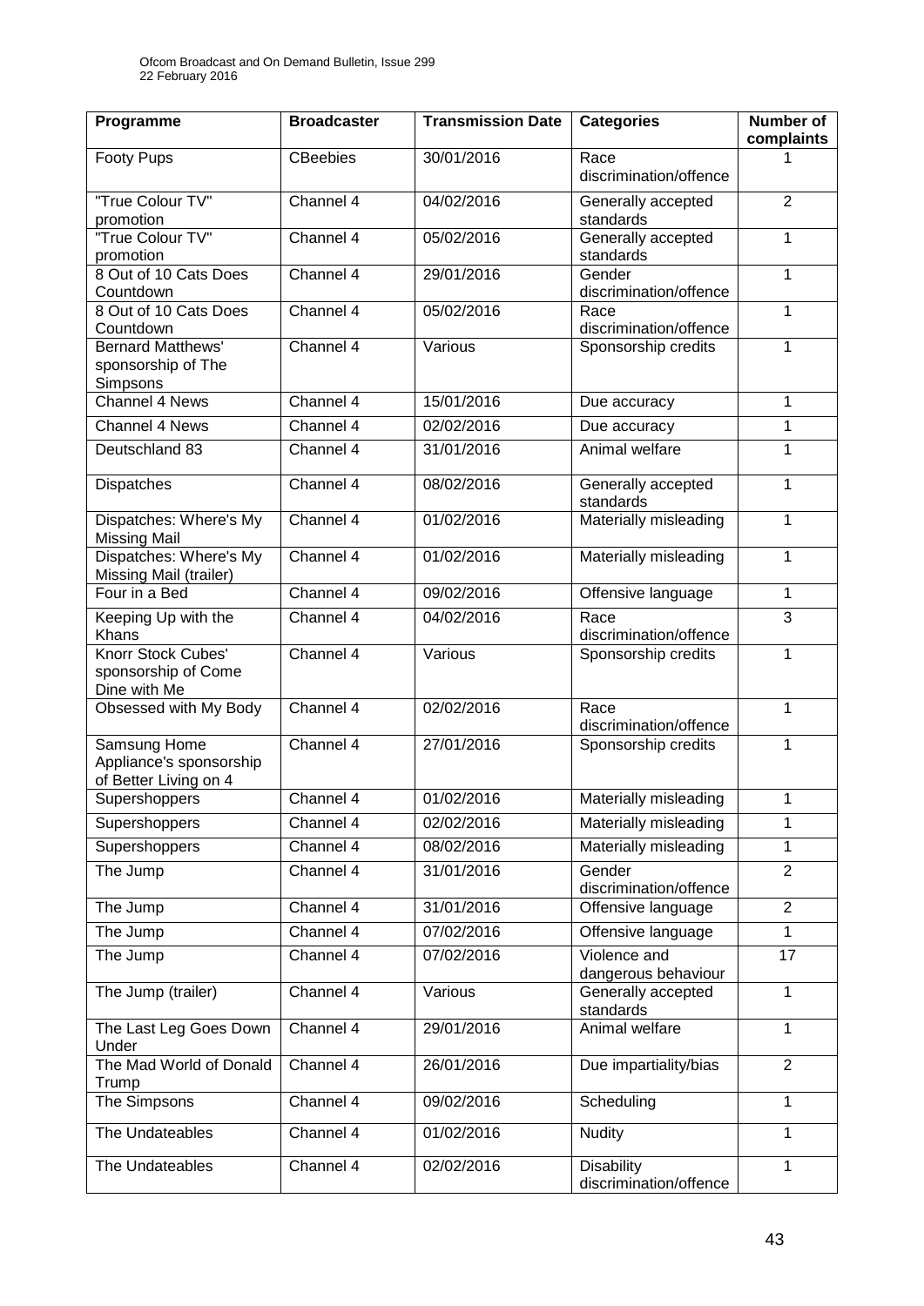| Programme | Broadcaster | Transmission Date | Categories | Number of complaints |
|---|---|---|---|---|
| Footy Pups | CBeebies | 30/01/2016 | Race discrimination/offence | 1 |
| "True Colour TV" promotion | Channel 4 | 04/02/2016 | Generally accepted standards | 2 |
| "True Colour TV" promotion | Channel 4 | 05/02/2016 | Generally accepted standards | 1 |
| 8 Out of 10 Cats Does Countdown | Channel 4 | 29/01/2016 | Gender discrimination/offence | 1 |
| 8 Out of 10 Cats Does Countdown | Channel 4 | 05/02/2016 | Race discrimination/offence | 1 |
| Bernard Matthews' sponsorship of The Simpsons | Channel 4 | Various | Sponsorship credits | 1 |
| Channel 4 News | Channel 4 | 15/01/2016 | Due accuracy | 1 |
| Channel 4 News | Channel 4 | 02/02/2016 | Due accuracy | 1 |
| Deutschland 83 | Channel 4 | 31/01/2016 | Animal welfare | 1 |
| Dispatches | Channel 4 | 08/02/2016 | Generally accepted standards | 1 |
| Dispatches: Where's My Missing Mail | Channel 4 | 01/02/2016 | Materially misleading | 1 |
| Dispatches: Where's My Missing Mail (trailer) | Channel 4 | 01/02/2016 | Materially misleading | 1 |
| Four in a Bed | Channel 4 | 09/02/2016 | Offensive language | 1 |
| Keeping Up with the Khans | Channel 4 | 04/02/2016 | Race discrimination/offence | 3 |
| Knorr Stock Cubes' sponsorship of Come Dine with Me | Channel 4 | Various | Sponsorship credits | 1 |
| Obsessed with My Body | Channel 4 | 02/02/2016 | Race discrimination/offence | 1 |
| Samsung Home Appliance's sponsorship of Better Living on 4 | Channel 4 | 27/01/2016 | Sponsorship credits | 1 |
| Supershoppers | Channel 4 | 01/02/2016 | Materially misleading | 1 |
| Supershoppers | Channel 4 | 02/02/2016 | Materially misleading | 1 |
| Supershoppers | Channel 4 | 08/02/2016 | Materially misleading | 1 |
| The Jump | Channel 4 | 31/01/2016 | Gender discrimination/offence | 2 |
| The Jump | Channel 4 | 31/01/2016 | Offensive language | 2 |
| The Jump | Channel 4 | 07/02/2016 | Offensive language | 1 |
| The Jump | Channel 4 | 07/02/2016 | Violence and dangerous behaviour | 17 |
| The Jump (trailer) | Channel 4 | Various | Generally accepted standards | 1 |
| The Last Leg Goes Down Under | Channel 4 | 29/01/2016 | Animal welfare | 1 |
| The Mad World of Donald Trump | Channel 4 | 26/01/2016 | Due impartiality/bias | 2 |
| The Simpsons | Channel 4 | 09/02/2016 | Scheduling | 1 |
| The Undateables | Channel 4 | 01/02/2016 | Nudity | 1 |
| The Undateables | Channel 4 | 02/02/2016 | Disability discrimination/offence | 1 |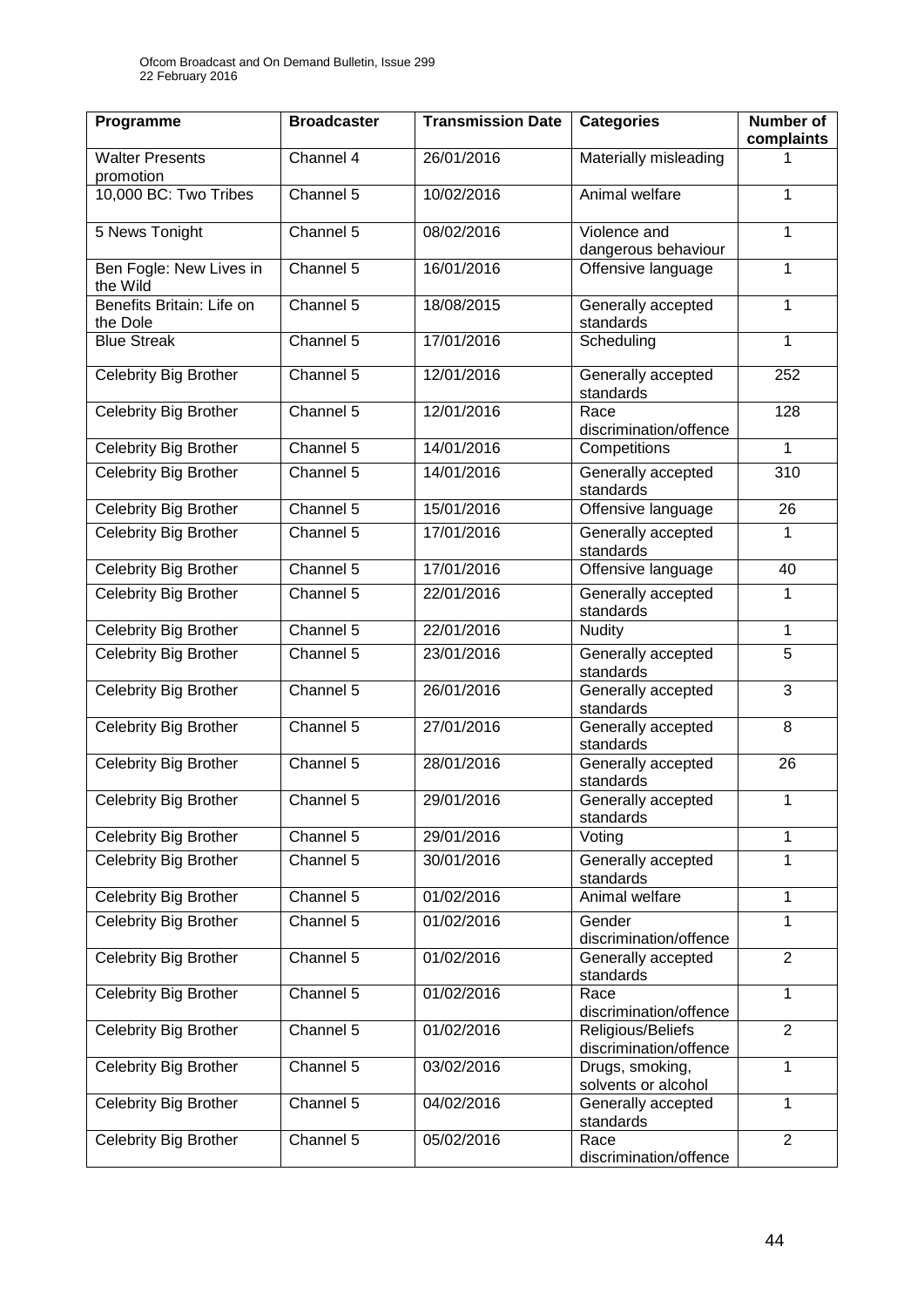| Programme | Broadcaster | Transmission Date | Categories | Number of complaints |
|---|---|---|---|---|
| Walter Presents promotion | Channel 4 | 26/01/2016 | Materially misleading | 1 |
| 10,000 BC: Two Tribes | Channel 5 | 10/02/2016 | Animal welfare | 1 |
| 5 News Tonight | Channel 5 | 08/02/2016 | Violence and dangerous behaviour | 1 |
| Ben Fogle: New Lives in the Wild | Channel 5 | 16/01/2016 | Offensive language | 1 |
| Benefits Britain: Life on the Dole | Channel 5 | 18/08/2015 | Generally accepted standards | 1 |
| Blue Streak | Channel 5 | 17/01/2016 | Scheduling | 1 |
| Celebrity Big Brother | Channel 5 | 12/01/2016 | Generally accepted standards | 252 |
| Celebrity Big Brother | Channel 5 | 12/01/2016 | Race discrimination/offence | 128 |
| Celebrity Big Brother | Channel 5 | 14/01/2016 | Competitions | 1 |
| Celebrity Big Brother | Channel 5 | 14/01/2016 | Generally accepted standards | 310 |
| Celebrity Big Brother | Channel 5 | 15/01/2016 | Offensive language | 26 |
| Celebrity Big Brother | Channel 5 | 17/01/2016 | Generally accepted standards | 1 |
| Celebrity Big Brother | Channel 5 | 17/01/2016 | Offensive language | 40 |
| Celebrity Big Brother | Channel 5 | 22/01/2016 | Generally accepted standards | 1 |
| Celebrity Big Brother | Channel 5 | 22/01/2016 | Nudity | 1 |
| Celebrity Big Brother | Channel 5 | 23/01/2016 | Generally accepted standards | 5 |
| Celebrity Big Brother | Channel 5 | 26/01/2016 | Generally accepted standards | 3 |
| Celebrity Big Brother | Channel 5 | 27/01/2016 | Generally accepted standards | 8 |
| Celebrity Big Brother | Channel 5 | 28/01/2016 | Generally accepted standards | 26 |
| Celebrity Big Brother | Channel 5 | 29/01/2016 | Generally accepted standards | 1 |
| Celebrity Big Brother | Channel 5 | 29/01/2016 | Voting | 1 |
| Celebrity Big Brother | Channel 5 | 30/01/2016 | Generally accepted standards | 1 |
| Celebrity Big Brother | Channel 5 | 01/02/2016 | Animal welfare | 1 |
| Celebrity Big Brother | Channel 5 | 01/02/2016 | Gender discrimination/offence | 1 |
| Celebrity Big Brother | Channel 5 | 01/02/2016 | Generally accepted standards | 2 |
| Celebrity Big Brother | Channel 5 | 01/02/2016 | Race discrimination/offence | 1 |
| Celebrity Big Brother | Channel 5 | 01/02/2016 | Religious/Beliefs discrimination/offence | 2 |
| Celebrity Big Brother | Channel 5 | 03/02/2016 | Drugs, smoking, solvents or alcohol | 1 |
| Celebrity Big Brother | Channel 5 | 04/02/2016 | Generally accepted standards | 1 |
| Celebrity Big Brother | Channel 5 | 05/02/2016 | Race discrimination/offence | 2 |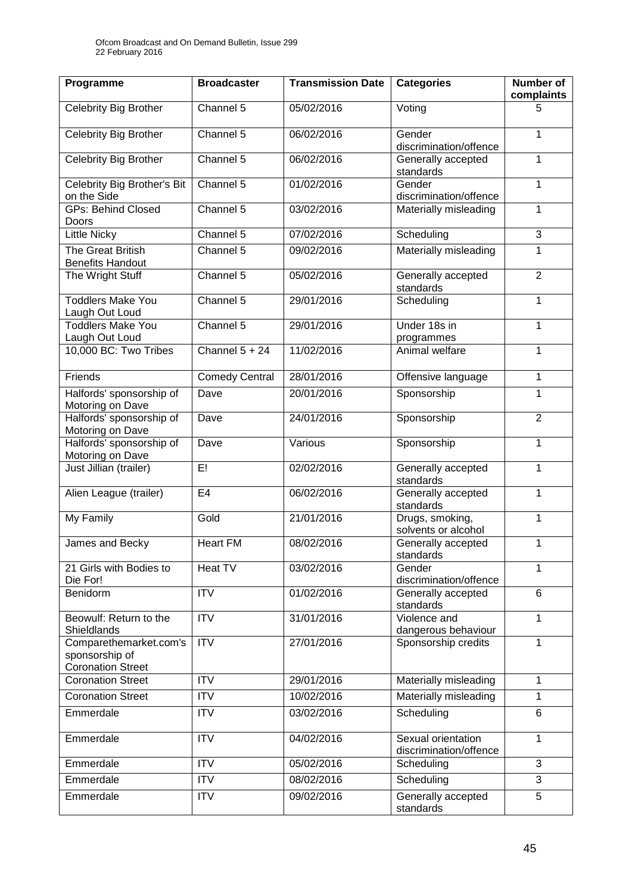| Programme | Broadcaster | Transmission Date | Categories | Number of complaints |
|---|---|---|---|---|
| Celebrity Big Brother | Channel 5 | 05/02/2016 | Voting | 5 |
| Celebrity Big Brother | Channel 5 | 06/02/2016 | Gender discrimination/offence | 1 |
| Celebrity Big Brother | Channel 5 | 06/02/2016 | Generally accepted standards | 1 |
| Celebrity Big Brother's Bit on the Side | Channel 5 | 01/02/2016 | Gender discrimination/offence | 1 |
| GPs: Behind Closed Doors | Channel 5 | 03/02/2016 | Materially misleading | 1 |
| Little Nicky | Channel 5 | 07/02/2016 | Scheduling | 3 |
| The Great British Benefits Handout | Channel 5 | 09/02/2016 | Materially misleading | 1 |
| The Wright Stuff | Channel 5 | 05/02/2016 | Generally accepted standards | 2 |
| Toddlers Make You Laugh Out Loud | Channel 5 | 29/01/2016 | Scheduling | 1 |
| Toddlers Make You Laugh Out Loud | Channel 5 | 29/01/2016 | Under 18s in programmes | 1 |
| 10,000 BC: Two Tribes | Channel 5 + 24 | 11/02/2016 | Animal welfare | 1 |
| Friends | Comedy Central | 28/01/2016 | Offensive language | 1 |
| Halfords' sponsorship of Motoring on Dave | Dave | 20/01/2016 | Sponsorship | 1 |
| Halfords' sponsorship of Motoring on Dave | Dave | 24/01/2016 | Sponsorship | 2 |
| Halfords' sponsorship of Motoring on Dave | Dave | Various | Sponsorship | 1 |
| Just Jillian (trailer) | E! | 02/02/2016 | Generally accepted standards | 1 |
| Alien League (trailer) | E4 | 06/02/2016 | Generally accepted standards | 1 |
| My Family | Gold | 21/01/2016 | Drugs, smoking, solvents or alcohol | 1 |
| James and Becky | Heart FM | 08/02/2016 | Generally accepted standards | 1 |
| 21 Girls with Bodies to Die For! | Heat TV | 03/02/2016 | Gender discrimination/offence | 1 |
| Benidorm | ITV | 01/02/2016 | Generally accepted standards | 6 |
| Beowulf: Return to the Shieldlands | ITV | 31/01/2016 | Violence and dangerous behaviour | 1 |
| Comparethemarket.com's sponsorship of Coronation Street | ITV | 27/01/2016 | Sponsorship credits | 1 |
| Coronation Street | ITV | 29/01/2016 | Materially misleading | 1 |
| Coronation Street | ITV | 10/02/2016 | Materially misleading | 1 |
| Emmerdale | ITV | 03/02/2016 | Scheduling | 6 |
| Emmerdale | ITV | 04/02/2016 | Sexual orientation discrimination/offence | 1 |
| Emmerdale | ITV | 05/02/2016 | Scheduling | 3 |
| Emmerdale | ITV | 08/02/2016 | Scheduling | 3 |
| Emmerdale | ITV | 09/02/2016 | Generally accepted standards | 5 |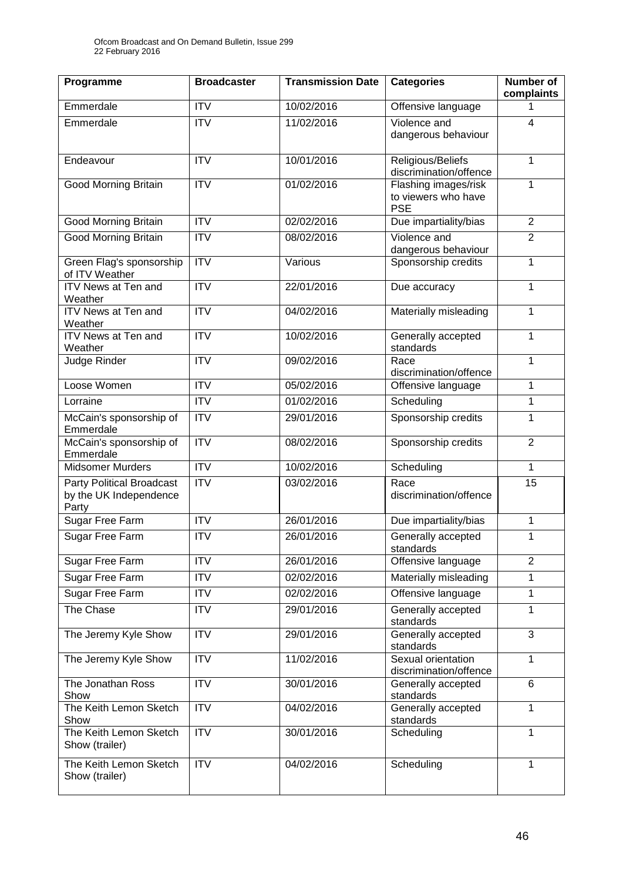| Programme | Broadcaster | Transmission Date | Categories | Number of complaints |
|---|---|---|---|---|
| Emmerdale | ITV | 10/02/2016 | Offensive language | 1 |
| Emmerdale | ITV | 11/02/2016 | Violence and dangerous behaviour | 4 |
| Endeavour | ITV | 10/01/2016 | Religious/Beliefs discrimination/offence | 1 |
| Good Morning Britain | ITV | 01/02/2016 | Flashing images/risk to viewers who have PSE | 1 |
| Good Morning Britain | ITV | 02/02/2016 | Due impartiality/bias | 2 |
| Good Morning Britain | ITV | 08/02/2016 | Violence and dangerous behaviour | 2 |
| Green Flag's sponsorship of ITV Weather | ITV | Various | Sponsorship credits | 1 |
| ITV News at Ten and Weather | ITV | 22/01/2016 | Due accuracy | 1 |
| ITV News at Ten and Weather | ITV | 04/02/2016 | Materially misleading | 1 |
| ITV News at Ten and Weather | ITV | 10/02/2016 | Generally accepted standards | 1 |
| Judge Rinder | ITV | 09/02/2016 | Race discrimination/offence | 1 |
| Loose Women | ITV | 05/02/2016 | Offensive language | 1 |
| Lorraine | ITV | 01/02/2016 | Scheduling | 1 |
| McCain's sponsorship of Emmerdale | ITV | 29/01/2016 | Sponsorship credits | 1 |
| McCain's sponsorship of Emmerdale | ITV | 08/02/2016 | Sponsorship credits | 2 |
| Midsomer Murders | ITV | 10/02/2016 | Scheduling | 1 |
| Party Political Broadcast by the UK Independence Party | ITV | 03/02/2016 | Race discrimination/offence | 15 |
| Sugar Free Farm | ITV | 26/01/2016 | Due impartiality/bias | 1 |
| Sugar Free Farm | ITV | 26/01/2016 | Generally accepted standards | 1 |
| Sugar Free Farm | ITV | 26/01/2016 | Offensive language | 2 |
| Sugar Free Farm | ITV | 02/02/2016 | Materially misleading | 1 |
| Sugar Free Farm | ITV | 02/02/2016 | Offensive language | 1 |
| The Chase | ITV | 29/01/2016 | Generally accepted standards | 1 |
| The Jeremy Kyle Show | ITV | 29/01/2016 | Generally accepted standards | 3 |
| The Jeremy Kyle Show | ITV | 11/02/2016 | Sexual orientation discrimination/offence | 1 |
| The Jonathan Ross Show | ITV | 30/01/2016 | Generally accepted standards | 6 |
| The Keith Lemon Sketch Show | ITV | 04/02/2016 | Generally accepted standards | 1 |
| The Keith Lemon Sketch Show (trailer) | ITV | 30/01/2016 | Scheduling | 1 |
| The Keith Lemon Sketch Show (trailer) | ITV | 04/02/2016 | Scheduling | 1 |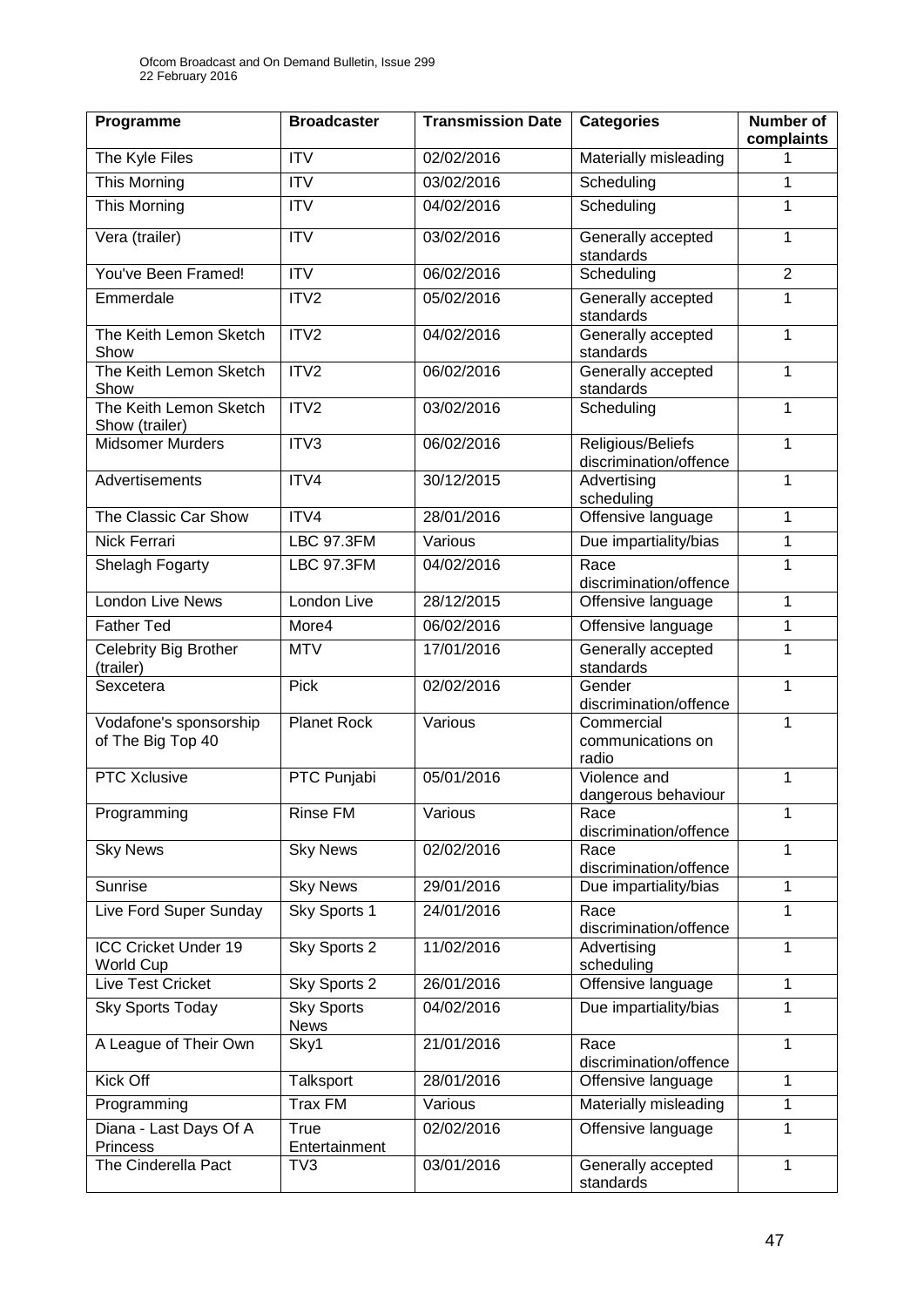| Programme | Broadcaster | Transmission Date | Categories | Number of complaints |
| --- | --- | --- | --- | --- |
| The Kyle Files | ITV | 02/02/2016 | Materially misleading | 1 |
| This Morning | ITV | 03/02/2016 | Scheduling | 1 |
| This Morning | ITV | 04/02/2016 | Scheduling | 1 |
| Vera (trailer) | ITV | 03/02/2016 | Generally accepted standards | 1 |
| You've Been Framed! | ITV | 06/02/2016 | Scheduling | 2 |
| Emmerdale | ITV2 | 05/02/2016 | Generally accepted standards | 1 |
| The Keith Lemon Sketch Show | ITV2 | 04/02/2016 | Generally accepted standards | 1 |
| The Keith Lemon Sketch Show | ITV2 | 06/02/2016 | Generally accepted standards | 1 |
| The Keith Lemon Sketch Show (trailer) | ITV2 | 03/02/2016 | Scheduling | 1 |
| Midsomer Murders | ITV3 | 06/02/2016 | Religious/Beliefs discrimination/offence | 1 |
| Advertisements | ITV4 | 30/12/2015 | Advertising scheduling | 1 |
| The Classic Car Show | ITV4 | 28/01/2016 | Offensive language | 1 |
| Nick Ferrari | LBC 97.3FM | Various | Due impartiality/bias | 1 |
| Shelagh Fogarty | LBC 97.3FM | 04/02/2016 | Race discrimination/offence | 1 |
| London Live News | London Live | 28/12/2015 | Offensive language | 1 |
| Father Ted | More4 | 06/02/2016 | Offensive language | 1 |
| Celebrity Big Brother (trailer) | MTV | 17/01/2016 | Generally accepted standards | 1 |
| Sexcetera | Pick | 02/02/2016 | Gender discrimination/offence | 1 |
| Vodafone's sponsorship of The Big Top 40 | Planet Rock | Various | Commercial communications on radio | 1 |
| PTC Xclusive | PTC Punjabi | 05/01/2016 | Violence and dangerous behaviour | 1 |
| Programming | Rinse FM | Various | Race discrimination/offence | 1 |
| Sky News | Sky News | 02/02/2016 | Race discrimination/offence | 1 |
| Sunrise | Sky News | 29/01/2016 | Due impartiality/bias | 1 |
| Live Ford Super Sunday | Sky Sports 1 | 24/01/2016 | Race discrimination/offence | 1 |
| ICC Cricket Under 19 World Cup | Sky Sports 2 | 11/02/2016 | Advertising scheduling | 1 |
| Live Test Cricket | Sky Sports 2 | 26/01/2016 | Offensive language | 1 |
| Sky Sports Today | Sky Sports News | 04/02/2016 | Due impartiality/bias | 1 |
| A League of Their Own | Sky1 | 21/01/2016 | Race discrimination/offence | 1 |
| Kick Off | Talksport | 28/01/2016 | Offensive language | 1 |
| Programming | Trax FM | Various | Materially misleading | 1 |
| Diana - Last Days Of A Princess | True Entertainment | 02/02/2016 | Offensive language | 1 |
| The Cinderella Pact | TV3 | 03/01/2016 | Generally accepted standards | 1 |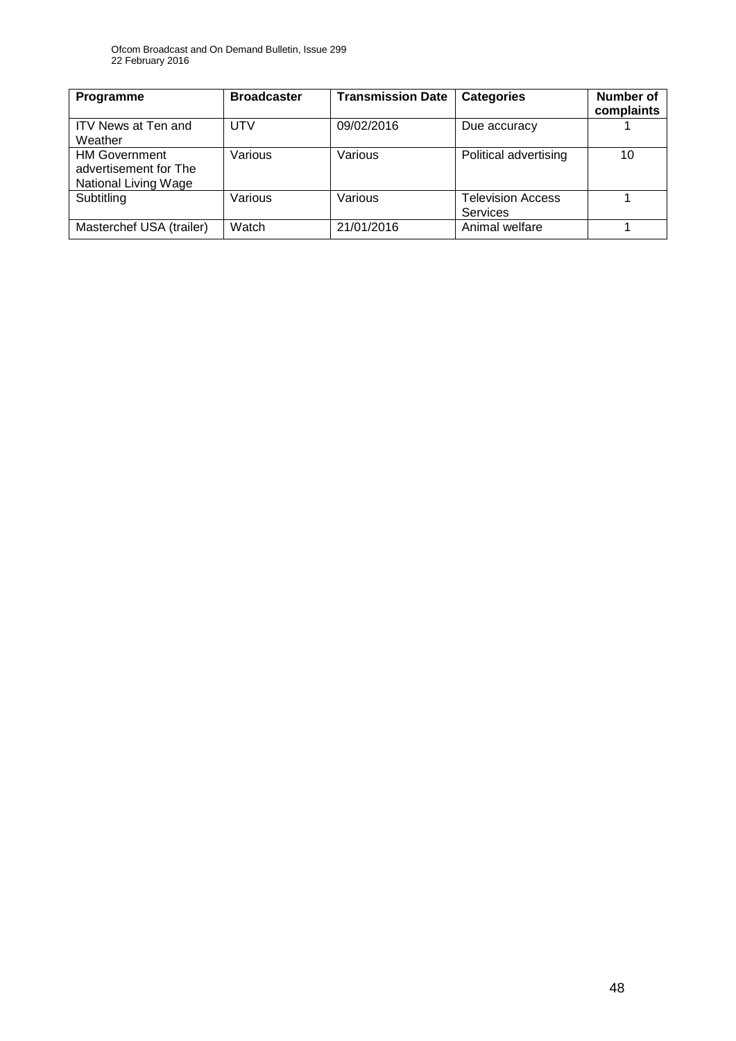| Programme | Broadcaster | Transmission Date | Categories | Number of complaints |
|---|---|---|---|---|
| ITV News at Ten and Weather | UTV | 09/02/2016 | Due accuracy | 1 |
| HM Government advertisement for The National Living Wage | Various | Various | Political advertising | 10 |
| Subtitling | Various | Various | Television Access Services | 1 |
| Masterchef USA (trailer) | Watch | 21/01/2016 | Animal welfare | 1 |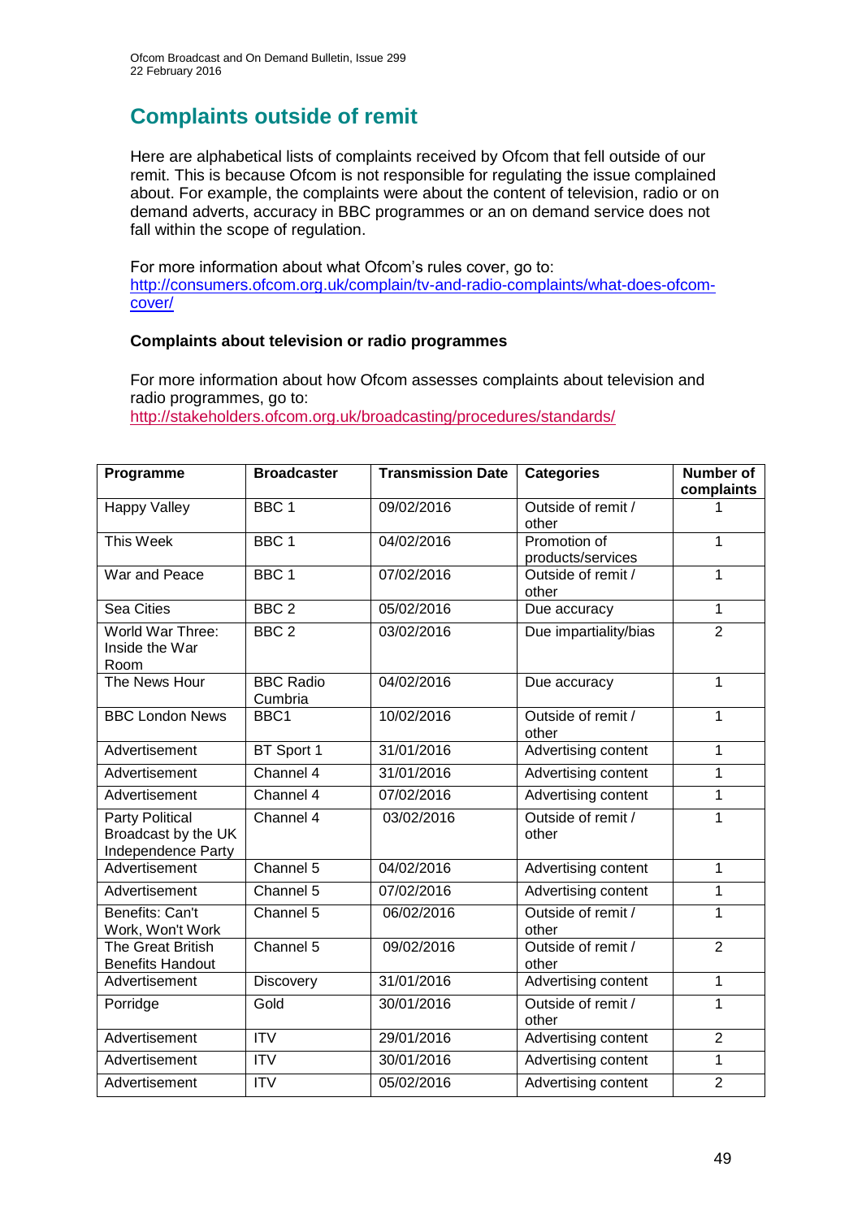## Complaints outside of remit

Here are alphabetical lists of complaints received by Ofcom that fell outside of our remit. This is because Ofcom is not responsible for regulating the issue complained about. For example, the complaints were about the content of television, radio or on demand adverts, accuracy in BBC programmes or an on demand service does not fall within the scope of regulation.

For more information about what Ofcom's rules cover, go to: [http://consumers.ofcom.org.uk/complain/tv-and-radio-complaints/what-does-ofcom-cover/](http://consumers.ofcom.org.uk/complain/tv-and-radio-complaints/what-does-ofcom-cover/)

### Complaints about television or radio programmes

For more information about how Ofcom assesses complaints about television and radio programmes, go to: [http://stakeholders.ofcom.org.uk/broadcasting/procedures/standards/](http://stakeholders.ofcom.org.uk/broadcasting/procedures/standards/)

| Programme | Broadcaster | Transmission Date | Categories | Number of complaints |
|---|---|---|---|---|
| Happy Valley | BBC 1 | 09/02/2016 | Outside of remit / other | 1 |
| This Week | BBC 1 | 04/02/2016 | Promotion of products/services | 1 |
| War and Peace | BBC 1 | 07/02/2016 | Outside of remit / other | 1 |
| Sea Cities | BBC 2 | 05/02/2016 | Due accuracy | 1 |
| World War Three: Inside the War Room | BBC 2 | 03/02/2016 | Due impartiality/bias | 2 |
| The News Hour | BBC Radio Cumbria | 04/02/2016 | Due accuracy | 1 |
| BBC London News | BBC1 | 10/02/2016 | Outside of remit / other | 1 |
| Advertisement | BT Sport 1 | 31/01/2016 | Advertising content | 1 |
| Advertisement | Channel 4 | 31/01/2016 | Advertising content | 1 |
| Advertisement | Channel 4 | 07/02/2016 | Advertising content | 1 |
| Party Political Broadcast by the UK Independence Party | Channel 4 | 03/02/2016 | Outside of remit / other | 1 |
| Advertisement | Channel 5 | 04/02/2016 | Advertising content | 1 |
| Advertisement | Channel 5 | 07/02/2016 | Advertising content | 1 |
| Benefits: Can't Work, Won't Work | Channel 5 | 06/02/2016 | Outside of remit / other | 1 |
| The Great British Benefits Handout | Channel 5 | 09/02/2016 | Outside of remit / other | 2 |
| Advertisement | Discovery | 31/01/2016 | Advertising content | 1 |
| Porridge | Gold | 30/01/2016 | Outside of remit / other | 1 |
| Advertisement | ITV | 29/01/2016 | Advertising content | 2 |
| Advertisement | ITV | 30/01/2016 | Advertising content | 1 |
| Advertisement | ITV | 05/02/2016 | Advertising content | 2 |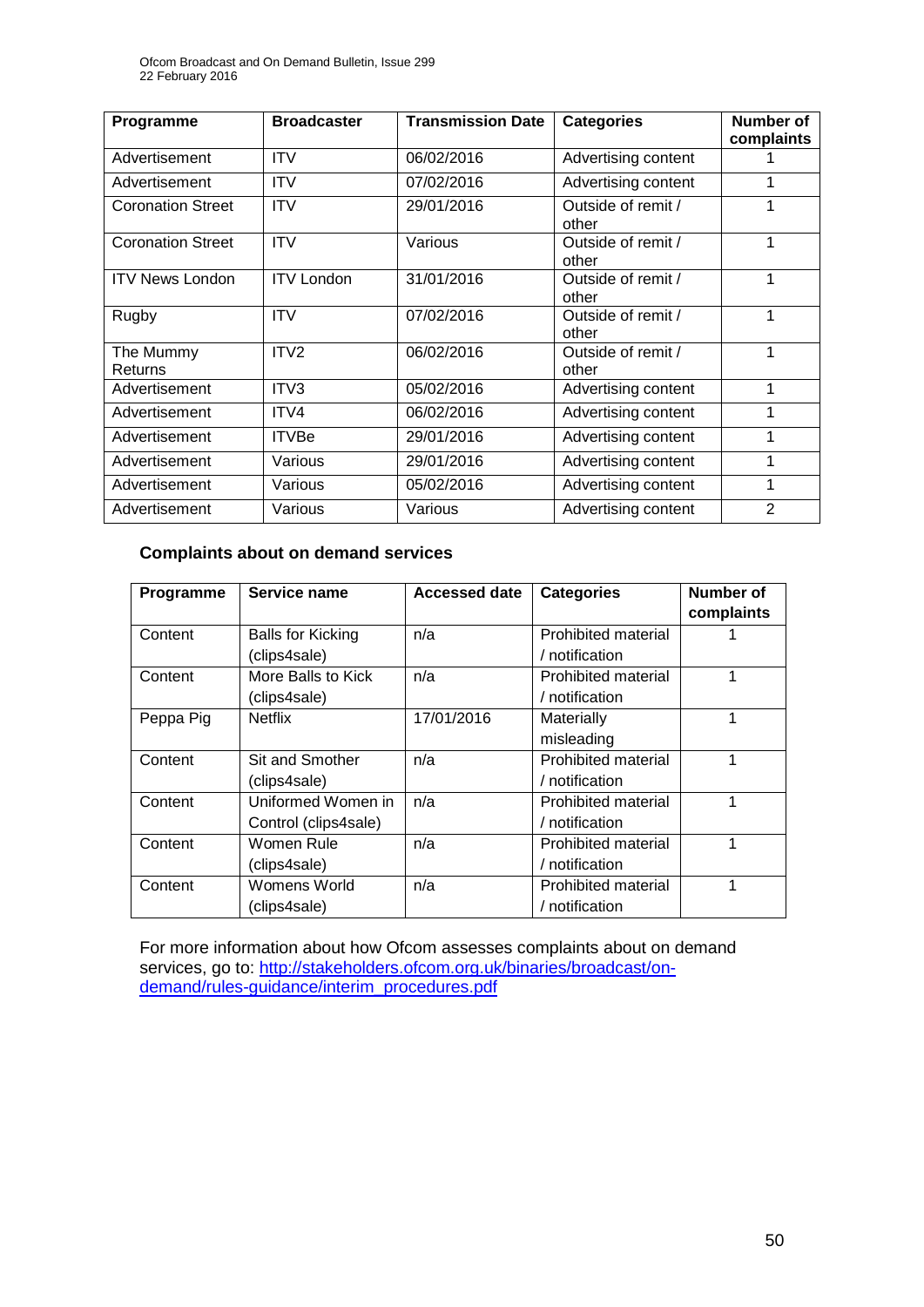| Programme | Broadcaster | Transmission Date | Categories | Number of complaints |
|---|---|---|---|---|
| Advertisement | ITV | 06/02/2016 | Advertising content | 1 |
| Advertisement | ITV | 07/02/2016 | Advertising content | 1 |
| Coronation Street | ITV | 29/01/2016 | Outside of remit / other | 1 |
| Coronation Street | ITV | Various | Outside of remit / other | 1 |
| ITV News London | ITV London | 31/01/2016 | Outside of remit / other | 1 |
| Rugby | ITV | 07/02/2016 | Outside of remit / other | 1 |
| The Mummy Returns | ITV2 | 06/02/2016 | Outside of remit / other | 1 |
| Advertisement | ITV3 | 05/02/2016 | Advertising content | 1 |
| Advertisement | ITV4 | 06/02/2016 | Advertising content | 1 |
| Advertisement | ITVBe | 29/01/2016 | Advertising content | 1 |
| Advertisement | Various | 29/01/2016 | Advertising content | 1 |
| Advertisement | Various | 05/02/2016 | Advertising content | 1 |
| Advertisement | Various | Various | Advertising content | 2 |

### Complaints about on demand services

| Programme | Service name | Accessed date | Categories | Number of complaints |
|---|---|---|---|---|
| Content | Balls for Kicking (clips4sale) | n/a | Prohibited material / notification | 1 |
| Content | More Balls to Kick (clips4sale) | n/a | Prohibited material / notification | 1 |
| Peppa Pig | Netflix | 17/01/2016 | Materially misleading | 1 |
| Content | Sit and Smother (clips4sale) | n/a | Prohibited material / notification | 1 |
| Content | Uniformed Women in Control (clips4sale) | n/a | Prohibited material / notification | 1 |
| Content | Women Rule (clips4sale) | n/a | Prohibited material / notification | 1 |
| Content | Womens World (clips4sale) | n/a | Prohibited material / notification | 1 |

For more information about how Ofcom assesses complaints about on demand services, go to: http://stakeholders.ofcom.org.uk/binaries/broadcast/on-demand/rules-guidance/interim_procedures.pdf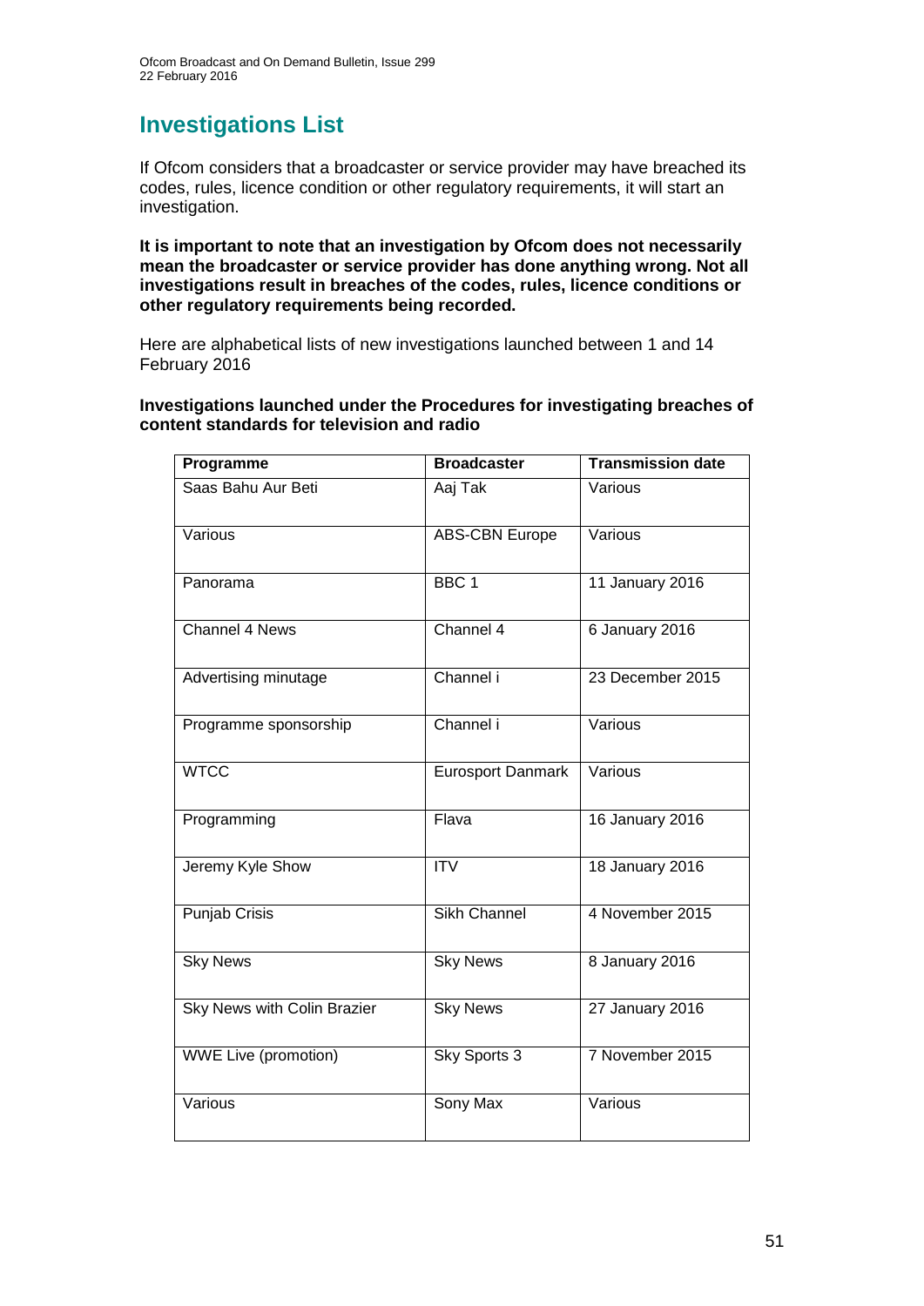# Investigations List

If Ofcom considers that a broadcaster or service provider may have breached its codes, rules, licence condition or other regulatory requirements, it will start an investigation.

**It is important to note that an investigation by Ofcom does not necessarily mean the broadcaster or service provider has done anything wrong. Not all investigations result in breaches of the codes, rules, licence conditions or other regulatory requirements being recorded.**

Here are alphabetical lists of new investigations launched between 1 and 14 February 2016

**Investigations launched under the Procedures for investigating breaches of content standards for television and radio**

| Programme | Broadcaster | Transmission date |
|---|---|---|
| Saas Bahu Aur Beti | Aaj Tak | Various |
| Various | ABS-CBN Europe | Various |
| Panorama | BBC 1 | 11 January 2016 |
| Channel 4 News | Channel 4 | 6 January 2016 |
| Advertising minutage | Channel i | 23 December 2015 |
| Programme sponsorship | Channel i | Various |
| WTCC | Eurosport Danmark | Various |
| Programming | Flava | 16 January 2016 |
| Jeremy Kyle Show | ITV | 18 January 2016 |
| Punjab Crisis | Sikh Channel | 4 November 2015 |
| Sky News | Sky News | 8 January 2016 |
| Sky News with Colin Brazier | Sky News | 27 January 2016 |
| WWE Live (promotion) | Sky Sports 3 | 7 November 2015 |
| Various | Sony Max | Various |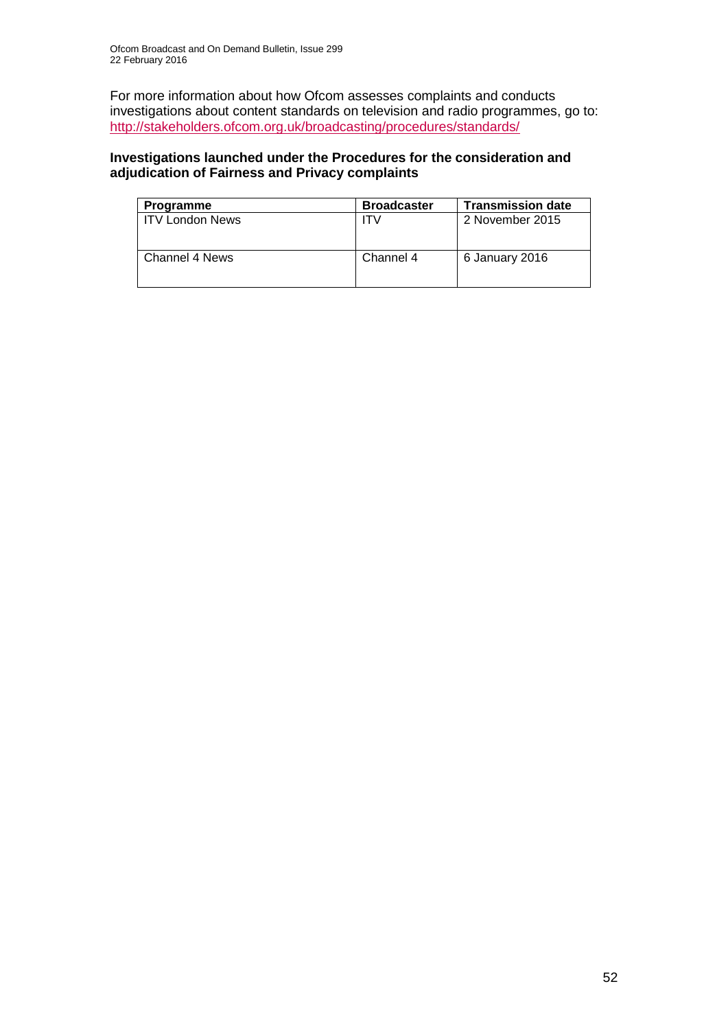For more information about how Ofcom assesses complaints and conducts investigations about content standards on television and radio programmes, go to: http://stakeholders.ofcom.org.uk/broadcasting/procedures/standards/

**Investigations launched under the Procedures for the consideration and adjudication of Fairness and Privacy complaints**

| Programme | Broadcaster | Transmission date |
|---|---|---|
| ITV London News | ITV | 2 November 2015 |
| Channel 4 News | Channel 4 | 6 January 2016 |